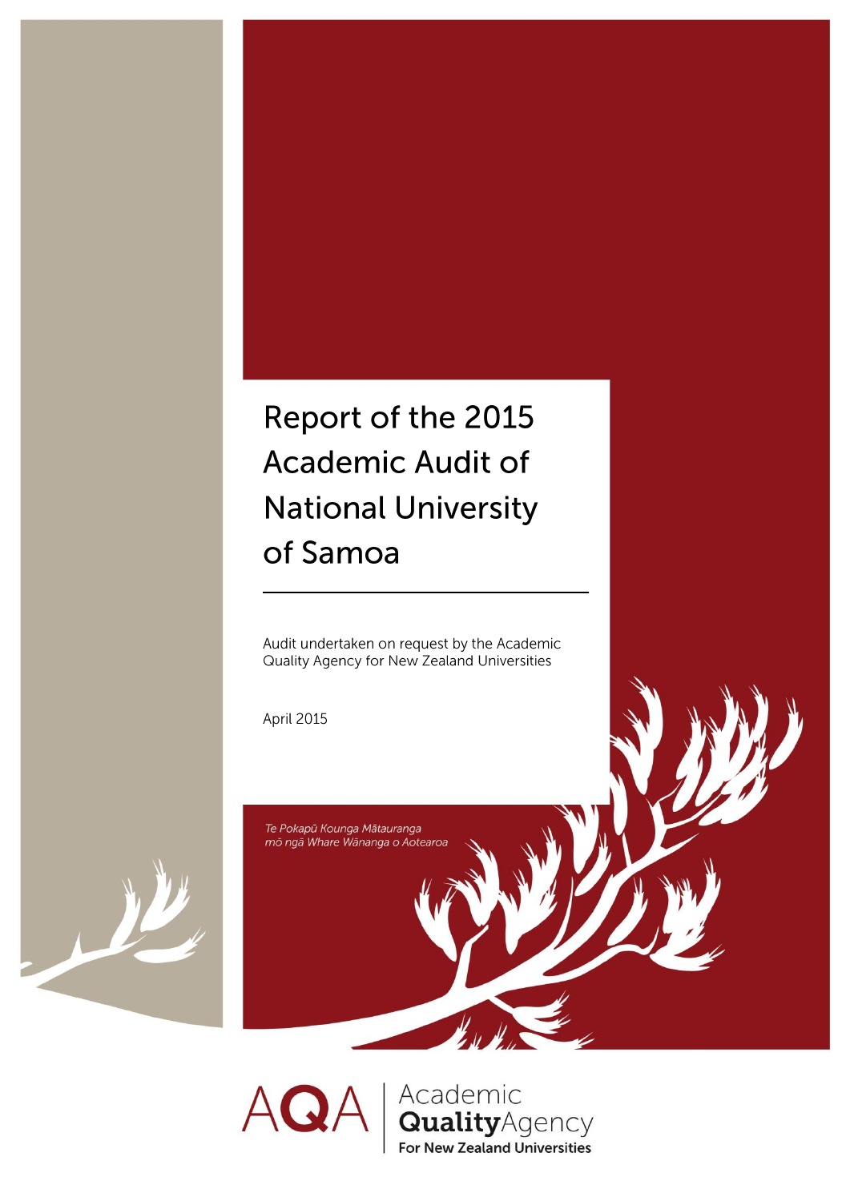# Report of the 2015 Academic Audit of National University of Samoa

Audit undertaken on request by the Academic Quality Agency for New Zealand Universities

April 2015

*Te Pokapū Kounga Mātauranga mō ngā Whare Wānanga o Aotearoa*

AQA | Academic **Quality**Agency
**For New Zealand Universities**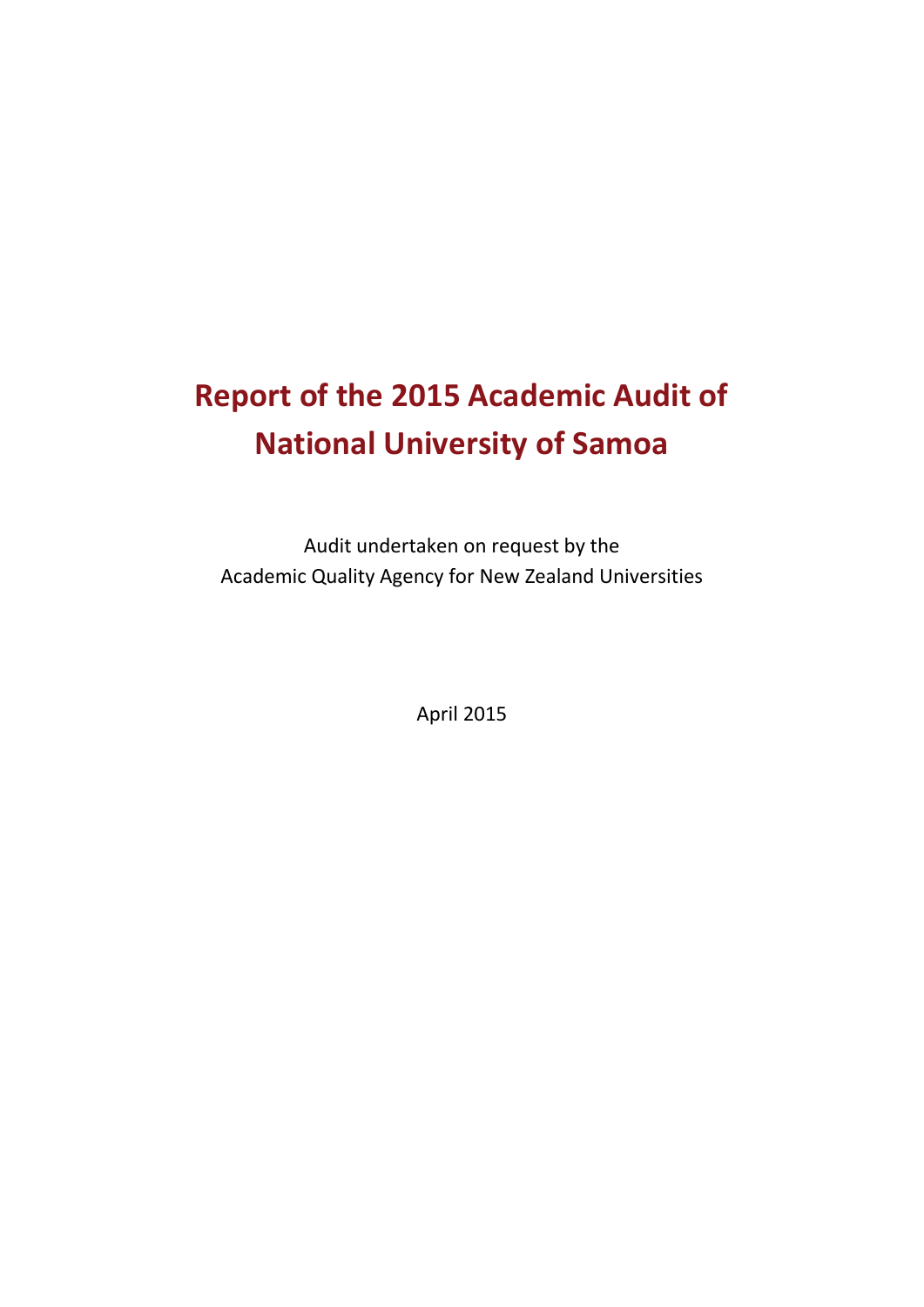# Report of the 2015 Academic Audit of National University of Samoa

Audit undertaken on request by the
Academic Quality Agency for New Zealand Universities

April 2015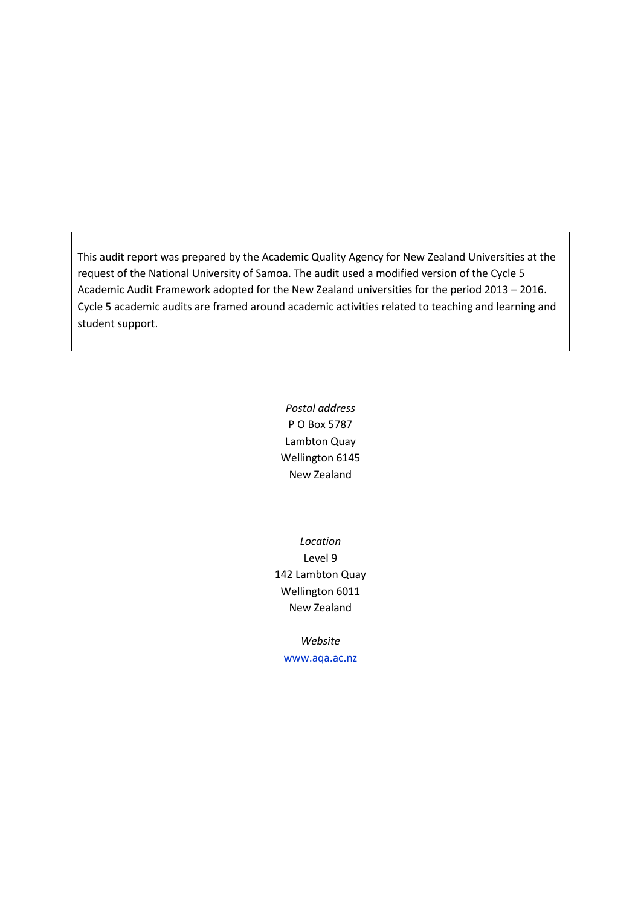This audit report was prepared by the Academic Quality Agency for New Zealand Universities at the request of the National University of Samoa. The audit used a modified version of the Cycle 5 Academic Audit Framework adopted for the New Zealand universities for the period 2013 – 2016. Cycle 5 academic audits are framed around academic activities related to teaching and learning and student support.

*Postal address*
P O Box 5787
Lambton Quay
Wellington 6145
New Zealand

*Location*
Level 9
142 Lambton Quay
Wellington 6011
New Zealand

*Website*
www.aqa.ac.nz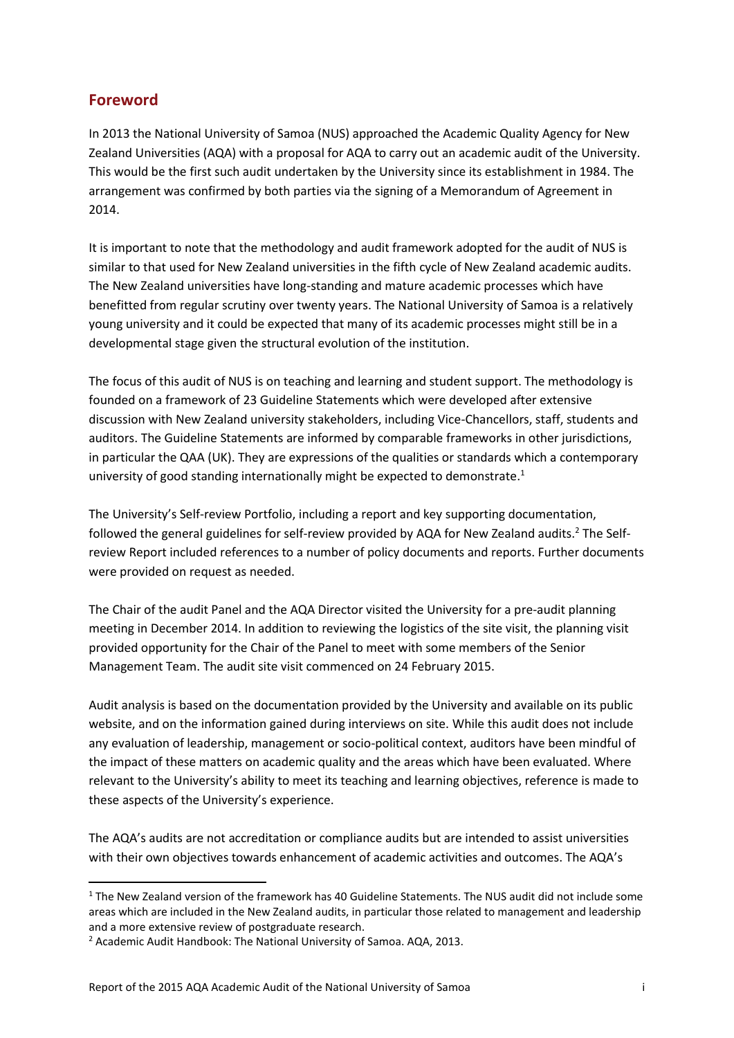## Foreword

In 2013 the National University of Samoa (NUS) approached the Academic Quality Agency for New Zealand Universities (AQA) with a proposal for AQA to carry out an academic audit of the University. This would be the first such audit undertaken by the University since its establishment in 1984. The arrangement was confirmed by both parties via the signing of a Memorandum of Agreement in 2014.

It is important to note that the methodology and audit framework adopted for the audit of NUS is similar to that used for New Zealand universities in the fifth cycle of New Zealand academic audits. The New Zealand universities have long-standing and mature academic processes which have benefitted from regular scrutiny over twenty years. The National University of Samoa is a relatively young university and it could be expected that many of its academic processes might still be in a developmental stage given the structural evolution of the institution.

The focus of this audit of NUS is on teaching and learning and student support. The methodology is founded on a framework of 23 Guideline Statements which were developed after extensive discussion with New Zealand university stakeholders, including Vice-Chancellors, staff, students and auditors. The Guideline Statements are informed by comparable frameworks in other jurisdictions, in particular the QAA (UK). They are expressions of the qualities or standards which a contemporary university of good standing internationally might be expected to demonstrate.[1]

The University's Self-review Portfolio, including a report and key supporting documentation, followed the general guidelines for self-review provided by AQA for New Zealand audits.[2] The Self-review Report included references to a number of policy documents and reports. Further documents were provided on request as needed.

The Chair of the audit Panel and the AQA Director visited the University for a pre-audit planning meeting in December 2014. In addition to reviewing the logistics of the site visit, the planning visit provided opportunity for the Chair of the Panel to meet with some members of the Senior Management Team. The audit site visit commenced on 24 February 2015.

Audit analysis is based on the documentation provided by the University and available on its public website, and on the information gained during interviews on site. While this audit does not include any evaluation of leadership, management or socio-political context, auditors have been mindful of the impact of these matters on academic quality and the areas which have been evaluated. Where relevant to the University's ability to meet its teaching and learning objectives, reference is made to these aspects of the University's experience.

The AQA's audits are not accreditation or compliance audits but are intended to assist universities with their own objectives towards enhancement of academic activities and outcomes. The AQA's

---

[1] The New Zealand version of the framework has 40 Guideline Statements. The NUS audit did not include some areas which are included in the New Zealand audits, in particular those related to management and leadership and a more extensive review of postgraduate research.

[2] Academic Audit Handbook: The National University of Samoa. AQA, 2013.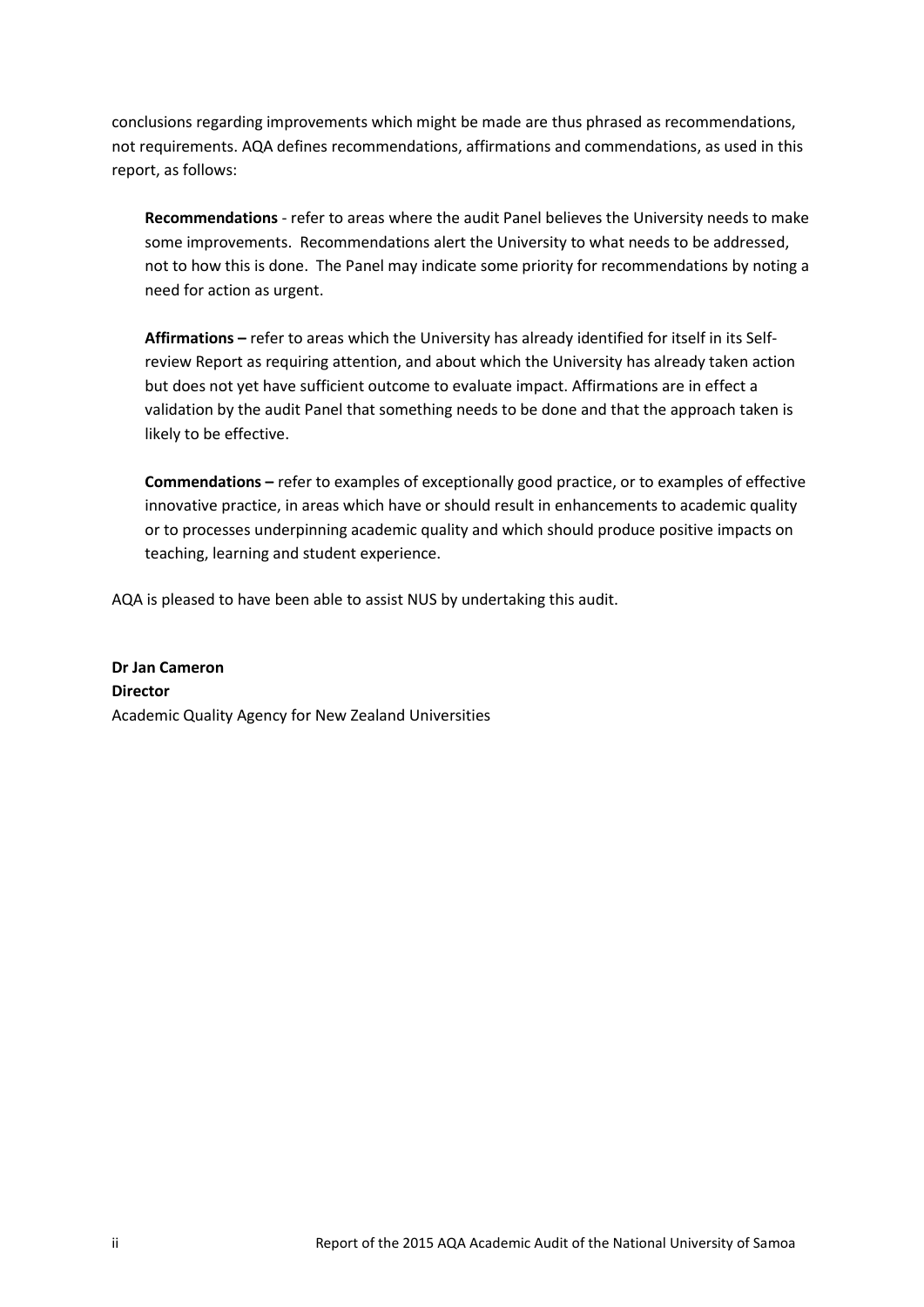conclusions regarding improvements which might be made are thus phrased as recommendations, not requirements. AQA defines recommendations, affirmations and commendations, as used in this report, as follows:

> **Recommendations** - refer to areas where the audit Panel believes the University needs to make some improvements. Recommendations alert the University to what needs to be addressed, not to how this is done. The Panel may indicate some priority for recommendations by noting a need for action as urgent.
>
> **Affirmations –** refer to areas which the University has already identified for itself in its Self-review Report as requiring attention, and about which the University has already taken action but does not yet have sufficient outcome to evaluate impact. Affirmations are in effect a validation by the audit Panel that something needs to be done and that the approach taken is likely to be effective.
>
> **Commendations –** refer to examples of exceptionally good practice, or to examples of effective innovative practice, in areas which have or should result in enhancements to academic quality or to processes underpinning academic quality and which should produce positive impacts on teaching, learning and student experience.

AQA is pleased to have been able to assist NUS by undertaking this audit.

**Dr Jan Cameron**
**Director**
Academic Quality Agency for New Zealand Universities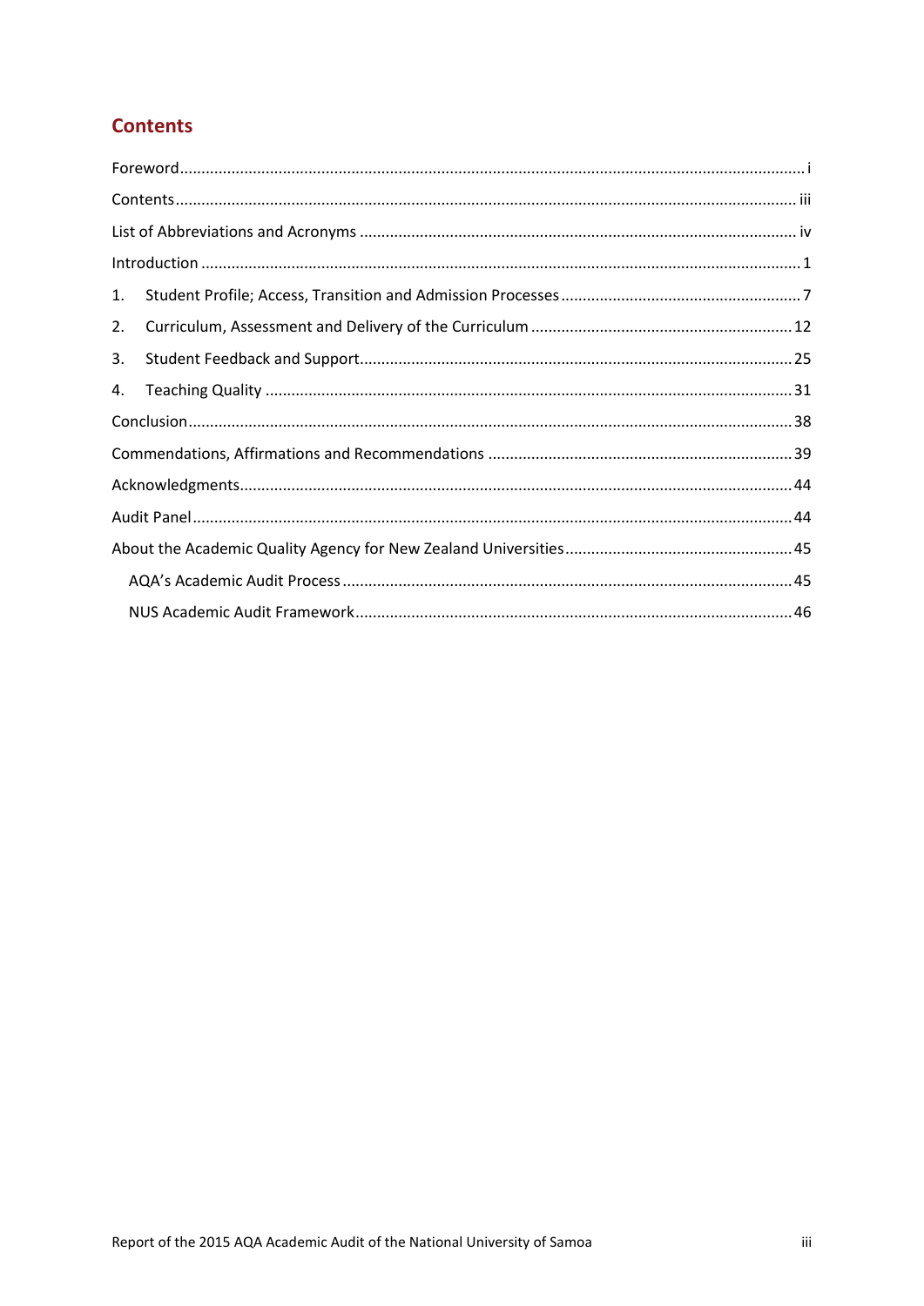## Contents

Foreword ..... i

Contents ..... iii

List of Abbreviations and Acronyms ..... iv

Introduction ..... 1

1. Student Profile; Access, Transition and Admission Processes ..... 7
2. Curriculum, Assessment and Delivery of the Curriculum ..... 12
3. Student Feedback and Support ..... 25
4. Teaching Quality ..... 31

Conclusion ..... 38

Commendations, Affirmations and Recommendations ..... 39

Acknowledgments ..... 44

Audit Panel ..... 44

About the Academic Quality Agency for New Zealand Universities ..... 45

- AQA's Academic Audit Process ..... 45
- NUS Academic Audit Framework ..... 46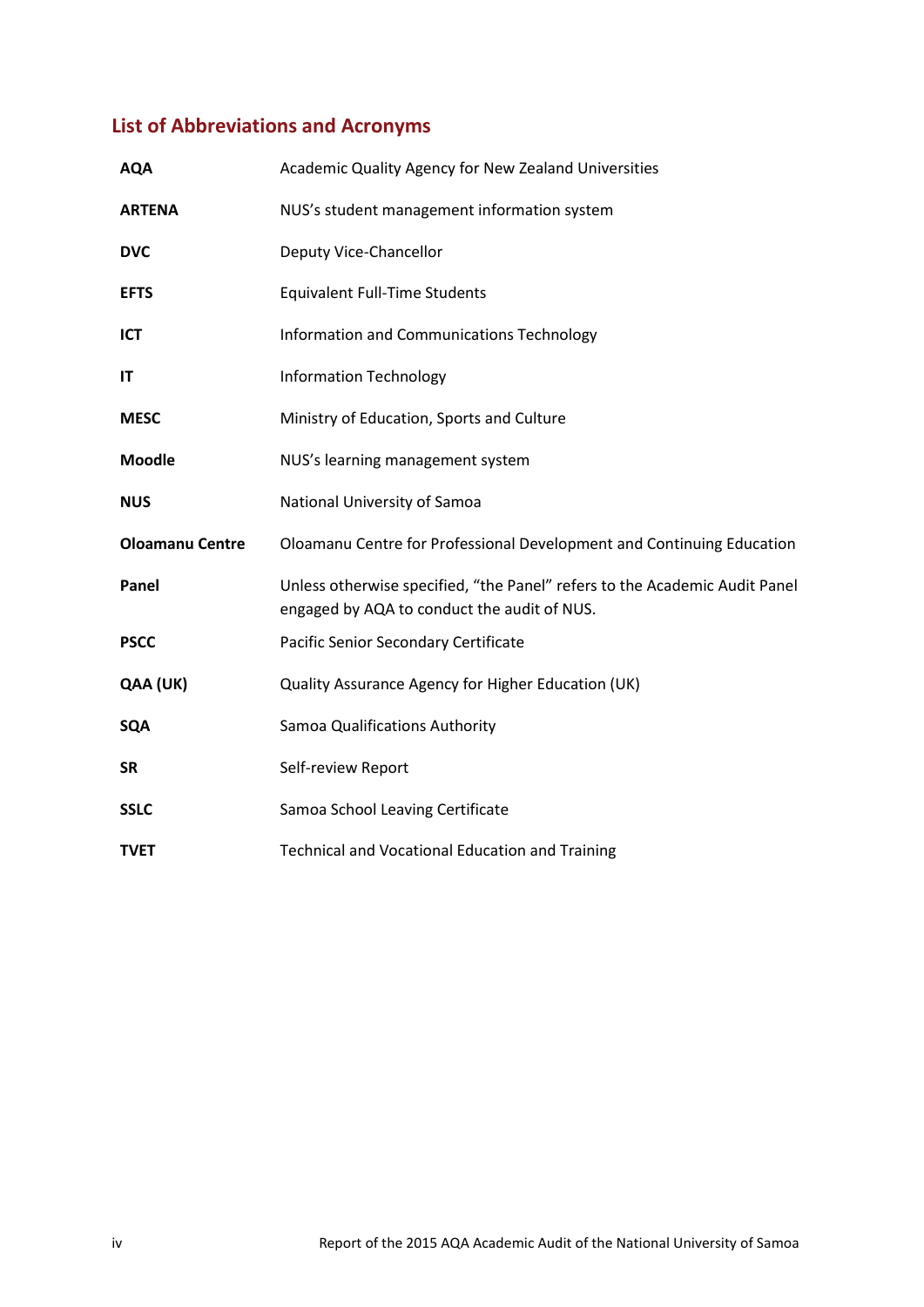## List of Abbreviations and Acronyms

| | |
|---|---|
| **AQA** | Academic Quality Agency for New Zealand Universities |
| **ARTENA** | NUS's student management information system |
| **DVC** | Deputy Vice-Chancellor |
| **EFTS** | Equivalent Full-Time Students |
| **ICT** | Information and Communications Technology |
| **IT** | Information Technology |
| **MESC** | Ministry of Education, Sports and Culture |
| **Moodle** | NUS's learning management system |
| **NUS** | National University of Samoa |
| **Oloamanu Centre** | Oloamanu Centre for Professional Development and Continuing Education |
| **Panel** | Unless otherwise specified, "the Panel" refers to the Academic Audit Panel engaged by AQA to conduct the audit of NUS. |
| **PSCC** | Pacific Senior Secondary Certificate |
| **QAA (UK)** | Quality Assurance Agency for Higher Education (UK) |
| **SQA** | Samoa Qualifications Authority |
| **SR** | Self-review Report |
| **SSLC** | Samoa School Leaving Certificate |
| **TVET** | Technical and Vocational Education and Training |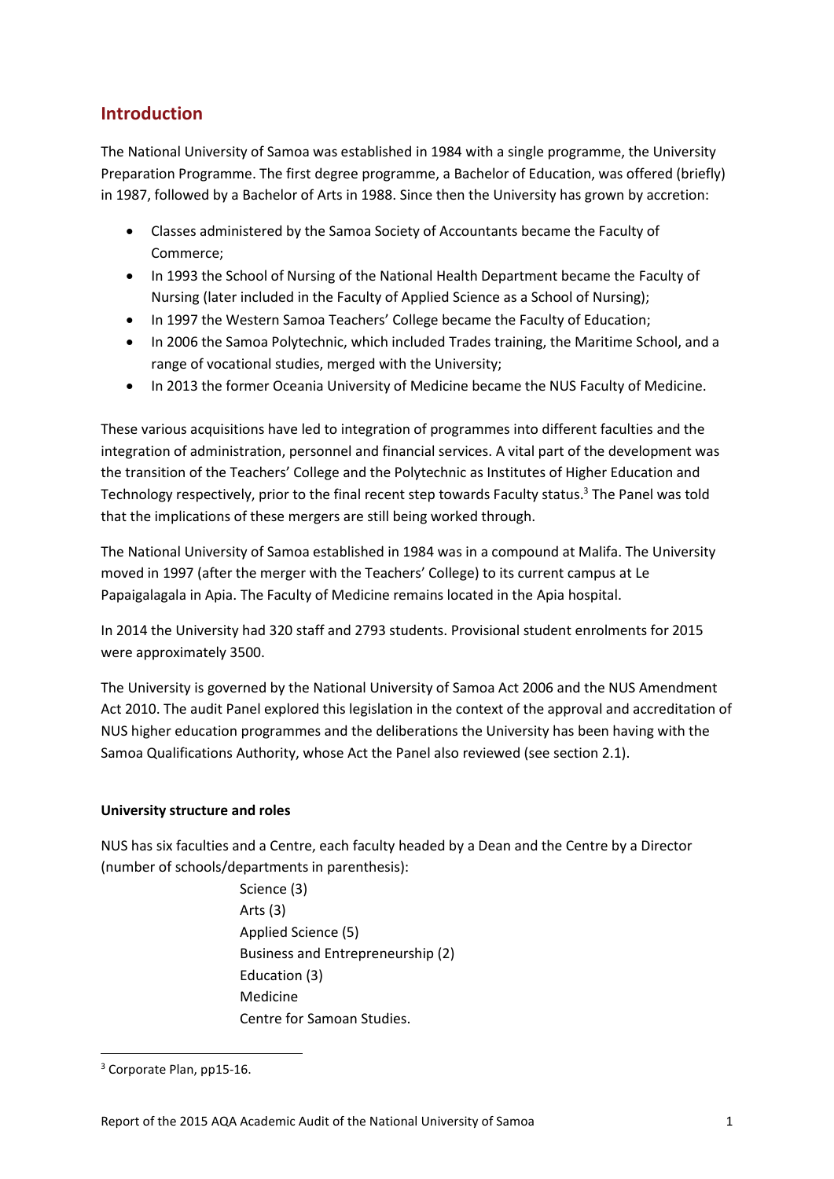## Introduction

The National University of Samoa was established in 1984 with a single programme, the University Preparation Programme. The first degree programme, a Bachelor of Education, was offered (briefly) in 1987, followed by a Bachelor of Arts in 1988. Since then the University has grown by accretion:

- Classes administered by the Samoa Society of Accountants became the Faculty of Commerce;
- In 1993 the School of Nursing of the National Health Department became the Faculty of Nursing (later included in the Faculty of Applied Science as a School of Nursing);
- In 1997 the Western Samoa Teachers' College became the Faculty of Education;
- In 2006 the Samoa Polytechnic, which included Trades training, the Maritime School, and a range of vocational studies, merged with the University;
- In 2013 the former Oceania University of Medicine became the NUS Faculty of Medicine.

These various acquisitions have led to integration of programmes into different faculties and the integration of administration, personnel and financial services. A vital part of the development was the transition of the Teachers' College and the Polytechnic as Institutes of Higher Education and Technology respectively, prior to the final recent step towards Faculty status.[3] The Panel was told that the implications of these mergers are still being worked through.

The National University of Samoa established in 1984 was in a compound at Malifa. The University moved in 1997 (after the merger with the Teachers' College) to its current campus at Le Papaigalagala in Apia. The Faculty of Medicine remains located in the Apia hospital.

In 2014 the University had 320 staff and 2793 students. Provisional student enrolments for 2015 were approximately 3500.

The University is governed by the National University of Samoa Act 2006 and the NUS Amendment Act 2010. The audit Panel explored this legislation in the context of the approval and accreditation of NUS higher education programmes and the deliberations the University has been having with the Samoa Qualifications Authority, whose Act the Panel also reviewed (see section 2.1).

**University structure and roles**

NUS has six faculties and a Centre, each faculty headed by a Dean and the Centre by a Director (number of schools/departments in parenthesis):

Science (3)
Arts (3)
Applied Science (5)
Business and Entrepreneurship (2)
Education (3)
Medicine
Centre for Samoan Studies.

[3] Corporate Plan, pp15-16.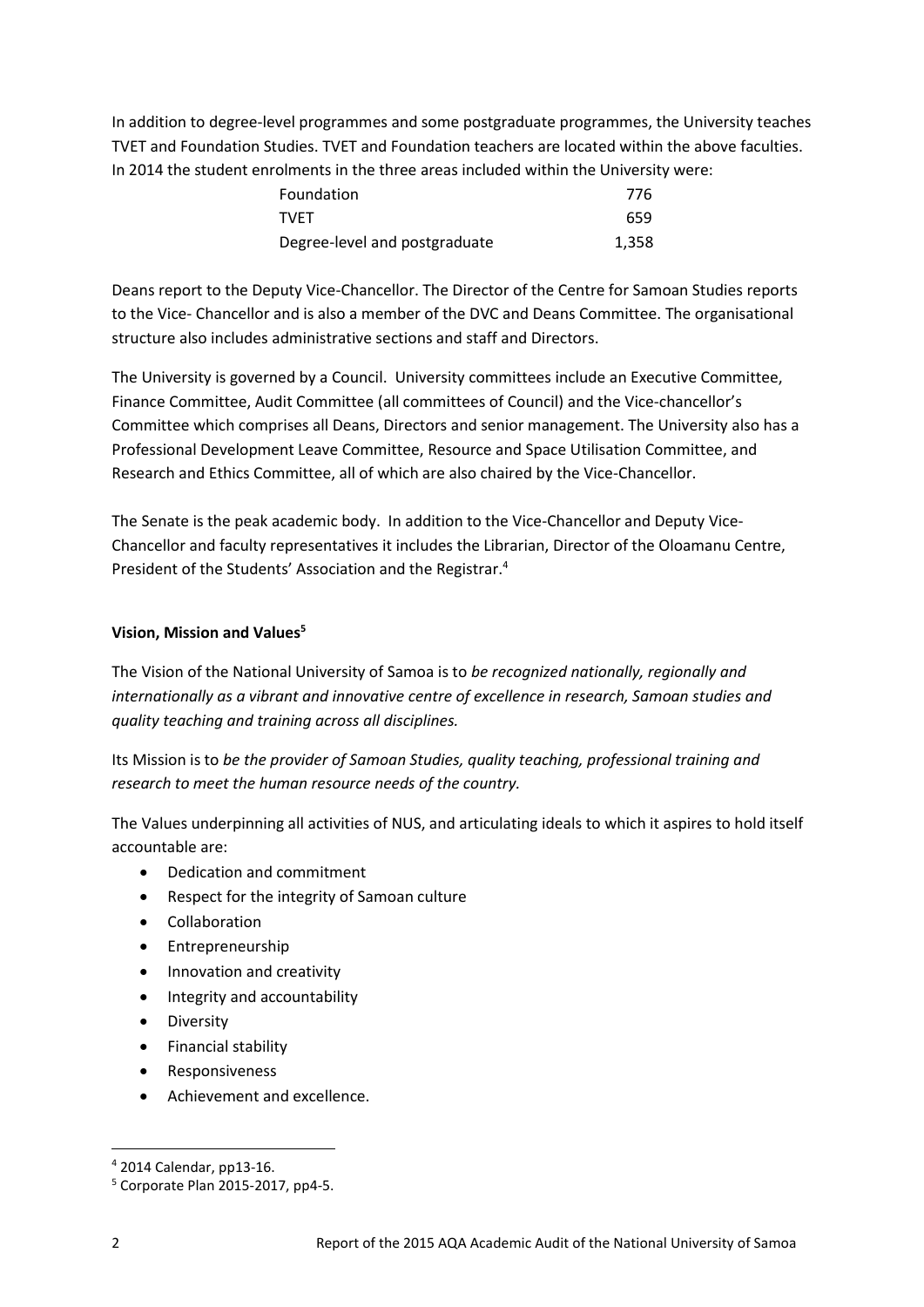In addition to degree-level programmes and some postgraduate programmes, the University teaches TVET and Foundation Studies. TVET and Foundation teachers are located within the above faculties. In 2014 the student enrolments in the three areas included within the University were:

| | |
|---|---|
| Foundation | 776 |
| TVET | 659 |
| Degree-level and postgraduate | 1,358 |

Deans report to the Deputy Vice-Chancellor. The Director of the Centre for Samoan Studies reports to the Vice- Chancellor and is also a member of the DVC and Deans Committee. The organisational structure also includes administrative sections and staff and Directors.

The University is governed by a Council. University committees include an Executive Committee, Finance Committee, Audit Committee (all committees of Council) and the Vice-chancellor's Committee which comprises all Deans, Directors and senior management. The University also has a Professional Development Leave Committee, Resource and Space Utilisation Committee, and Research and Ethics Committee, all of which are also chaired by the Vice-Chancellor.

The Senate is the peak academic body. In addition to the Vice-Chancellor and Deputy Vice-Chancellor and faculty representatives it includes the Librarian, Director of the Oloamanu Centre, President of the Students' Association and the Registrar.[4]

**Vision, Mission and Values[5]**

The Vision of the National University of Samoa is to *be recognized nationally, regionally and internationally as a vibrant and innovative centre of excellence in research, Samoan studies and quality teaching and training across all disciplines.*

Its Mission is to *be the provider of Samoan Studies, quality teaching, professional training and research to meet the human resource needs of the country.*

The Values underpinning all activities of NUS, and articulating ideals to which it aspires to hold itself accountable are:

- Dedication and commitment
- Respect for the integrity of Samoan culture
- Collaboration
- Entrepreneurship
- Innovation and creativity
- Integrity and accountability
- Diversity
- Financial stability
- Responsiveness
- Achievement and excellence.

[4] 2014 Calendar, pp13-16.

[5] Corporate Plan 2015-2017, pp4-5.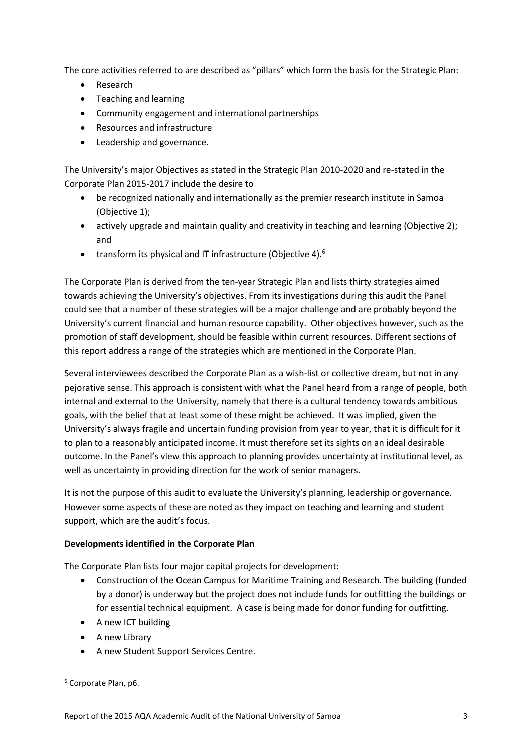The core activities referred to are described as "pillars" which form the basis for the Strategic Plan:

- Research
- Teaching and learning
- Community engagement and international partnerships
- Resources and infrastructure
- Leadership and governance.

The University's major Objectives as stated in the Strategic Plan 2010-2020 and re-stated in the Corporate Plan 2015-2017 include the desire to

- be recognized nationally and internationally as the premier research institute in Samoa (Objective 1);
- actively upgrade and maintain quality and creativity in teaching and learning (Objective 2); and
- transform its physical and IT infrastructure (Objective 4).[6]

The Corporate Plan is derived from the ten-year Strategic Plan and lists thirty strategies aimed towards achieving the University's objectives. From its investigations during this audit the Panel could see that a number of these strategies will be a major challenge and are probably beyond the University's current financial and human resource capability. Other objectives however, such as the promotion of staff development, should be feasible within current resources. Different sections of this report address a range of the strategies which are mentioned in the Corporate Plan.

Several interviewees described the Corporate Plan as a wish-list or collective dream, but not in any pejorative sense. This approach is consistent with what the Panel heard from a range of people, both internal and external to the University, namely that there is a cultural tendency towards ambitious goals, with the belief that at least some of these might be achieved. It was implied, given the University's always fragile and uncertain funding provision from year to year, that it is difficult for it to plan to a reasonably anticipated income. It must therefore set its sights on an ideal desirable outcome. In the Panel's view this approach to planning provides uncertainty at institutional level, as well as uncertainty in providing direction for the work of senior managers.

It is not the purpose of this audit to evaluate the University's planning, leadership or governance. However some aspects of these are noted as they impact on teaching and learning and student support, which are the audit's focus.

**Developments identified in the Corporate Plan**

The Corporate Plan lists four major capital projects for development:

- Construction of the Ocean Campus for Maritime Training and Research. The building (funded by a donor) is underway but the project does not include funds for outfitting the buildings or for essential technical equipment. A case is being made for donor funding for outfitting.
- A new ICT building
- A new Library
- A new Student Support Services Centre.

[6] Corporate Plan, p6.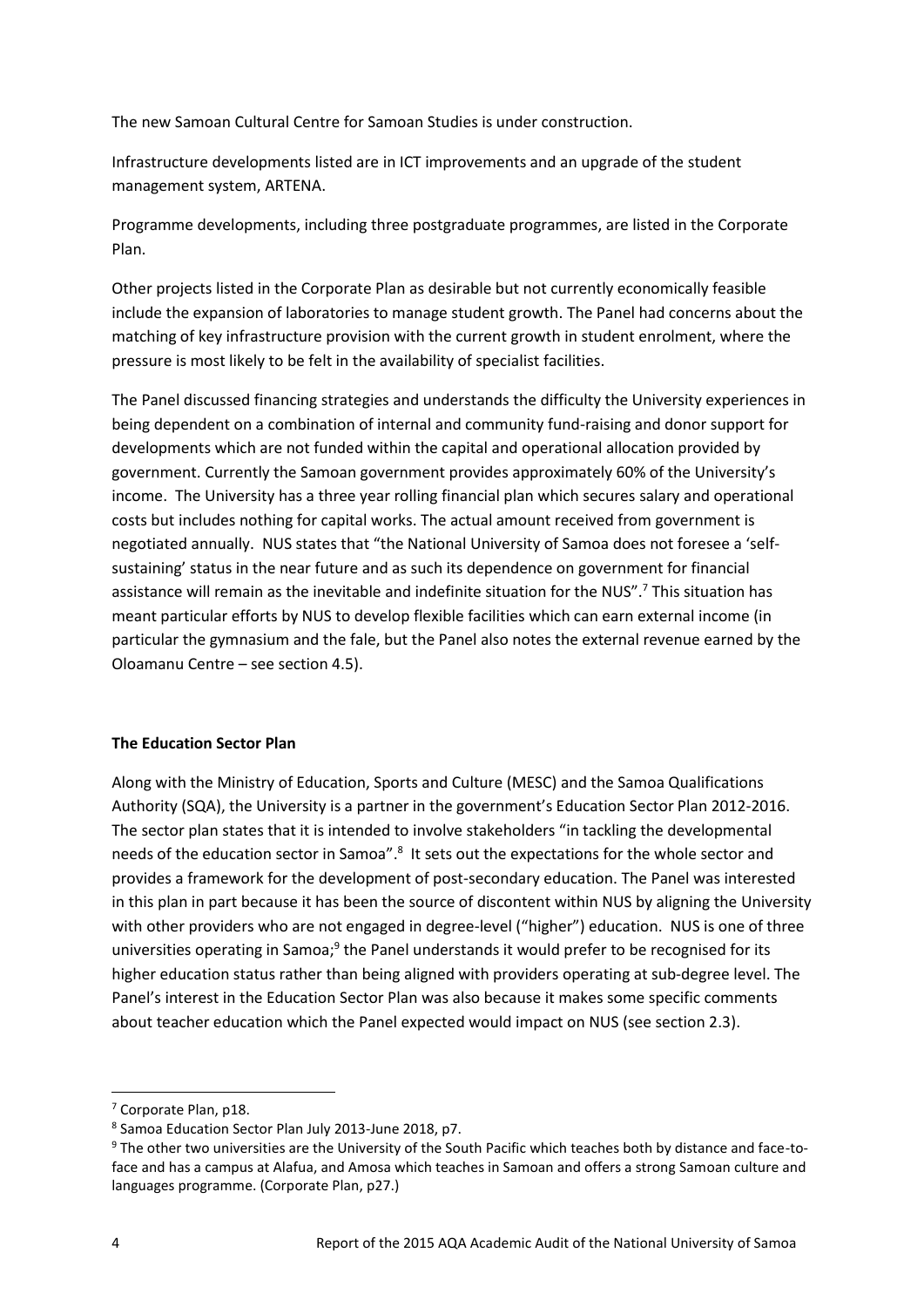The new Samoan Cultural Centre for Samoan Studies is under construction.

Infrastructure developments listed are in ICT improvements and an upgrade of the student management system, ARTENA.

Programme developments, including three postgraduate programmes, are listed in the Corporate Plan.

Other projects listed in the Corporate Plan as desirable but not currently economically feasible include the expansion of laboratories to manage student growth. The Panel had concerns about the matching of key infrastructure provision with the current growth in student enrolment, where the pressure is most likely to be felt in the availability of specialist facilities.

The Panel discussed financing strategies and understands the difficulty the University experiences in being dependent on a combination of internal and community fund-raising and donor support for developments which are not funded within the capital and operational allocation provided by government. Currently the Samoan government provides approximately 60% of the University's income. The University has a three year rolling financial plan which secures salary and operational costs but includes nothing for capital works. The actual amount received from government is negotiated annually. NUS states that "the National University of Samoa does not foresee a 'self-sustaining' status in the near future and as such its dependence on government for financial assistance will remain as the inevitable and indefinite situation for the NUS".[7] This situation has meant particular efforts by NUS to develop flexible facilities which can earn external income (in particular the gymnasium and the fale, but the Panel also notes the external revenue earned by the Oloamanu Centre – see section 4.5).

**The Education Sector Plan**

Along with the Ministry of Education, Sports and Culture (MESC) and the Samoa Qualifications Authority (SQA), the University is a partner in the government's Education Sector Plan 2012-2016. The sector plan states that it is intended to involve stakeholders "in tackling the developmental needs of the education sector in Samoa".[8] It sets out the expectations for the whole sector and provides a framework for the development of post-secondary education. The Panel was interested in this plan in part because it has been the source of discontent within NUS by aligning the University with other providers who are not engaged in degree-level ("higher") education. NUS is one of three universities operating in Samoa;[9] the Panel understands it would prefer to be recognised for its higher education status rather than being aligned with providers operating at sub-degree level. The Panel's interest in the Education Sector Plan was also because it makes some specific comments about teacher education which the Panel expected would impact on NUS (see section 2.3).

---

[7] Corporate Plan, p18.

[8] Samoa Education Sector Plan July 2013-June 2018, p7.

[9] The other two universities are the University of the South Pacific which teaches both by distance and face-to-face and has a campus at Alafua, and Amosa which teaches in Samoan and offers a strong Samoan culture and languages programme. (Corporate Plan, p27.)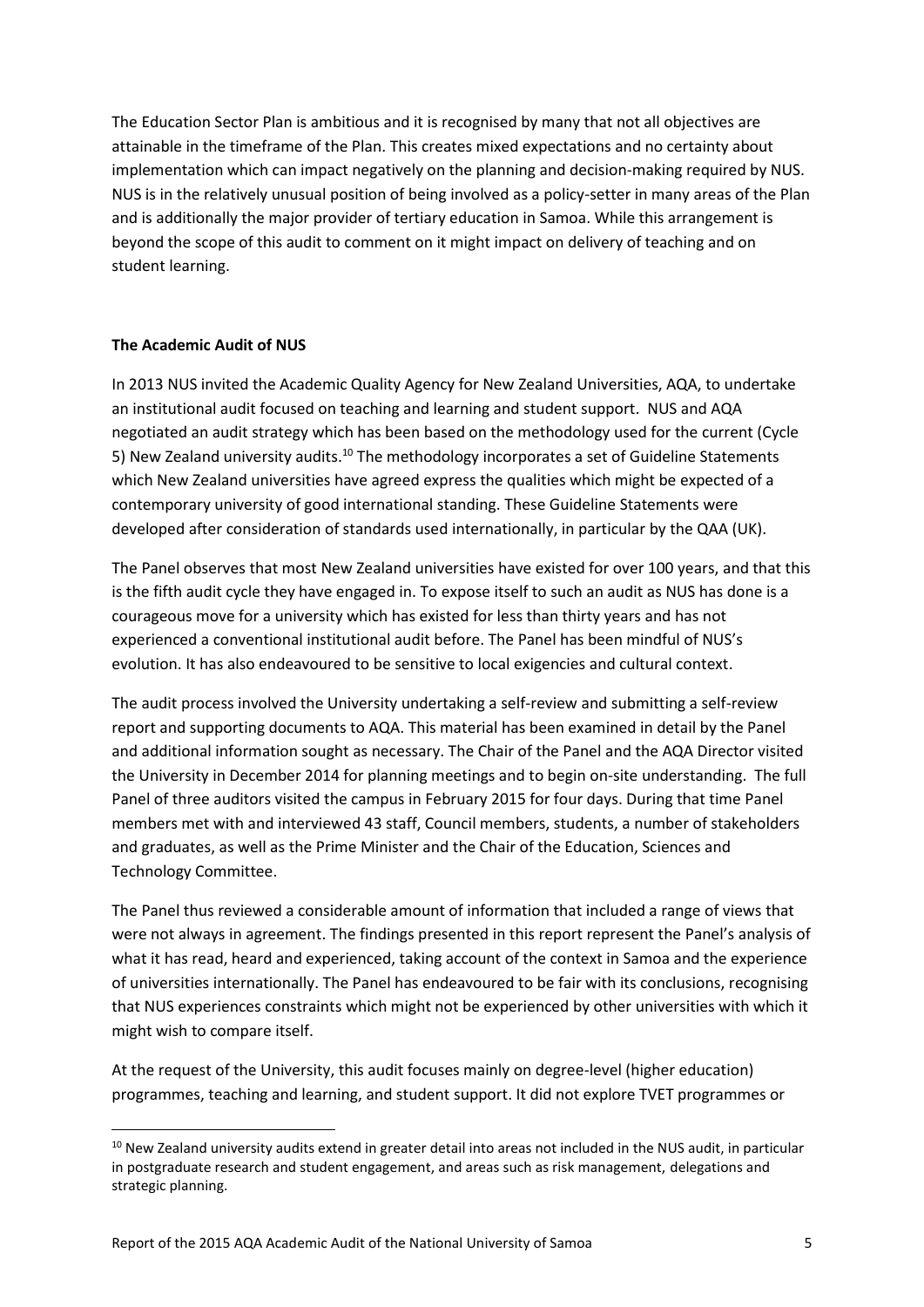The Education Sector Plan is ambitious and it is recognised by many that not all objectives are attainable in the timeframe of the Plan. This creates mixed expectations and no certainty about implementation which can impact negatively on the planning and decision-making required by NUS. NUS is in the relatively unusual position of being involved as a policy-setter in many areas of the Plan and is additionally the major provider of tertiary education in Samoa. While this arrangement is beyond the scope of this audit to comment on it might impact on delivery of teaching and on student learning.

**The Academic Audit of NUS**

In 2013 NUS invited the Academic Quality Agency for New Zealand Universities, AQA, to undertake an institutional audit focused on teaching and learning and student support. NUS and AQA negotiated an audit strategy which has been based on the methodology used for the current (Cycle 5) New Zealand university audits.[10] The methodology incorporates a set of Guideline Statements which New Zealand universities have agreed express the qualities which might be expected of a contemporary university of good international standing. These Guideline Statements were developed after consideration of standards used internationally, in particular by the QAA (UK).

The Panel observes that most New Zealand universities have existed for over 100 years, and that this is the fifth audit cycle they have engaged in. To expose itself to such an audit as NUS has done is a courageous move for a university which has existed for less than thirty years and has not experienced a conventional institutional audit before. The Panel has been mindful of NUS's evolution. It has also endeavoured to be sensitive to local exigencies and cultural context.

The audit process involved the University undertaking a self-review and submitting a self-review report and supporting documents to AQA. This material has been examined in detail by the Panel and additional information sought as necessary. The Chair of the Panel and the AQA Director visited the University in December 2014 for planning meetings and to begin on-site understanding. The full Panel of three auditors visited the campus in February 2015 for four days. During that time Panel members met with and interviewed 43 staff, Council members, students, a number of stakeholders and graduates, as well as the Prime Minister and the Chair of the Education, Sciences and Technology Committee.

The Panel thus reviewed a considerable amount of information that included a range of views that were not always in agreement. The findings presented in this report represent the Panel's analysis of what it has read, heard and experienced, taking account of the context in Samoa and the experience of universities internationally. The Panel has endeavoured to be fair with its conclusions, recognising that NUS experiences constraints which might not be experienced by other universities with which it might wish to compare itself.

At the request of the University, this audit focuses mainly on degree-level (higher education) programmes, teaching and learning, and student support. It did not explore TVET programmes or

[10] New Zealand university audits extend in greater detail into areas not included in the NUS audit, in particular in postgraduate research and student engagement, and areas such as risk management, delegations and strategic planning.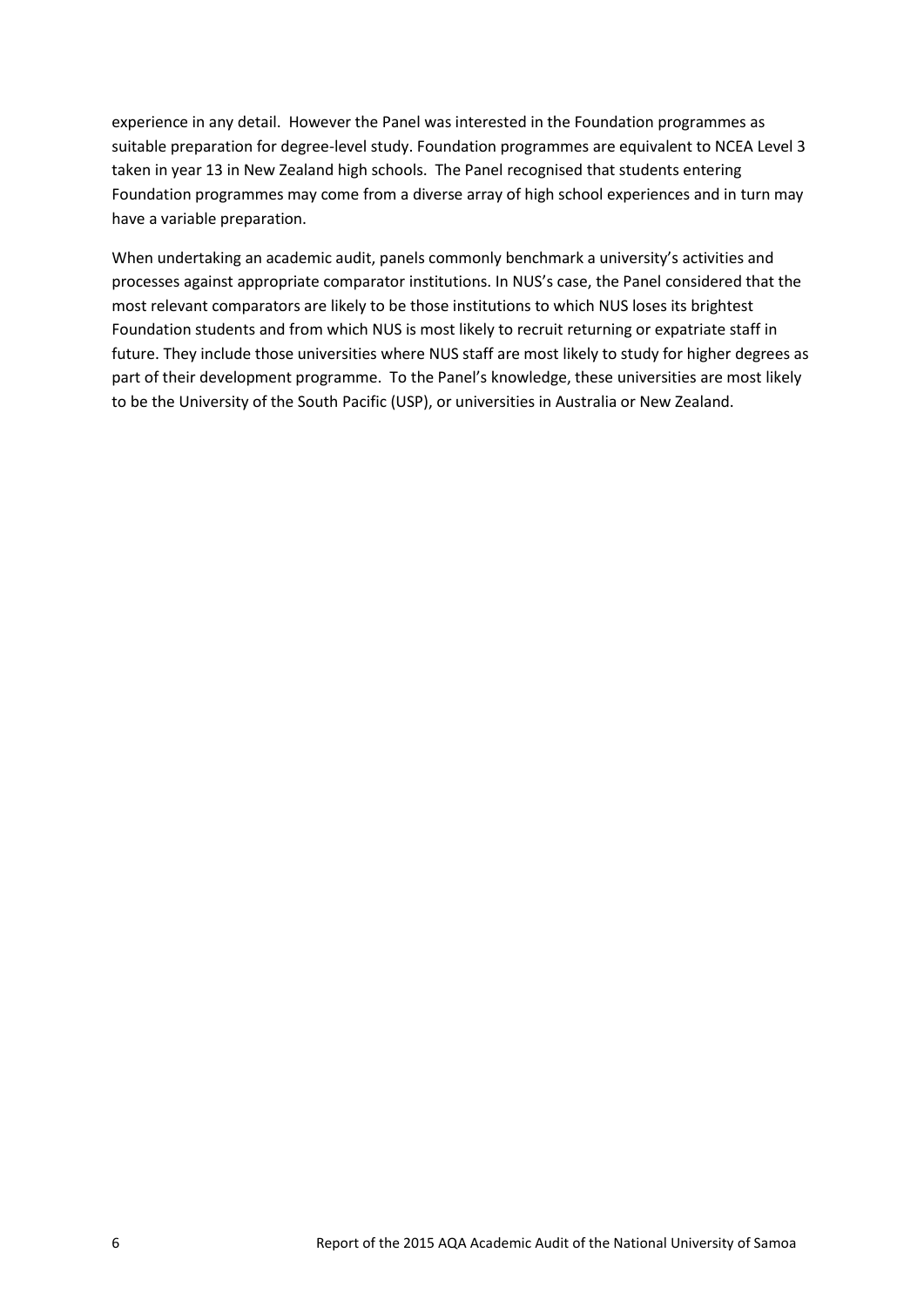experience in any detail. However the Panel was interested in the Foundation programmes as suitable preparation for degree-level study. Foundation programmes are equivalent to NCEA Level 3 taken in year 13 in New Zealand high schools. The Panel recognised that students entering Foundation programmes may come from a diverse array of high school experiences and in turn may have a variable preparation.

When undertaking an academic audit, panels commonly benchmark a university's activities and processes against appropriate comparator institutions. In NUS's case, the Panel considered that the most relevant comparators are likely to be those institutions to which NUS loses its brightest Foundation students and from which NUS is most likely to recruit returning or expatriate staff in future. They include those universities where NUS staff are most likely to study for higher degrees as part of their development programme. To the Panel's knowledge, these universities are most likely to be the University of the South Pacific (USP), or universities in Australia or New Zealand.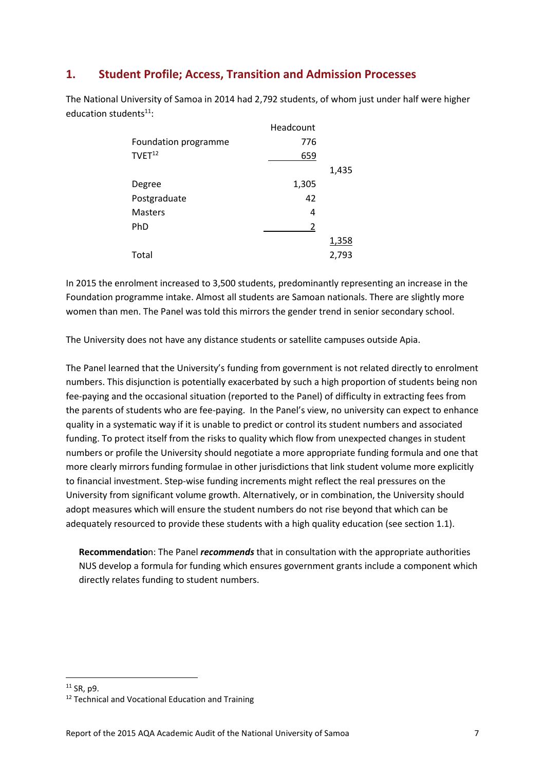## 1. Student Profile; Access, Transition and Admission Processes

The National University of Samoa in 2014 had 2,792 students, of whom just under half were higher education students[11]:

| | Headcount | |
|---|---|---|
| Foundation programme | 776 | |
| TVET[12] | 659 | |
| | | 1,435 |
| Degree | 1,305 | |
| Postgraduate | 42 | |
| Masters | 4 | |
| PhD | 2 | |
| | | 1,358 |
| Total | | 2,793 |

In 2015 the enrolment increased to 3,500 students, predominantly representing an increase in the Foundation programme intake. Almost all students are Samoan nationals. There are slightly more women than men. The Panel was told this mirrors the gender trend in senior secondary school.

The University does not have any distance students or satellite campuses outside Apia.

The Panel learned that the University's funding from government is not related directly to enrolment numbers. This disjunction is potentially exacerbated by such a high proportion of students being non fee-paying and the occasional situation (reported to the Panel) of difficulty in extracting fees from the parents of students who are fee-paying. In the Panel's view, no university can expect to enhance quality in a systematic way if it is unable to predict or control its student numbers and associated funding. To protect itself from the risks to quality which flow from unexpected changes in student numbers or profile the University should negotiate a more appropriate funding formula and one that more clearly mirrors funding formulae in other jurisdictions that link student volume more explicitly to financial investment. Step-wise funding increments might reflect the real pressures on the University from significant volume growth. Alternatively, or in combination, the University should adopt measures which will ensure the student numbers do not rise beyond that which can be adequately resourced to provide these students with a high quality education (see section 1.1).

> **Recommendatio**n: The Panel ***recommends*** that in consultation with the appropriate authorities NUS develop a formula for funding which ensures government grants include a component which directly relates funding to student numbers.

---

[11] SR, p9.

[12] Technical and Vocational Education and Training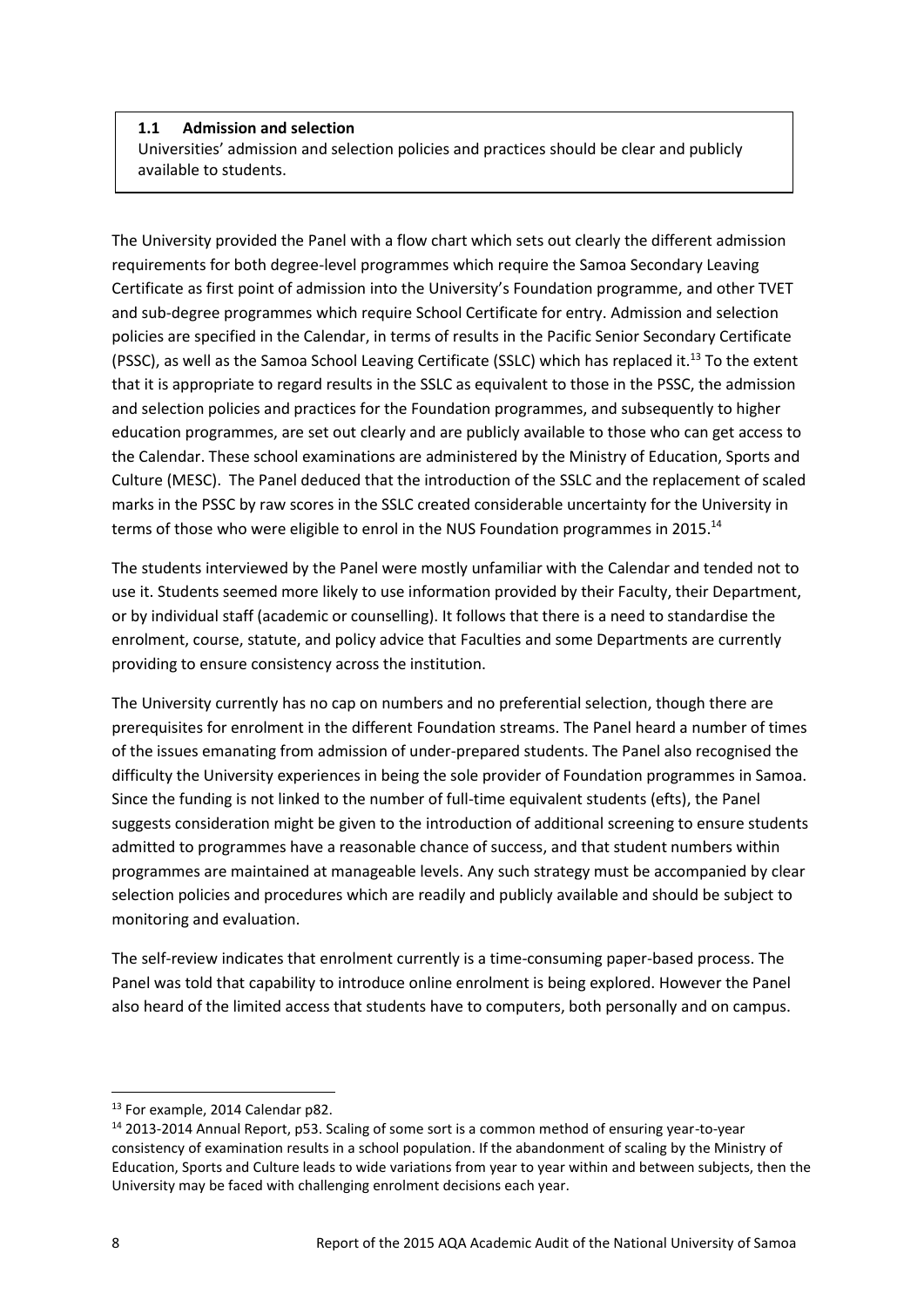**1.1 Admission and selection**

Universities' admission and selection policies and practices should be clear and publicly available to students.

The University provided the Panel with a flow chart which sets out clearly the different admission requirements for both degree-level programmes which require the Samoa Secondary Leaving Certificate as first point of admission into the University's Foundation programme, and other TVET and sub-degree programmes which require School Certificate for entry. Admission and selection policies are specified in the Calendar, in terms of results in the Pacific Senior Secondary Certificate (PSSC), as well as the Samoa School Leaving Certificate (SSLC) which has replaced it.[13] To the extent that it is appropriate to regard results in the SSLC as equivalent to those in the PSSC, the admission and selection policies and practices for the Foundation programmes, and subsequently to higher education programmes, are set out clearly and are publicly available to those who can get access to the Calendar. These school examinations are administered by the Ministry of Education, Sports and Culture (MESC). The Panel deduced that the introduction of the SSLC and the replacement of scaled marks in the PSSC by raw scores in the SSLC created considerable uncertainty for the University in terms of those who were eligible to enrol in the NUS Foundation programmes in 2015.[14]

The students interviewed by the Panel were mostly unfamiliar with the Calendar and tended not to use it. Students seemed more likely to use information provided by their Faculty, their Department, or by individual staff (academic or counselling). It follows that there is a need to standardise the enrolment, course, statute, and policy advice that Faculties and some Departments are currently providing to ensure consistency across the institution.

The University currently has no cap on numbers and no preferential selection, though there are prerequisites for enrolment in the different Foundation streams. The Panel heard a number of times of the issues emanating from admission of under-prepared students. The Panel also recognised the difficulty the University experiences in being the sole provider of Foundation programmes in Samoa. Since the funding is not linked to the number of full-time equivalent students (efts), the Panel suggests consideration might be given to the introduction of additional screening to ensure students admitted to programmes have a reasonable chance of success, and that student numbers within programmes are maintained at manageable levels. Any such strategy must be accompanied by clear selection policies and procedures which are readily and publicly available and should be subject to monitoring and evaluation.

The self-review indicates that enrolment currently is a time-consuming paper-based process. The Panel was told that capability to introduce online enrolment is being explored. However the Panel also heard of the limited access that students have to computers, both personally and on campus.

---

[13] For example, 2014 Calendar p82.

[14] 2013-2014 Annual Report, p53. Scaling of some sort is a common method of ensuring year-to-year consistency of examination results in a school population. If the abandonment of scaling by the Ministry of Education, Sports and Culture leads to wide variations from year to year within and between subjects, then the University may be faced with challenging enrolment decisions each year.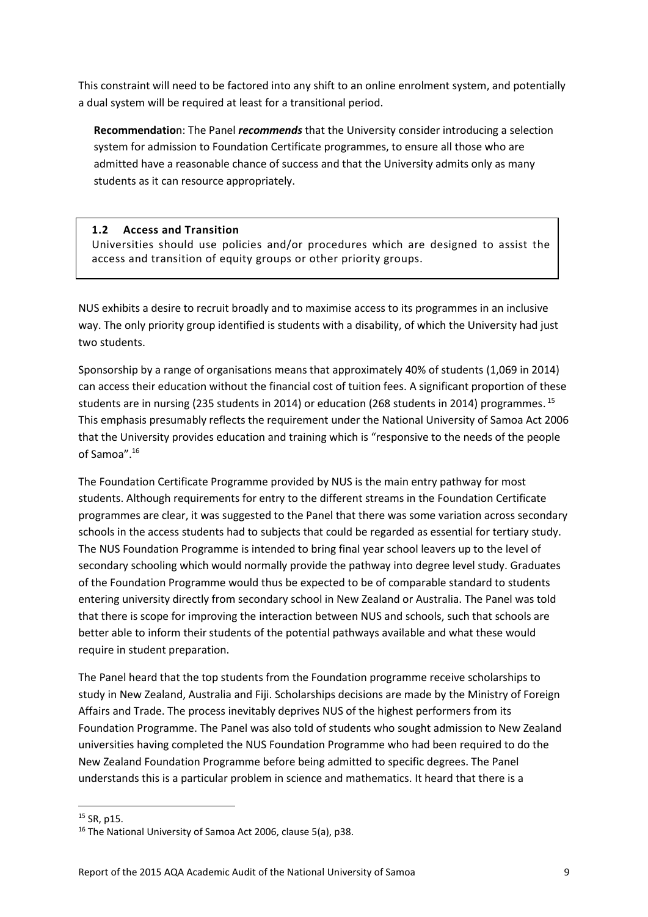This constraint will need to be factored into any shift to an online enrolment system, and potentially a dual system will be required at least for a transitional period.

> **Recommendation**: The Panel ***recommends*** that the University consider introducing a selection system for admission to Foundation Certificate programmes, to ensure all those who are admitted have a reasonable chance of success and that the University admits only as many students as it can resource appropriately.

### 1.2 Access and Transition

Universities should use policies and/or procedures which are designed to assist the access and transition of equity groups or other priority groups.

NUS exhibits a desire to recruit broadly and to maximise access to its programmes in an inclusive way. The only priority group identified is students with a disability, of which the University had just two students.

Sponsorship by a range of organisations means that approximately 40% of students (1,069 in 2014) can access their education without the financial cost of tuition fees. A significant proportion of these students are in nursing (235 students in 2014) or education (268 students in 2014) programmes.[15] This emphasis presumably reflects the requirement under the National University of Samoa Act 2006 that the University provides education and training which is "responsive to the needs of the people of Samoa".[16]

The Foundation Certificate Programme provided by NUS is the main entry pathway for most students. Although requirements for entry to the different streams in the Foundation Certificate programmes are clear, it was suggested to the Panel that there was some variation across secondary schools in the access students had to subjects that could be regarded as essential for tertiary study. The NUS Foundation Programme is intended to bring final year school leavers up to the level of secondary schooling which would normally provide the pathway into degree level study. Graduates of the Foundation Programme would thus be expected to be of comparable standard to students entering university directly from secondary school in New Zealand or Australia. The Panel was told that there is scope for improving the interaction between NUS and schools, such that schools are better able to inform their students of the potential pathways available and what these would require in student preparation.

The Panel heard that the top students from the Foundation programme receive scholarships to study in New Zealand, Australia and Fiji. Scholarships decisions are made by the Ministry of Foreign Affairs and Trade. The process inevitably deprives NUS of the highest performers from its Foundation Programme. The Panel was also told of students who sought admission to New Zealand universities having completed the NUS Foundation Programme who had been required to do the New Zealand Foundation Programme before being admitted to specific degrees. The Panel understands this is a particular problem in science and mathematics. It heard that there is a

---

[15] SR, p15.

[16] The National University of Samoa Act 2006, clause 5(a), p38.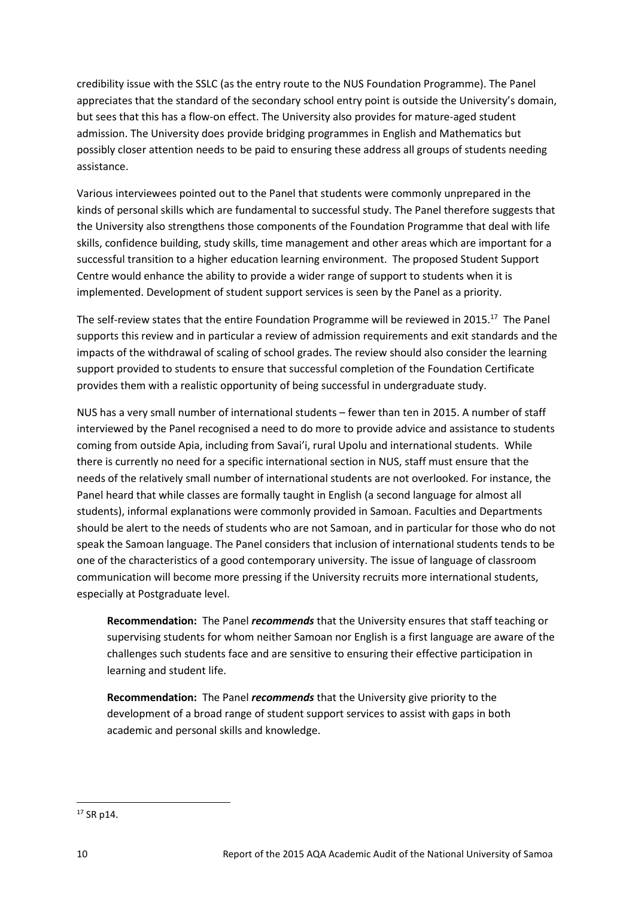credibility issue with the SSLC (as the entry route to the NUS Foundation Programme). The Panel appreciates that the standard of the secondary school entry point is outside the University's domain, but sees that this has a flow-on effect. The University also provides for mature-aged student admission. The University does provide bridging programmes in English and Mathematics but possibly closer attention needs to be paid to ensuring these address all groups of students needing assistance.

Various interviewees pointed out to the Panel that students were commonly unprepared in the kinds of personal skills which are fundamental to successful study. The Panel therefore suggests that the University also strengthens those components of the Foundation Programme that deal with life skills, confidence building, study skills, time management and other areas which are important for a successful transition to a higher education learning environment. The proposed Student Support Centre would enhance the ability to provide a wider range of support to students when it is implemented. Development of student support services is seen by the Panel as a priority.

The self-review states that the entire Foundation Programme will be reviewed in 2015.[17] The Panel supports this review and in particular a review of admission requirements and exit standards and the impacts of the withdrawal of scaling of school grades. The review should also consider the learning support provided to students to ensure that successful completion of the Foundation Certificate provides them with a realistic opportunity of being successful in undergraduate study.

NUS has a very small number of international students – fewer than ten in 2015. A number of staff interviewed by the Panel recognised a need to do more to provide advice and assistance to students coming from outside Apia, including from Savai'i, rural Upolu and international students. While there is currently no need for a specific international section in NUS, staff must ensure that the needs of the relatively small number of international students are not overlooked. For instance, the Panel heard that while classes are formally taught in English (a second language for almost all students), informal explanations were commonly provided in Samoan. Faculties and Departments should be alert to the needs of students who are not Samoan, and in particular for those who do not speak the Samoan language. The Panel considers that inclusion of international students tends to be one of the characteristics of a good contemporary university. The issue of language of classroom communication will become more pressing if the University recruits more international students, especially at Postgraduate level.

> **Recommendation:** The Panel ***recommends*** that the University ensures that staff teaching or supervising students for whom neither Samoan nor English is a first language are aware of the challenges such students face and are sensitive to ensuring their effective participation in learning and student life.

> **Recommendation:** The Panel ***recommends*** that the University give priority to the development of a broad range of student support services to assist with gaps in both academic and personal skills and knowledge.

---

[17] SR p14.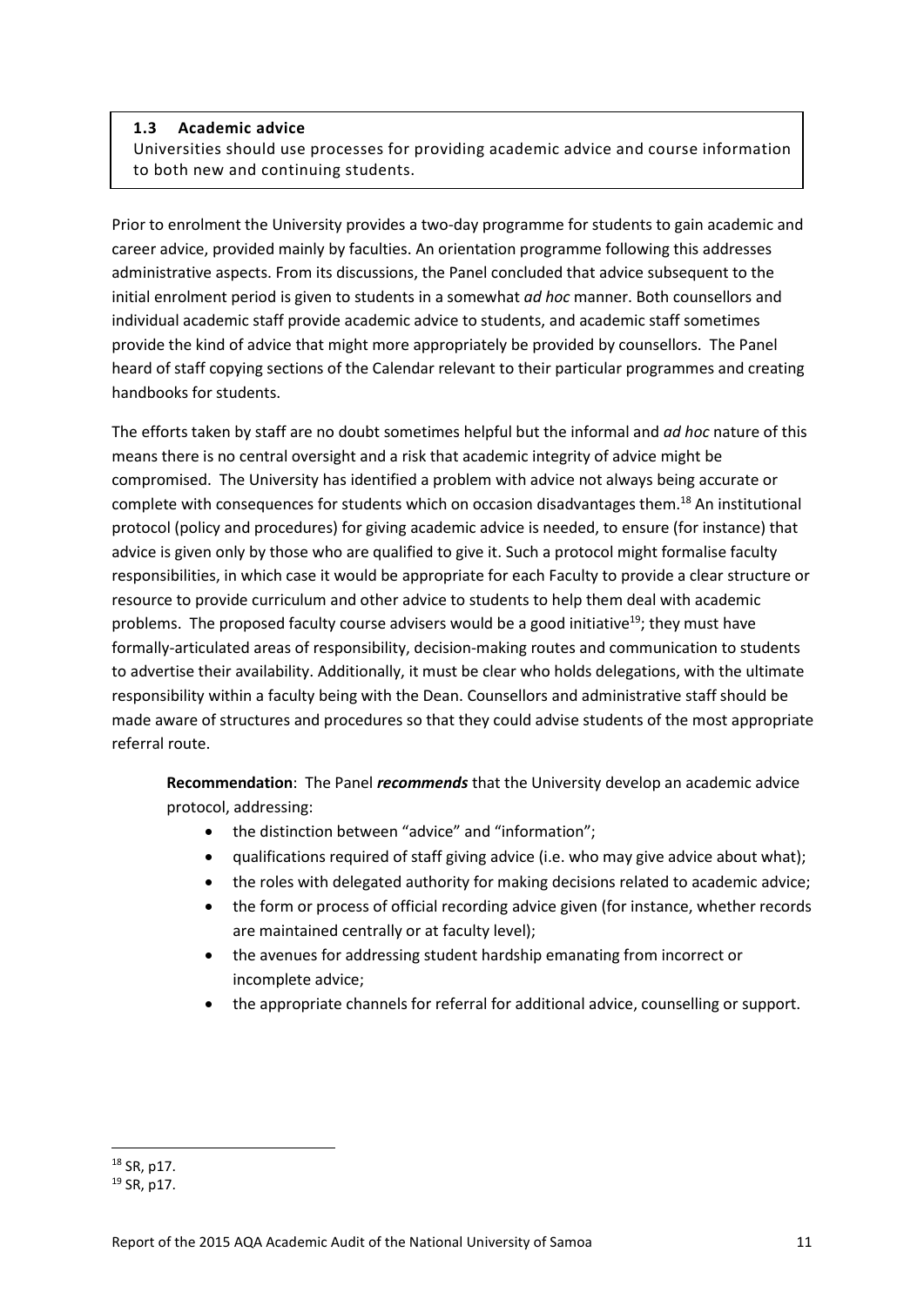### 1.3 Academic advice

Universities should use processes for providing academic advice and course information to both new and continuing students.

Prior to enrolment the University provides a two-day programme for students to gain academic and career advice, provided mainly by faculties. An orientation programme following this addresses administrative aspects. From its discussions, the Panel concluded that advice subsequent to the initial enrolment period is given to students in a somewhat *ad hoc* manner. Both counsellors and individual academic staff provide academic advice to students, and academic staff sometimes provide the kind of advice that might more appropriately be provided by counsellors. The Panel heard of staff copying sections of the Calendar relevant to their particular programmes and creating handbooks for students.

The efforts taken by staff are no doubt sometimes helpful but the informal and *ad hoc* nature of this means there is no central oversight and a risk that academic integrity of advice might be compromised. The University has identified a problem with advice not always being accurate or complete with consequences for students which on occasion disadvantages them.[18] An institutional protocol (policy and procedures) for giving academic advice is needed, to ensure (for instance) that advice is given only by those who are qualified to give it. Such a protocol might formalise faculty responsibilities, in which case it would be appropriate for each Faculty to provide a clear structure or resource to provide curriculum and other advice to students to help them deal with academic problems. The proposed faculty course advisers would be a good initiative[19]; they must have formally-articulated areas of responsibility, decision-making routes and communication to students to advertise their availability. Additionally, it must be clear who holds delegations, with the ultimate responsibility within a faculty being with the Dean. Counsellors and administrative staff should be made aware of structures and procedures so that they could advise students of the most appropriate referral route.

**Recommendation**: The Panel ***recommends*** that the University develop an academic advice protocol, addressing:

- the distinction between "advice" and "information";
- qualifications required of staff giving advice (i.e. who may give advice about what);
- the roles with delegated authority for making decisions related to academic advice;
- the form or process of official recording advice given (for instance, whether records are maintained centrally or at faculty level);
- the avenues for addressing student hardship emanating from incorrect or incomplete advice;
- the appropriate channels for referral for additional advice, counselling or support.

---

[18] SR, p17.

[19] SR, p17.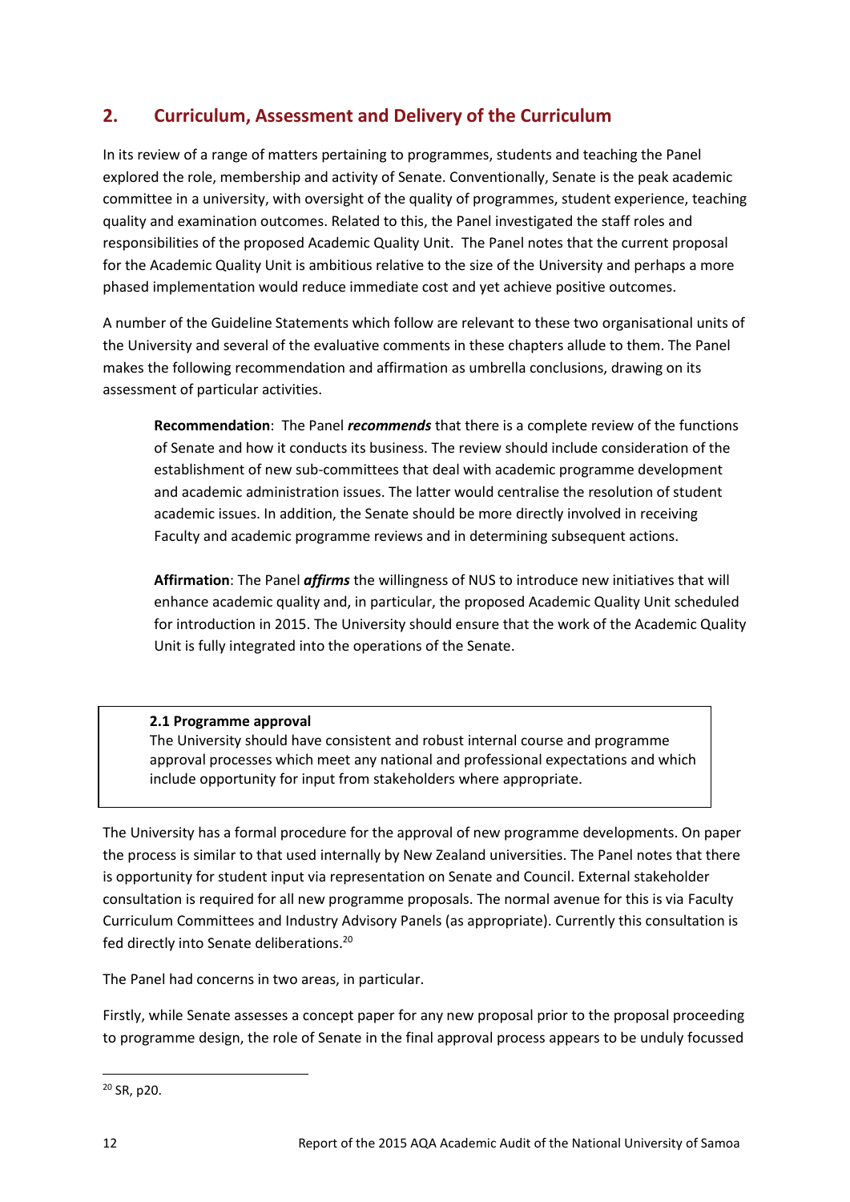## 2. Curriculum, Assessment and Delivery of the Curriculum

In its review of a range of matters pertaining to programmes, students and teaching the Panel explored the role, membership and activity of Senate. Conventionally, Senate is the peak academic committee in a university, with oversight of the quality of programmes, student experience, teaching quality and examination outcomes. Related to this, the Panel investigated the staff roles and responsibilities of the proposed Academic Quality Unit. The Panel notes that the current proposal for the Academic Quality Unit is ambitious relative to the size of the University and perhaps a more phased implementation would reduce immediate cost and yet achieve positive outcomes.

A number of the Guideline Statements which follow are relevant to these two organisational units of the University and several of the evaluative comments in these chapters allude to them. The Panel makes the following recommendation and affirmation as umbrella conclusions, drawing on its assessment of particular activities.

> **Recommendation**: The Panel ***recommends*** that there is a complete review of the functions of Senate and how it conducts its business. The review should include consideration of the establishment of new sub-committees that deal with academic programme development and academic administration issues. The latter would centralise the resolution of student academic issues. In addition, the Senate should be more directly involved in receiving Faculty and academic programme reviews and in determining subsequent actions.

> **Affirmation**: The Panel ***affirms*** the willingness of NUS to introduce new initiatives that will enhance academic quality and, in particular, the proposed Academic Quality Unit scheduled for introduction in 2015. The University should ensure that the work of the Academic Quality Unit is fully integrated into the operations of the Senate.

> **2.1 Programme approval**
> The University should have consistent and robust internal course and programme approval processes which meet any national and professional expectations and which include opportunity for input from stakeholders where appropriate.

The University has a formal procedure for the approval of new programme developments. On paper the process is similar to that used internally by New Zealand universities. The Panel notes that there is opportunity for student input via representation on Senate and Council. External stakeholder consultation is required for all new programme proposals. The normal avenue for this is via Faculty Curriculum Committees and Industry Advisory Panels (as appropriate). Currently this consultation is fed directly into Senate deliberations.[20]

The Panel had concerns in two areas, in particular.

Firstly, while Senate assesses a concept paper for any new proposal prior to the proposal proceeding to programme design, the role of Senate in the final approval process appears to be unduly focussed

[20] SR, p20.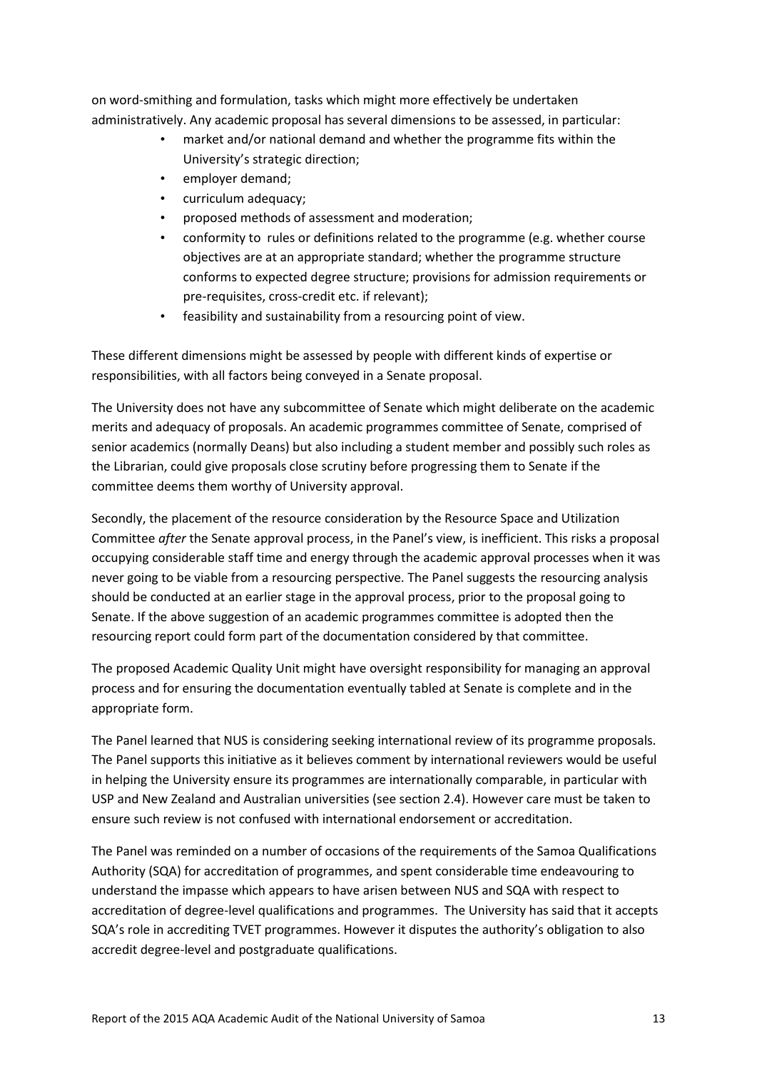on word-smithing and formulation, tasks which might more effectively be undertaken administratively. Any academic proposal has several dimensions to be assessed, in particular:

- market and/or national demand and whether the programme fits within the University's strategic direction;
- employer demand;
- curriculum adequacy;
- proposed methods of assessment and moderation;
- conformity to rules or definitions related to the programme (e.g. whether course objectives are at an appropriate standard; whether the programme structure conforms to expected degree structure; provisions for admission requirements or pre-requisites, cross-credit etc. if relevant);
- feasibility and sustainability from a resourcing point of view.

These different dimensions might be assessed by people with different kinds of expertise or responsibilities, with all factors being conveyed in a Senate proposal.

The University does not have any subcommittee of Senate which might deliberate on the academic merits and adequacy of proposals. An academic programmes committee of Senate, comprised of senior academics (normally Deans) but also including a student member and possibly such roles as the Librarian, could give proposals close scrutiny before progressing them to Senate if the committee deems them worthy of University approval.

Secondly, the placement of the resource consideration by the Resource Space and Utilization Committee *after* the Senate approval process, in the Panel's view, is inefficient. This risks a proposal occupying considerable staff time and energy through the academic approval processes when it was never going to be viable from a resourcing perspective. The Panel suggests the resourcing analysis should be conducted at an earlier stage in the approval process, prior to the proposal going to Senate. If the above suggestion of an academic programmes committee is adopted then the resourcing report could form part of the documentation considered by that committee.

The proposed Academic Quality Unit might have oversight responsibility for managing an approval process and for ensuring the documentation eventually tabled at Senate is complete and in the appropriate form.

The Panel learned that NUS is considering seeking international review of its programme proposals. The Panel supports this initiative as it believes comment by international reviewers would be useful in helping the University ensure its programmes are internationally comparable, in particular with USP and New Zealand and Australian universities (see section 2.4). However care must be taken to ensure such review is not confused with international endorsement or accreditation.

The Panel was reminded on a number of occasions of the requirements of the Samoa Qualifications Authority (SQA) for accreditation of programmes, and spent considerable time endeavouring to understand the impasse which appears to have arisen between NUS and SQA with respect to accreditation of degree-level qualifications and programmes. The University has said that it accepts SQA's role in accrediting TVET programmes. However it disputes the authority's obligation to also accredit degree-level and postgraduate qualifications.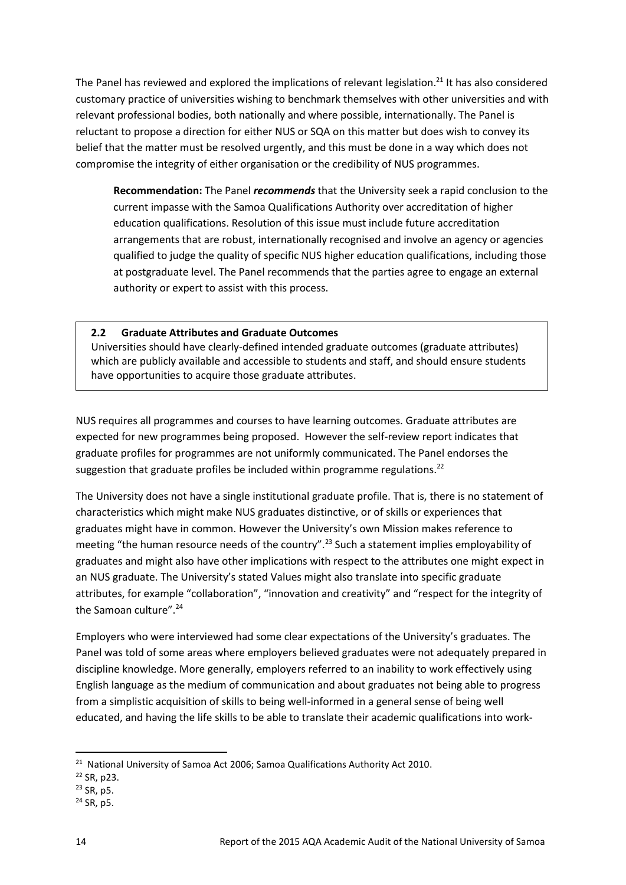The Panel has reviewed and explored the implications of relevant legislation.[21] It has also considered customary practice of universities wishing to benchmark themselves with other universities and with relevant professional bodies, both nationally and where possible, internationally. The Panel is reluctant to propose a direction for either NUS or SQA on this matter but does wish to convey its belief that the matter must be resolved urgently, and this must be done in a way which does not compromise the integrity of either organisation or the credibility of NUS programmes.

> **Recommendation:** The Panel ***recommends*** that the University seek a rapid conclusion to the current impasse with the Samoa Qualifications Authority over accreditation of higher education qualifications. Resolution of this issue must include future accreditation arrangements that are robust, internationally recognised and involve an agency or agencies qualified to judge the quality of specific NUS higher education qualifications, including those at postgraduate level. The Panel recommends that the parties agree to engage an external authority or expert to assist with this process.

### 2.2 Graduate Attributes and Graduate Outcomes

Universities should have clearly-defined intended graduate outcomes (graduate attributes) which are publicly available and accessible to students and staff, and should ensure students have opportunities to acquire those graduate attributes.

NUS requires all programmes and courses to have learning outcomes. Graduate attributes are expected for new programmes being proposed. However the self-review report indicates that graduate profiles for programmes are not uniformly communicated. The Panel endorses the suggestion that graduate profiles be included within programme regulations.[22]

The University does not have a single institutional graduate profile. That is, there is no statement of characteristics which might make NUS graduates distinctive, or of skills or experiences that graduates might have in common. However the University's own Mission makes reference to meeting "the human resource needs of the country".[23] Such a statement implies employability of graduates and might also have other implications with respect to the attributes one might expect in an NUS graduate. The University's stated Values might also translate into specific graduate attributes, for example "collaboration", "innovation and creativity" and "respect for the integrity of the Samoan culture".[24]

Employers who were interviewed had some clear expectations of the University's graduates. The Panel was told of some areas where employers believed graduates were not adequately prepared in discipline knowledge. More generally, employers referred to an inability to work effectively using English language as the medium of communication and about graduates not being able to progress from a simplistic acquisition of skills to being well-informed in a general sense of being well educated, and having the life skills to be able to translate their academic qualifications into work-

---

[21] National University of Samoa Act 2006; Samoa Qualifications Authority Act 2010.

[22] SR, p23.

[23] SR, p5.

[24] SR, p5.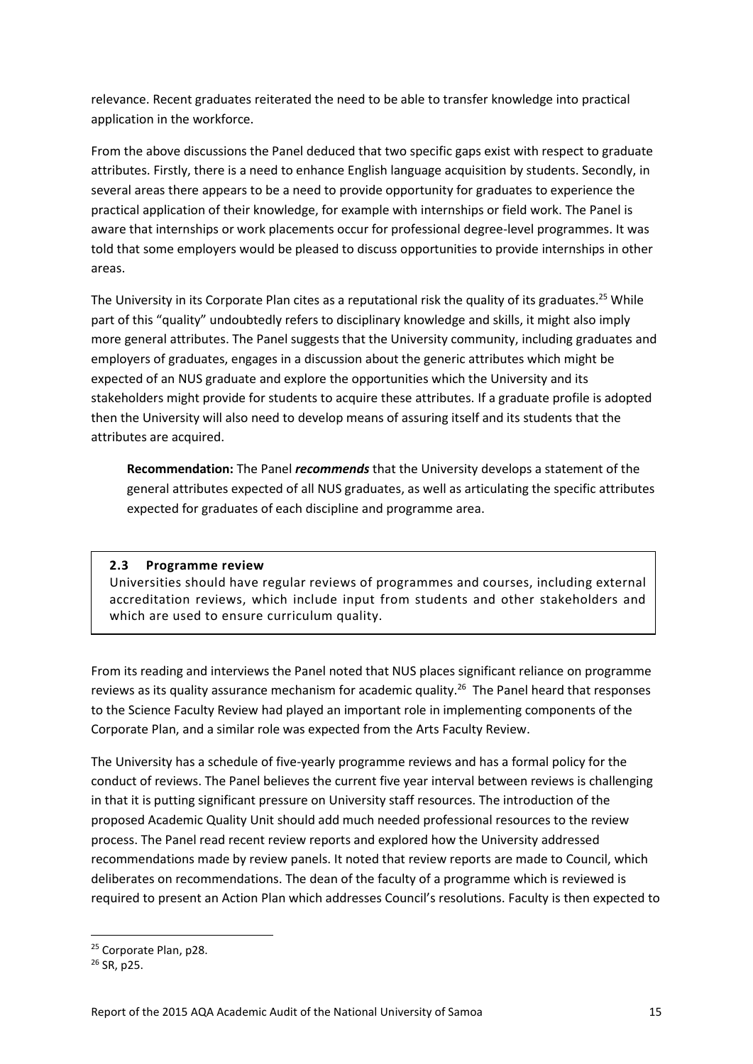relevance. Recent graduates reiterated the need to be able to transfer knowledge into practical application in the workforce.

From the above discussions the Panel deduced that two specific gaps exist with respect to graduate attributes. Firstly, there is a need to enhance English language acquisition by students. Secondly, in several areas there appears to be a need to provide opportunity for graduates to experience the practical application of their knowledge, for example with internships or field work. The Panel is aware that internships or work placements occur for professional degree-level programmes. It was told that some employers would be pleased to discuss opportunities to provide internships in other areas.

The University in its Corporate Plan cites as a reputational risk the quality of its graduates.[25] While part of this "quality" undoubtedly refers to disciplinary knowledge and skills, it might also imply more general attributes. The Panel suggests that the University community, including graduates and employers of graduates, engages in a discussion about the generic attributes which might be expected of an NUS graduate and explore the opportunities which the University and its stakeholders might provide for students to acquire these attributes. If a graduate profile is adopted then the University will also need to develop means of assuring itself and its students that the attributes are acquired.

> **Recommendation:** The Panel ***recommends*** that the University develops a statement of the general attributes expected of all NUS graduates, as well as articulating the specific attributes expected for graduates of each discipline and programme area.

### 2.3 Programme review

Universities should have regular reviews of programmes and courses, including external accreditation reviews, which include input from students and other stakeholders and which are used to ensure curriculum quality.

From its reading and interviews the Panel noted that NUS places significant reliance on programme reviews as its quality assurance mechanism for academic quality.[26] The Panel heard that responses to the Science Faculty Review had played an important role in implementing components of the Corporate Plan, and a similar role was expected from the Arts Faculty Review.

The University has a schedule of five-yearly programme reviews and has a formal policy for the conduct of reviews. The Panel believes the current five year interval between reviews is challenging in that it is putting significant pressure on University staff resources. The introduction of the proposed Academic Quality Unit should add much needed professional resources to the review process. The Panel read recent review reports and explored how the University addressed recommendations made by review panels. It noted that review reports are made to Council, which deliberates on recommendations. The dean of the faculty of a programme which is reviewed is required to present an Action Plan which addresses Council's resolutions. Faculty is then expected to

---

[25] Corporate Plan, p28.

[26] SR, p25.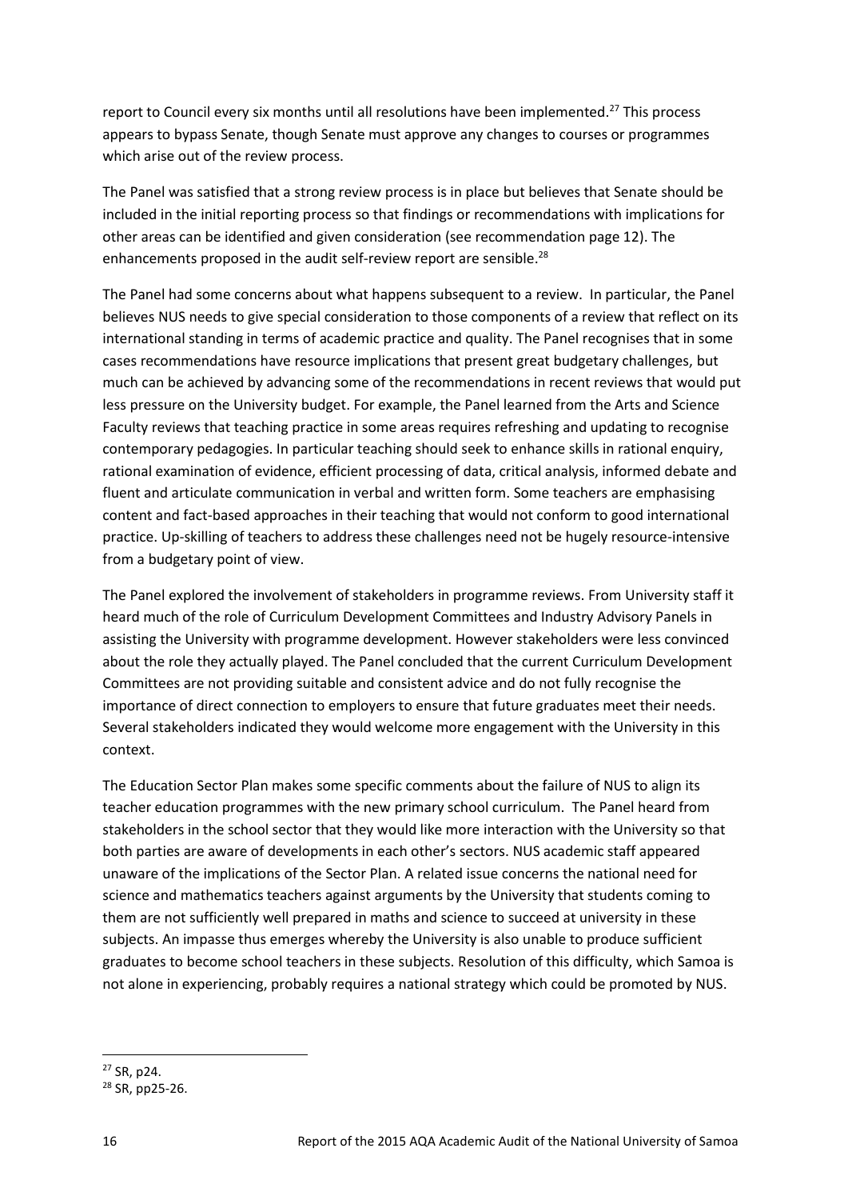report to Council every six months until all resolutions have been implemented.[27] This process appears to bypass Senate, though Senate must approve any changes to courses or programmes which arise out of the review process.

The Panel was satisfied that a strong review process is in place but believes that Senate should be included in the initial reporting process so that findings or recommendations with implications for other areas can be identified and given consideration (see recommendation page 12). The enhancements proposed in the audit self-review report are sensible.[28]

The Panel had some concerns about what happens subsequent to a review. In particular, the Panel believes NUS needs to give special consideration to those components of a review that reflect on its international standing in terms of academic practice and quality. The Panel recognises that in some cases recommendations have resource implications that present great budgetary challenges, but much can be achieved by advancing some of the recommendations in recent reviews that would put less pressure on the University budget. For example, the Panel learned from the Arts and Science Faculty reviews that teaching practice in some areas requires refreshing and updating to recognise contemporary pedagogies. In particular teaching should seek to enhance skills in rational enquiry, rational examination of evidence, efficient processing of data, critical analysis, informed debate and fluent and articulate communication in verbal and written form. Some teachers are emphasising content and fact-based approaches in their teaching that would not conform to good international practice. Up-skilling of teachers to address these challenges need not be hugely resource-intensive from a budgetary point of view.

The Panel explored the involvement of stakeholders in programme reviews. From University staff it heard much of the role of Curriculum Development Committees and Industry Advisory Panels in assisting the University with programme development. However stakeholders were less convinced about the role they actually played. The Panel concluded that the current Curriculum Development Committees are not providing suitable and consistent advice and do not fully recognise the importance of direct connection to employers to ensure that future graduates meet their needs. Several stakeholders indicated they would welcome more engagement with the University in this context.

The Education Sector Plan makes some specific comments about the failure of NUS to align its teacher education programmes with the new primary school curriculum. The Panel heard from stakeholders in the school sector that they would like more interaction with the University so that both parties are aware of developments in each other's sectors. NUS academic staff appeared unaware of the implications of the Sector Plan. A related issue concerns the national need for science and mathematics teachers against arguments by the University that students coming to them are not sufficiently well prepared in maths and science to succeed at university in these subjects. An impasse thus emerges whereby the University is also unable to produce sufficient graduates to become school teachers in these subjects. Resolution of this difficulty, which Samoa is not alone in experiencing, probably requires a national strategy which could be promoted by NUS.

---

[27] SR, p24.

[28] SR, pp25-26.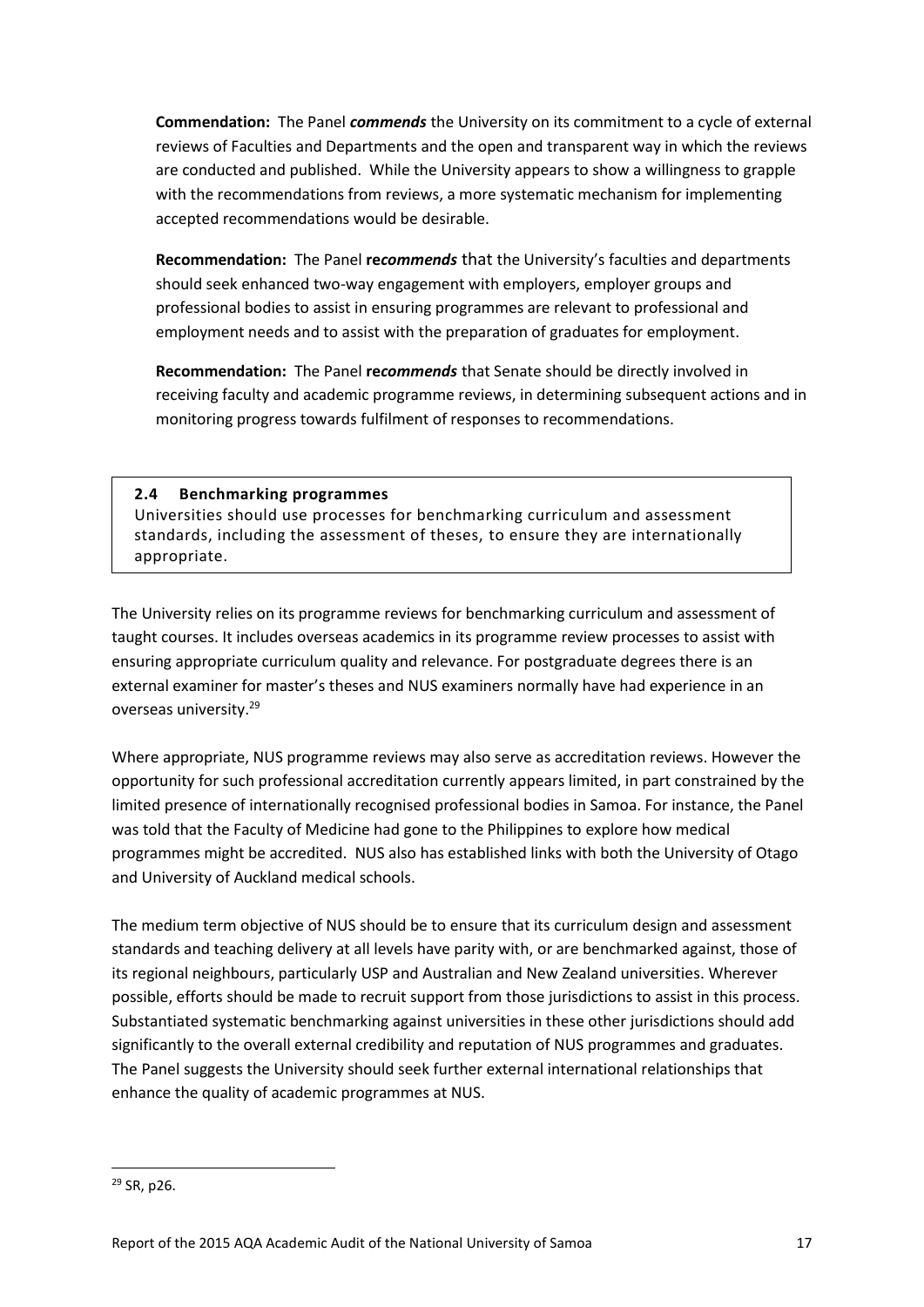**Commendation:** The Panel ***commends*** the University on its commitment to a cycle of external reviews of Faculties and Departments and the open and transparent way in which the reviews are conducted and published. While the University appears to show a willingness to grapple with the recommendations from reviews, a more systematic mechanism for implementing accepted recommendations would be desirable.

**Recommendation:** The Panel **re*commends*** that the University's faculties and departments should seek enhanced two-way engagement with employers, employer groups and professional bodies to assist in ensuring programmes are relevant to professional and employment needs and to assist with the preparation of graduates for employment.

**Recommendation:** The Panel **re*commends*** that Senate should be directly involved in receiving faculty and academic programme reviews, in determining subsequent actions and in monitoring progress towards fulfilment of responses to recommendations.

### 2.4 Benchmarking programmes

Universities should use processes for benchmarking curriculum and assessment standards, including the assessment of theses, to ensure they are internationally appropriate.

The University relies on its programme reviews for benchmarking curriculum and assessment of taught courses. It includes overseas academics in its programme review processes to assist with ensuring appropriate curriculum quality and relevance. For postgraduate degrees there is an external examiner for master's theses and NUS examiners normally have had experience in an overseas university.[29]

Where appropriate, NUS programme reviews may also serve as accreditation reviews. However the opportunity for such professional accreditation currently appears limited, in part constrained by the limited presence of internationally recognised professional bodies in Samoa. For instance, the Panel was told that the Faculty of Medicine had gone to the Philippines to explore how medical programmes might be accredited. NUS also has established links with both the University of Otago and University of Auckland medical schools.

The medium term objective of NUS should be to ensure that its curriculum design and assessment standards and teaching delivery at all levels have parity with, or are benchmarked against, those of its regional neighbours, particularly USP and Australian and New Zealand universities. Wherever possible, efforts should be made to recruit support from those jurisdictions to assist in this process. Substantiated systematic benchmarking against universities in these other jurisdictions should add significantly to the overall external credibility and reputation of NUS programmes and graduates. The Panel suggests the University should seek further external international relationships that enhance the quality of academic programmes at NUS.

---

[29] SR, p26.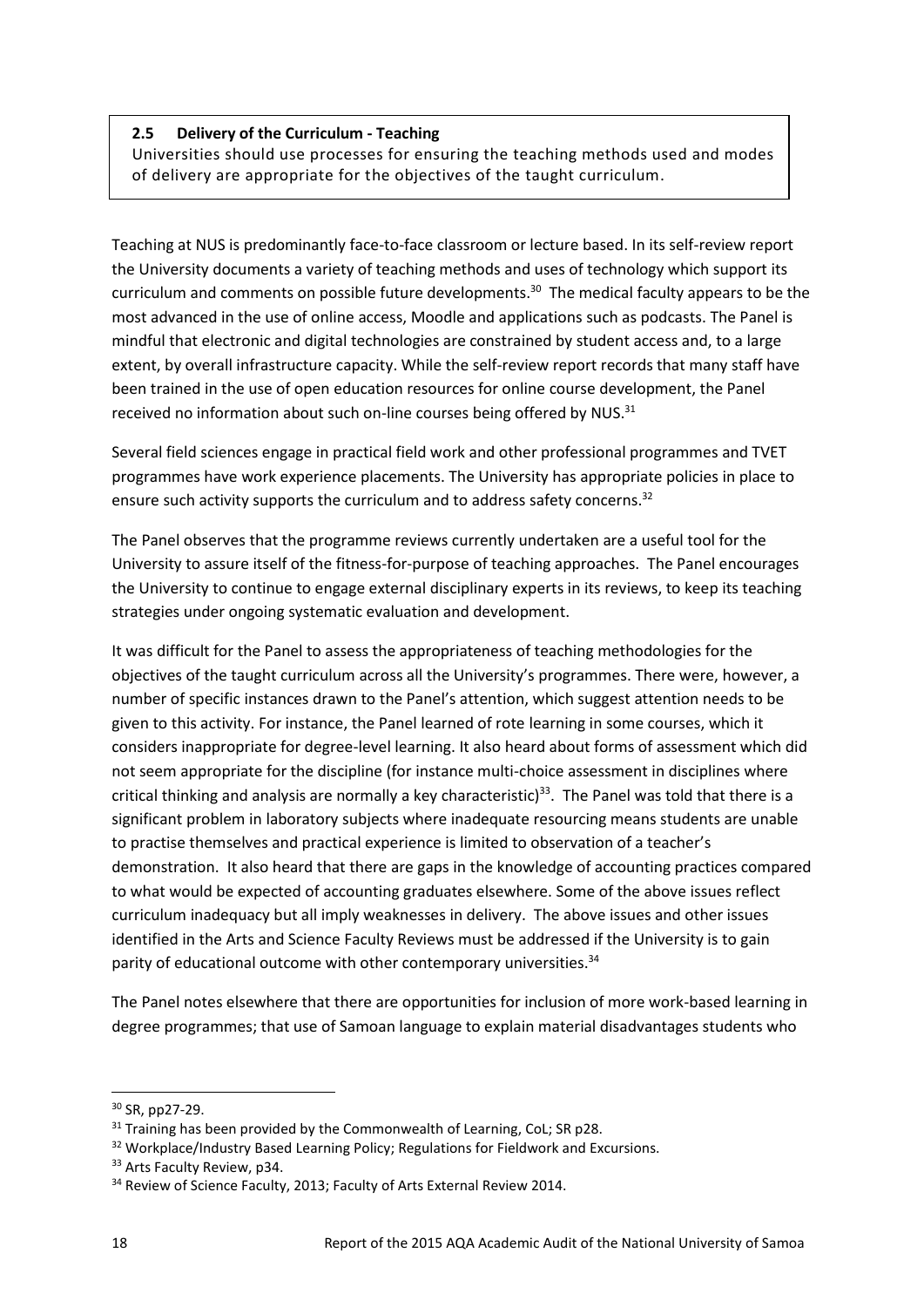**2.5 Delivery of the Curriculum - Teaching**

Universities should use processes for ensuring the teaching methods used and modes of delivery are appropriate for the objectives of the taught curriculum.

Teaching at NUS is predominantly face-to-face classroom or lecture based. In its self-review report the University documents a variety of teaching methods and uses of technology which support its curriculum and comments on possible future developments.[30] The medical faculty appears to be the most advanced in the use of online access, Moodle and applications such as podcasts. The Panel is mindful that electronic and digital technologies are constrained by student access and, to a large extent, by overall infrastructure capacity. While the self-review report records that many staff have been trained in the use of open education resources for online course development, the Panel received no information about such on-line courses being offered by NUS.[31]

Several field sciences engage in practical field work and other professional programmes and TVET programmes have work experience placements. The University has appropriate policies in place to ensure such activity supports the curriculum and to address safety concerns.[32]

The Panel observes that the programme reviews currently undertaken are a useful tool for the University to assure itself of the fitness-for-purpose of teaching approaches. The Panel encourages the University to continue to engage external disciplinary experts in its reviews, to keep its teaching strategies under ongoing systematic evaluation and development.

It was difficult for the Panel to assess the appropriateness of teaching methodologies for the objectives of the taught curriculum across all the University's programmes. There were, however, a number of specific instances drawn to the Panel's attention, which suggest attention needs to be given to this activity. For instance, the Panel learned of rote learning in some courses, which it considers inappropriate for degree-level learning. It also heard about forms of assessment which did not seem appropriate for the discipline (for instance multi-choice assessment in disciplines where critical thinking and analysis are normally a key characteristic)[33]. The Panel was told that there is a significant problem in laboratory subjects where inadequate resourcing means students are unable to practise themselves and practical experience is limited to observation of a teacher's demonstration. It also heard that there are gaps in the knowledge of accounting practices compared to what would be expected of accounting graduates elsewhere. Some of the above issues reflect curriculum inadequacy but all imply weaknesses in delivery. The above issues and other issues identified in the Arts and Science Faculty Reviews must be addressed if the University is to gain parity of educational outcome with other contemporary universities.[34]

The Panel notes elsewhere that there are opportunities for inclusion of more work-based learning in degree programmes; that use of Samoan language to explain material disadvantages students who

---

[30] SR, pp27-29.

[31] Training has been provided by the Commonwealth of Learning, CoL; SR p28.

[32] Workplace/Industry Based Learning Policy; Regulations for Fieldwork and Excursions.

[33] Arts Faculty Review, p34.

[34] Review of Science Faculty, 2013; Faculty of Arts External Review 2014.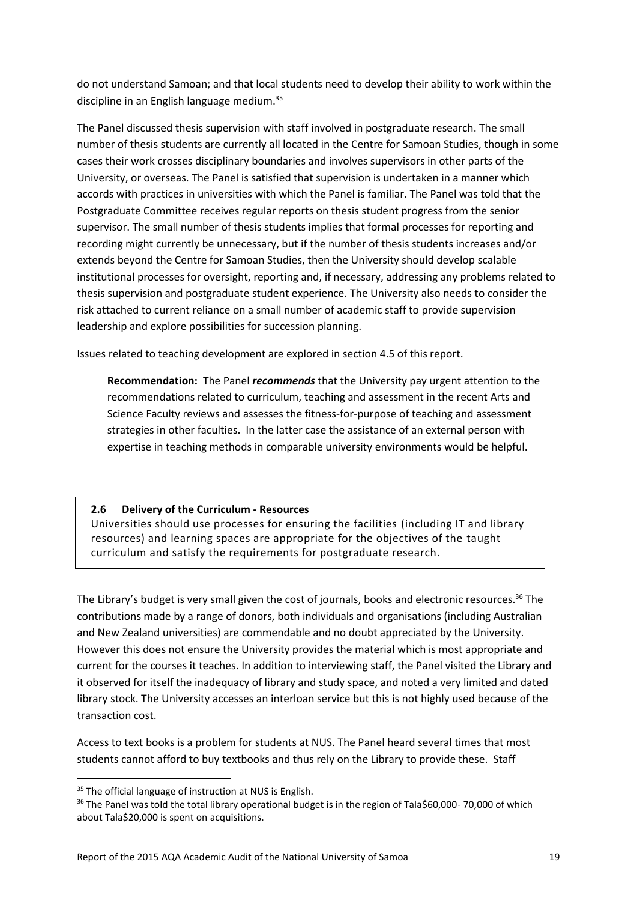do not understand Samoan; and that local students need to develop their ability to work within the discipline in an English language medium.[35]

The Panel discussed thesis supervision with staff involved in postgraduate research. The small number of thesis students are currently all located in the Centre for Samoan Studies, though in some cases their work crosses disciplinary boundaries and involves supervisors in other parts of the University, or overseas. The Panel is satisfied that supervision is undertaken in a manner which accords with practices in universities with which the Panel is familiar. The Panel was told that the Postgraduate Committee receives regular reports on thesis student progress from the senior supervisor. The small number of thesis students implies that formal processes for reporting and recording might currently be unnecessary, but if the number of thesis students increases and/or extends beyond the Centre for Samoan Studies, then the University should develop scalable institutional processes for oversight, reporting and, if necessary, addressing any problems related to thesis supervision and postgraduate student experience. The University also needs to consider the risk attached to current reliance on a small number of academic staff to provide supervision leadership and explore possibilities for succession planning.

Issues related to teaching development are explored in section 4.5 of this report.

> **Recommendation:** The Panel ***recommends*** that the University pay urgent attention to the recommendations related to curriculum, teaching and assessment in the recent Arts and Science Faculty reviews and assesses the fitness-for-purpose of teaching and assessment strategies in other faculties. In the latter case the assistance of an external person with expertise in teaching methods in comparable university environments would be helpful.

### 2.6 Delivery of the Curriculum - Resources

Universities should use processes for ensuring the facilities (including IT and library resources) and learning spaces are appropriate for the objectives of the taught curriculum and satisfy the requirements for postgraduate research.

The Library's budget is very small given the cost of journals, books and electronic resources.[36] The contributions made by a range of donors, both individuals and organisations (including Australian and New Zealand universities) are commendable and no doubt appreciated by the University. However this does not ensure the University provides the material which is most appropriate and current for the courses it teaches. In addition to interviewing staff, the Panel visited the Library and it observed for itself the inadequacy of library and study space, and noted a very limited and dated library stock. The University accesses an interloan service but this is not highly used because of the transaction cost.

Access to text books is a problem for students at NUS. The Panel heard several times that most students cannot afford to buy textbooks and thus rely on the Library to provide these. Staff

---

[35] The official language of instruction at NUS is English.

[36] The Panel was told the total library operational budget is in the region of Tala$60,000- 70,000 of which about Tala$20,000 is spent on acquisitions.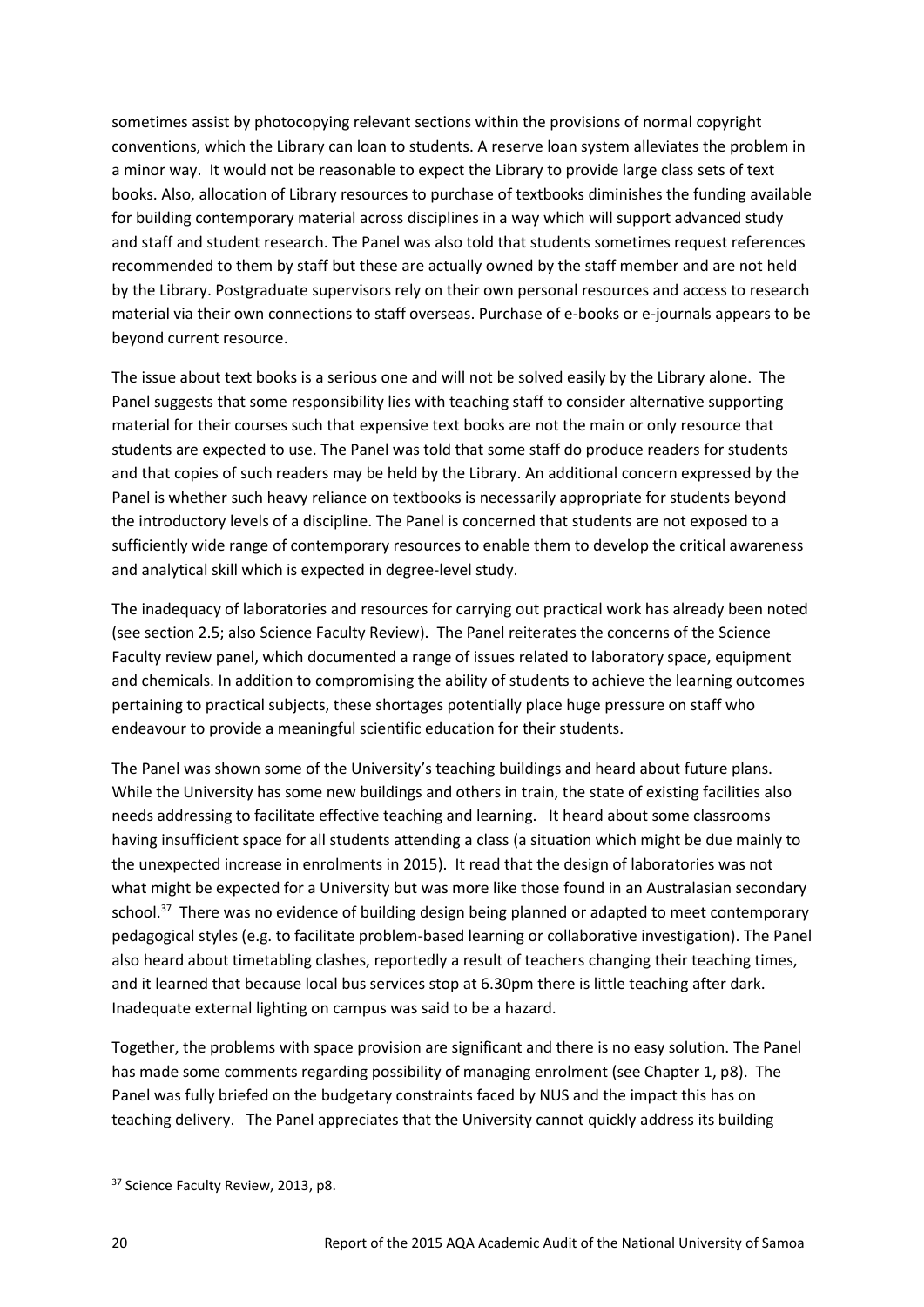sometimes assist by photocopying relevant sections within the provisions of normal copyright conventions, which the Library can loan to students. A reserve loan system alleviates the problem in a minor way. It would not be reasonable to expect the Library to provide large class sets of text books. Also, allocation of Library resources to purchase of textbooks diminishes the funding available for building contemporary material across disciplines in a way which will support advanced study and staff and student research. The Panel was also told that students sometimes request references recommended to them by staff but these are actually owned by the staff member and are not held by the Library. Postgraduate supervisors rely on their own personal resources and access to research material via their own connections to staff overseas. Purchase of e-books or e-journals appears to be beyond current resource.

The issue about text books is a serious one and will not be solved easily by the Library alone. The Panel suggests that some responsibility lies with teaching staff to consider alternative supporting material for their courses such that expensive text books are not the main or only resource that students are expected to use. The Panel was told that some staff do produce readers for students and that copies of such readers may be held by the Library. An additional concern expressed by the Panel is whether such heavy reliance on textbooks is necessarily appropriate for students beyond the introductory levels of a discipline. The Panel is concerned that students are not exposed to a sufficiently wide range of contemporary resources to enable them to develop the critical awareness and analytical skill which is expected in degree-level study.

The inadequacy of laboratories and resources for carrying out practical work has already been noted (see section 2.5; also Science Faculty Review). The Panel reiterates the concerns of the Science Faculty review panel, which documented a range of issues related to laboratory space, equipment and chemicals. In addition to compromising the ability of students to achieve the learning outcomes pertaining to practical subjects, these shortages potentially place huge pressure on staff who endeavour to provide a meaningful scientific education for their students.

The Panel was shown some of the University's teaching buildings and heard about future plans. While the University has some new buildings and others in train, the state of existing facilities also needs addressing to facilitate effective teaching and learning. It heard about some classrooms having insufficient space for all students attending a class (a situation which might be due mainly to the unexpected increase in enrolments in 2015). It read that the design of laboratories was not what might be expected for a University but was more like those found in an Australasian secondary school.[37] There was no evidence of building design being planned or adapted to meet contemporary pedagogical styles (e.g. to facilitate problem-based learning or collaborative investigation). The Panel also heard about timetabling clashes, reportedly a result of teachers changing their teaching times, and it learned that because local bus services stop at 6.30pm there is little teaching after dark. Inadequate external lighting on campus was said to be a hazard.

Together, the problems with space provision are significant and there is no easy solution. The Panel has made some comments regarding possibility of managing enrolment (see Chapter 1, p8). The Panel was fully briefed on the budgetary constraints faced by NUS and the impact this has on teaching delivery. The Panel appreciates that the University cannot quickly address its building

[37] Science Faculty Review, 2013, p8.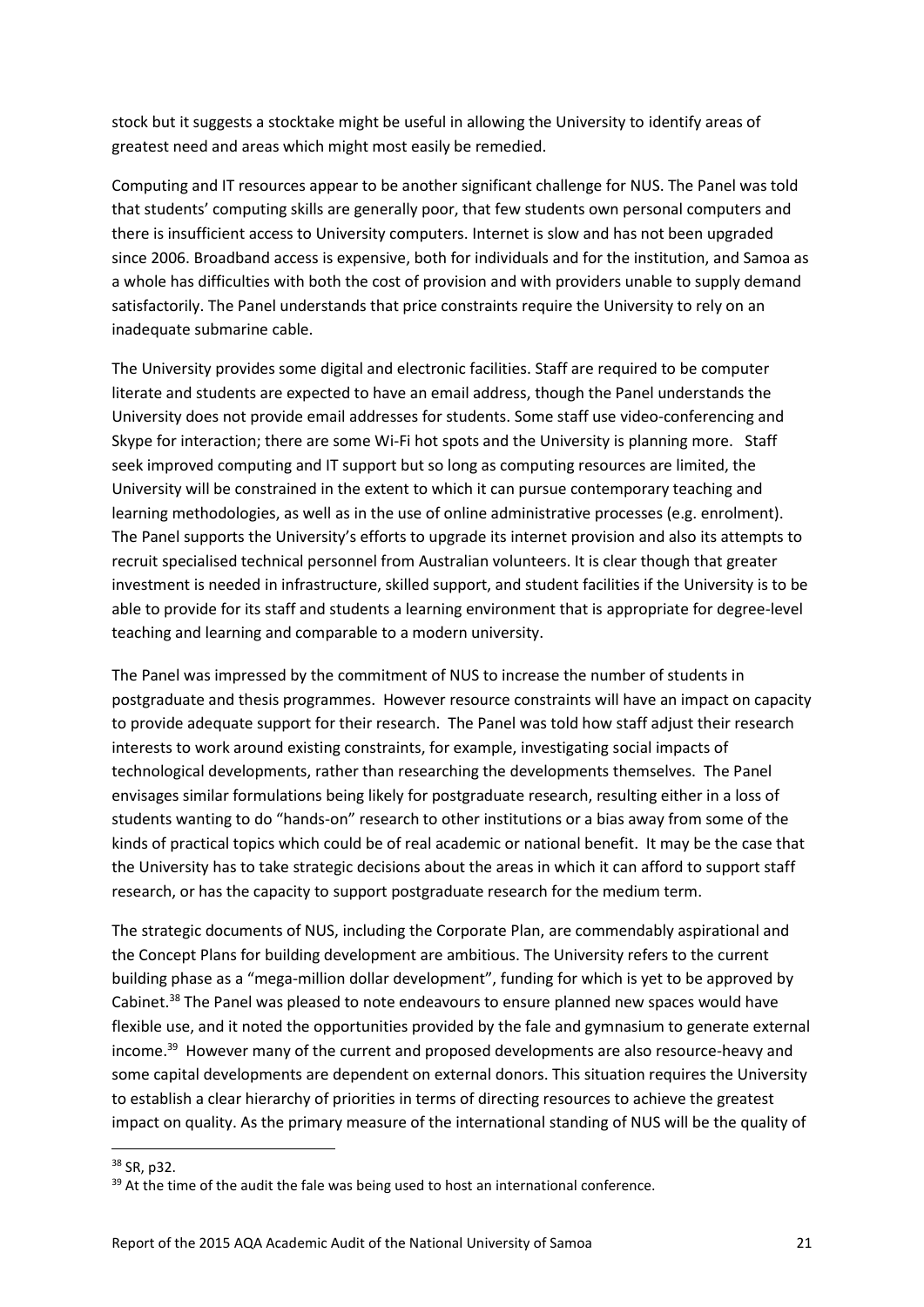stock but it suggests a stocktake might be useful in allowing the University to identify areas of greatest need and areas which might most easily be remedied.

Computing and IT resources appear to be another significant challenge for NUS. The Panel was told that students' computing skills are generally poor, that few students own personal computers and there is insufficient access to University computers. Internet is slow and has not been upgraded since 2006. Broadband access is expensive, both for individuals and for the institution, and Samoa as a whole has difficulties with both the cost of provision and with providers unable to supply demand satisfactorily. The Panel understands that price constraints require the University to rely on an inadequate submarine cable.

The University provides some digital and electronic facilities. Staff are required to be computer literate and students are expected to have an email address, though the Panel understands the University does not provide email addresses for students. Some staff use video-conferencing and Skype for interaction; there are some Wi-Fi hot spots and the University is planning more. Staff seek improved computing and IT support but so long as computing resources are limited, the University will be constrained in the extent to which it can pursue contemporary teaching and learning methodologies, as well as in the use of online administrative processes (e.g. enrolment). The Panel supports the University's efforts to upgrade its internet provision and also its attempts to recruit specialised technical personnel from Australian volunteers. It is clear though that greater investment is needed in infrastructure, skilled support, and student facilities if the University is to be able to provide for its staff and students a learning environment that is appropriate for degree-level teaching and learning and comparable to a modern university.

The Panel was impressed by the commitment of NUS to increase the number of students in postgraduate and thesis programmes. However resource constraints will have an impact on capacity to provide adequate support for their research. The Panel was told how staff adjust their research interests to work around existing constraints, for example, investigating social impacts of technological developments, rather than researching the developments themselves. The Panel envisages similar formulations being likely for postgraduate research, resulting either in a loss of students wanting to do "hands-on" research to other institutions or a bias away from some of the kinds of practical topics which could be of real academic or national benefit. It may be the case that the University has to take strategic decisions about the areas in which it can afford to support staff research, or has the capacity to support postgraduate research for the medium term.

The strategic documents of NUS, including the Corporate Plan, are commendably aspirational and the Concept Plans for building development are ambitious. The University refers to the current building phase as a "mega-million dollar development", funding for which is yet to be approved by Cabinet.[38] The Panel was pleased to note endeavours to ensure planned new spaces would have flexible use, and it noted the opportunities provided by the fale and gymnasium to generate external income.[39] However many of the current and proposed developments are also resource-heavy and some capital developments are dependent on external donors. This situation requires the University to establish a clear hierarchy of priorities in terms of directing resources to achieve the greatest impact on quality. As the primary measure of the international standing of NUS will be the quality of

---

[38] SR, p32.

[39] At the time of the audit the fale was being used to host an international conference.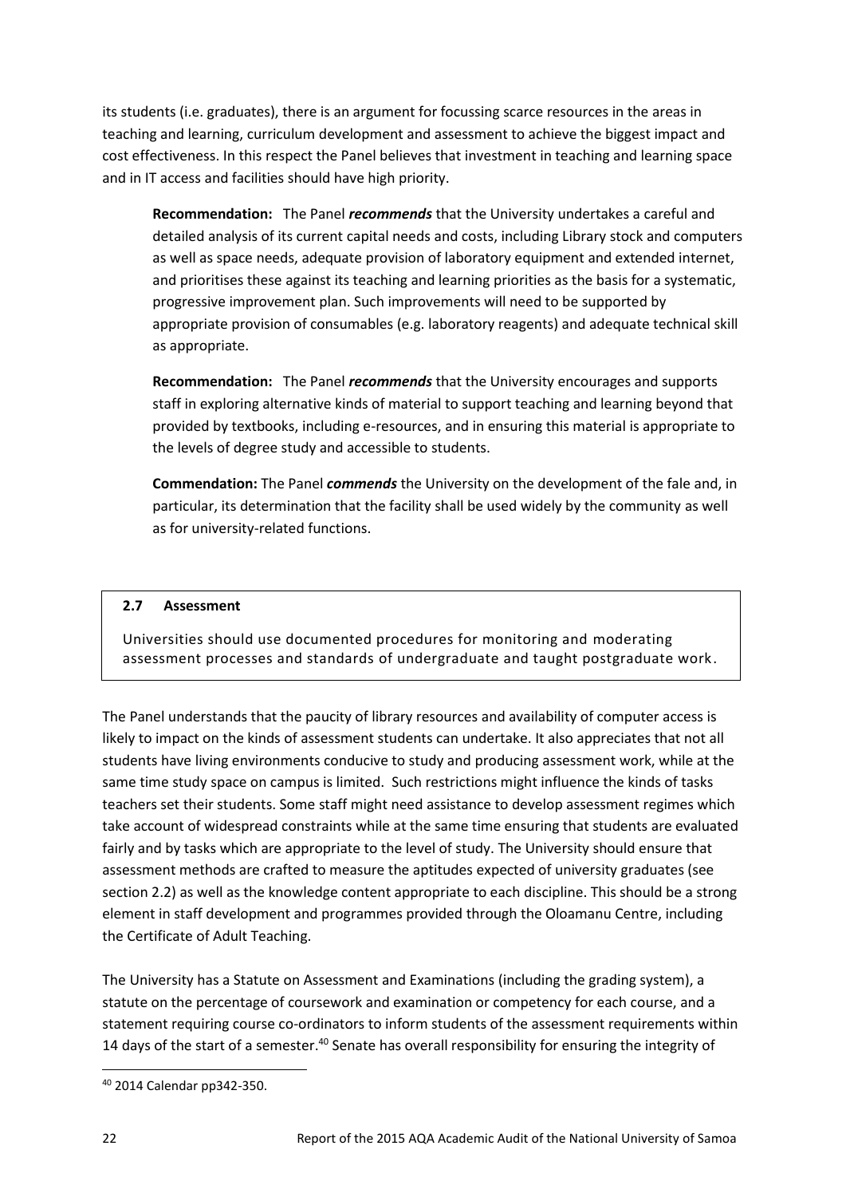its students (i.e. graduates), there is an argument for focussing scarce resources in the areas in teaching and learning, curriculum development and assessment to achieve the biggest impact and cost effectiveness. In this respect the Panel believes that investment in teaching and learning space and in IT access and facilities should have high priority.

> **Recommendation:** The Panel ***recommends*** that the University undertakes a careful and detailed analysis of its current capital needs and costs, including Library stock and computers as well as space needs, adequate provision of laboratory equipment and extended internet, and prioritises these against its teaching and learning priorities as the basis for a systematic, progressive improvement plan. Such improvements will need to be supported by appropriate provision of consumables (e.g. laboratory reagents) and adequate technical skill as appropriate.

> **Recommendation:** The Panel ***recommends*** that the University encourages and supports staff in exploring alternative kinds of material to support teaching and learning beyond that provided by textbooks, including e-resources, and in ensuring this material is appropriate to the levels of degree study and accessible to students.

> **Commendation:** The Panel ***commends*** the University on the development of the fale and, in particular, its determination that the facility shall be used widely by the community as well as for university-related functions.

### 2.7 Assessment

Universities should use documented procedures for monitoring and moderating assessment processes and standards of undergraduate and taught postgraduate work.

The Panel understands that the paucity of library resources and availability of computer access is likely to impact on the kinds of assessment students can undertake. It also appreciates that not all students have living environments conducive to study and producing assessment work, while at the same time study space on campus is limited. Such restrictions might influence the kinds of tasks teachers set their students. Some staff might need assistance to develop assessment regimes which take account of widespread constraints while at the same time ensuring that students are evaluated fairly and by tasks which are appropriate to the level of study. The University should ensure that assessment methods are crafted to measure the aptitudes expected of university graduates (see section 2.2) as well as the knowledge content appropriate to each discipline. This should be a strong element in staff development and programmes provided through the Oloamanu Centre, including the Certificate of Adult Teaching.

The University has a Statute on Assessment and Examinations (including the grading system), a statute on the percentage of coursework and examination or competency for each course, and a statement requiring course co-ordinators to inform students of the assessment requirements within 14 days of the start of a semester.[40] Senate has overall responsibility for ensuring the integrity of

[40] 2014 Calendar pp342-350.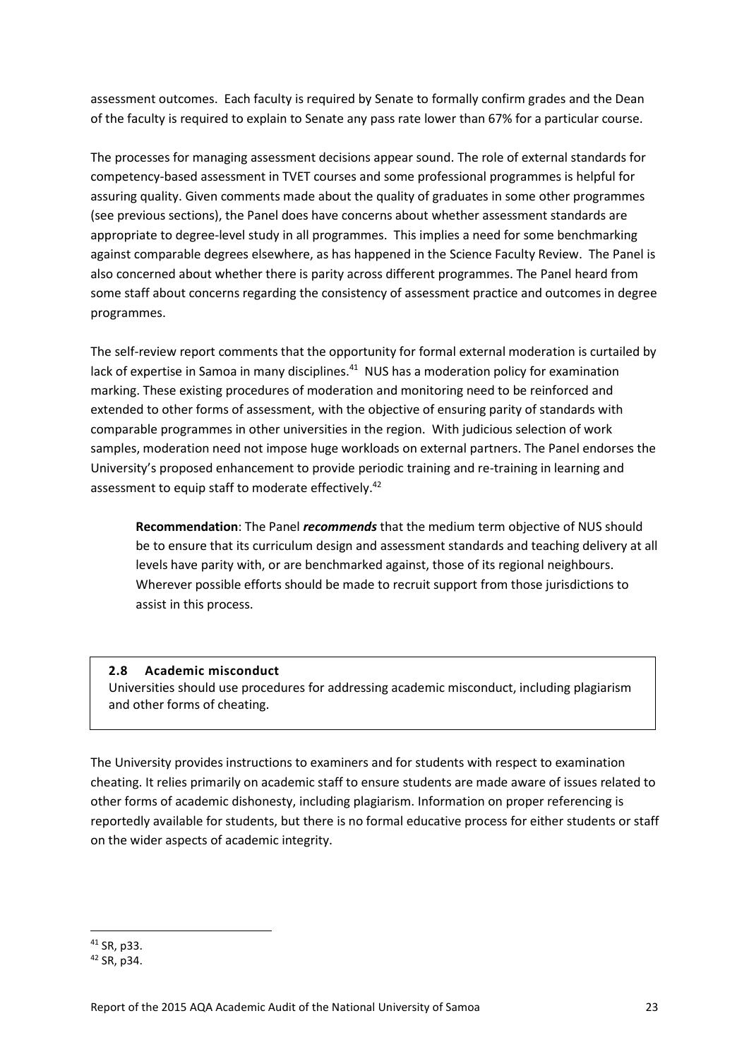assessment outcomes. Each faculty is required by Senate to formally confirm grades and the Dean of the faculty is required to explain to Senate any pass rate lower than 67% for a particular course.

The processes for managing assessment decisions appear sound. The role of external standards for competency-based assessment in TVET courses and some professional programmes is helpful for assuring quality. Given comments made about the quality of graduates in some other programmes (see previous sections), the Panel does have concerns about whether assessment standards are appropriate to degree-level study in all programmes. This implies a need for some benchmarking against comparable degrees elsewhere, as has happened in the Science Faculty Review. The Panel is also concerned about whether there is parity across different programmes. The Panel heard from some staff about concerns regarding the consistency of assessment practice and outcomes in degree programmes.

The self-review report comments that the opportunity for formal external moderation is curtailed by lack of expertise in Samoa in many disciplines.[41] NUS has a moderation policy for examination marking. These existing procedures of moderation and monitoring need to be reinforced and extended to other forms of assessment, with the objective of ensuring parity of standards with comparable programmes in other universities in the region. With judicious selection of work samples, moderation need not impose huge workloads on external partners. The Panel endorses the University's proposed enhancement to provide periodic training and re-training in learning and assessment to equip staff to moderate effectively.[42]

> **Recommendation**: The Panel ***recommends*** that the medium term objective of NUS should be to ensure that its curriculum design and assessment standards and teaching delivery at all levels have parity with, or are benchmarked against, those of its regional neighbours. Wherever possible efforts should be made to recruit support from those jurisdictions to assist in this process.

### 2.8 Academic misconduct

Universities should use procedures for addressing academic misconduct, including plagiarism and other forms of cheating.

The University provides instructions to examiners and for students with respect to examination cheating. It relies primarily on academic staff to ensure students are made aware of issues related to other forms of academic dishonesty, including plagiarism. Information on proper referencing is reportedly available for students, but there is no formal educative process for either students or staff on the wider aspects of academic integrity.

[41] SR, p33.

[42] SR, p34.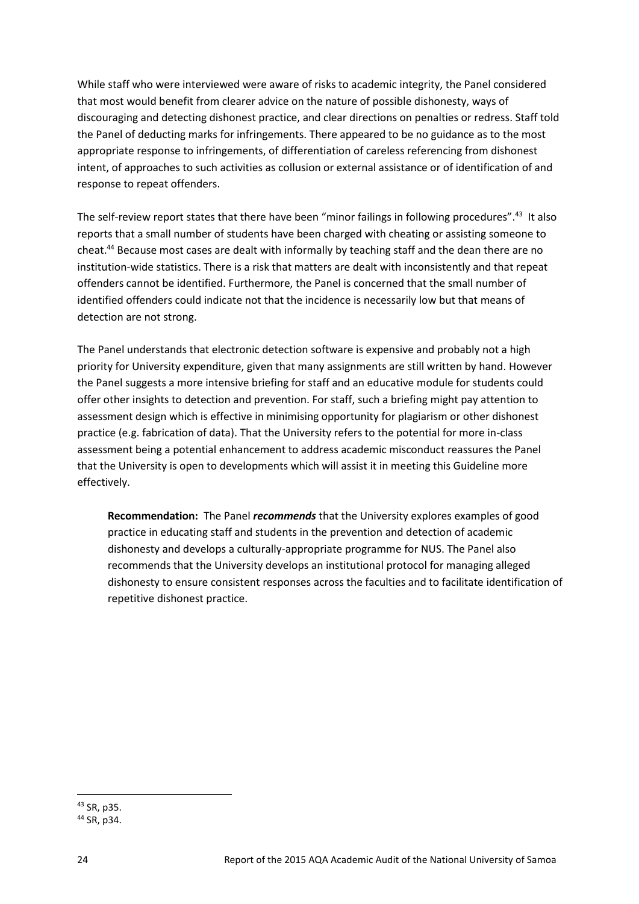While staff who were interviewed were aware of risks to academic integrity, the Panel considered that most would benefit from clearer advice on the nature of possible dishonesty, ways of discouraging and detecting dishonest practice, and clear directions on penalties or redress. Staff told the Panel of deducting marks for infringements. There appeared to be no guidance as to the most appropriate response to infringements, of differentiation of careless referencing from dishonest intent, of approaches to such activities as collusion or external assistance or of identification of and response to repeat offenders.

The self-review report states that there have been "minor failings in following procedures".[43] It also reports that a small number of students have been charged with cheating or assisting someone to cheat.[44] Because most cases are dealt with informally by teaching staff and the dean there are no institution-wide statistics. There is a risk that matters are dealt with inconsistently and that repeat offenders cannot be identified. Furthermore, the Panel is concerned that the small number of identified offenders could indicate not that the incidence is necessarily low but that means of detection are not strong.

The Panel understands that electronic detection software is expensive and probably not a high priority for University expenditure, given that many assignments are still written by hand. However the Panel suggests a more intensive briefing for staff and an educative module for students could offer other insights to detection and prevention. For staff, such a briefing might pay attention to assessment design which is effective in minimising opportunity for plagiarism or other dishonest practice (e.g. fabrication of data). That the University refers to the potential for more in-class assessment being a potential enhancement to address academic misconduct reassures the Panel that the University is open to developments which will assist it in meeting this Guideline more effectively.

> **Recommendation:** The Panel ***recommends*** that the University explores examples of good practice in educating staff and students in the prevention and detection of academic dishonesty and develops a culturally-appropriate programme for NUS. The Panel also recommends that the University develops an institutional protocol for managing alleged dishonesty to ensure consistent responses across the faculties and to facilitate identification of repetitive dishonest practice.

---

[43] SR, p35.

[44] SR, p34.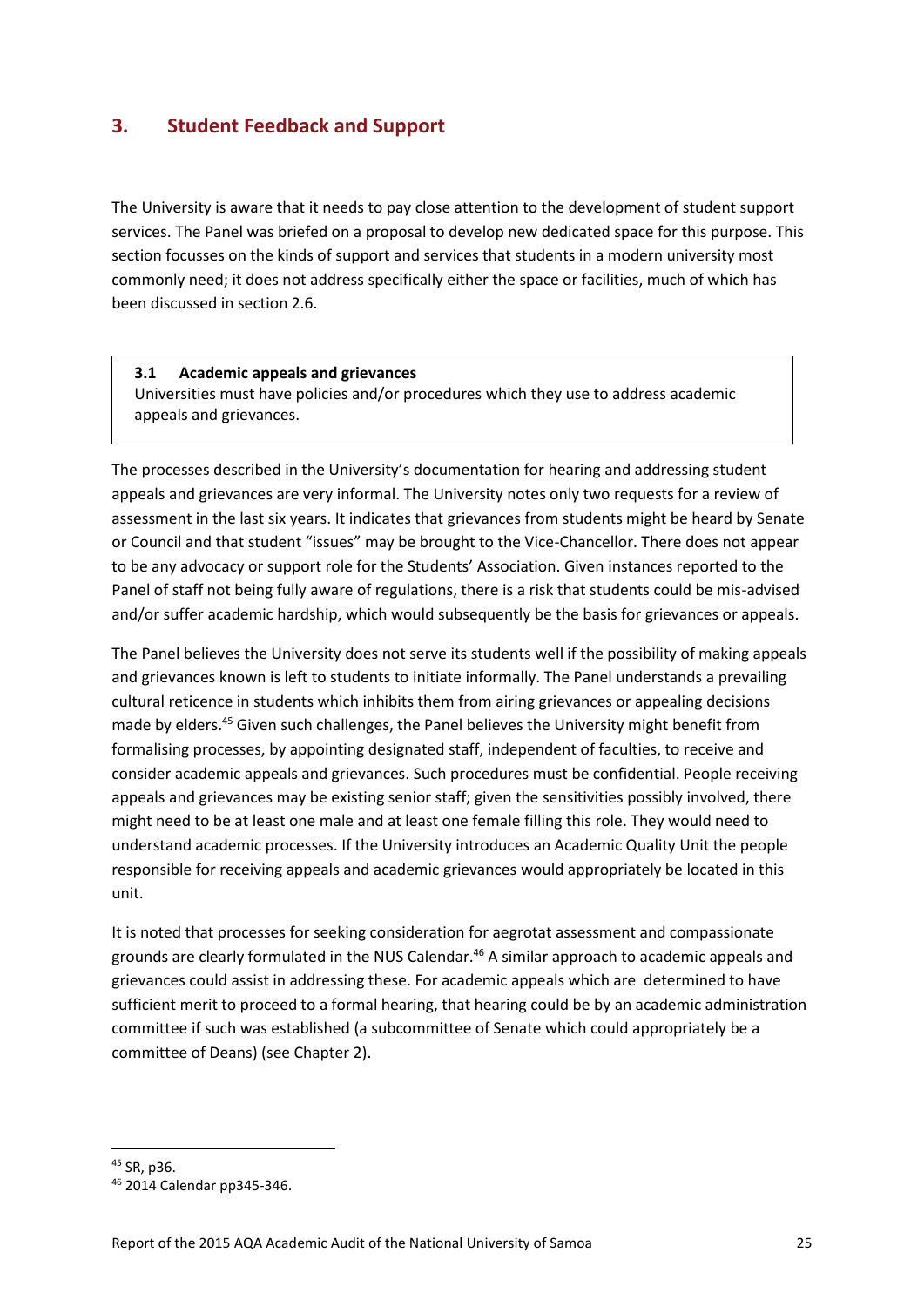## 3. Student Feedback and Support

The University is aware that it needs to pay close attention to the development of student support services. The Panel was briefed on a proposal to develop new dedicated space for this purpose. This section focusses on the kinds of support and services that students in a modern university most commonly need; it does not address specifically either the space or facilities, much of which has been discussed in section 2.6.

> **3.1 Academic appeals and grievances**
> Universities must have policies and/or procedures which they use to address academic appeals and grievances.

The processes described in the University's documentation for hearing and addressing student appeals and grievances are very informal. The University notes only two requests for a review of assessment in the last six years. It indicates that grievances from students might be heard by Senate or Council and that student "issues" may be brought to the Vice-Chancellor. There does not appear to be any advocacy or support role for the Students' Association. Given instances reported to the Panel of staff not being fully aware of regulations, there is a risk that students could be mis-advised and/or suffer academic hardship, which would subsequently be the basis for grievances or appeals.

The Panel believes the University does not serve its students well if the possibility of making appeals and grievances known is left to students to initiate informally. The Panel understands a prevailing cultural reticence in students which inhibits them from airing grievances or appealing decisions made by elders.[45] Given such challenges, the Panel believes the University might benefit from formalising processes, by appointing designated staff, independent of faculties, to receive and consider academic appeals and grievances. Such procedures must be confidential. People receiving appeals and grievances may be existing senior staff; given the sensitivities possibly involved, there might need to be at least one male and at least one female filling this role. They would need to understand academic processes. If the University introduces an Academic Quality Unit the people responsible for receiving appeals and academic grievances would appropriately be located in this unit.

It is noted that processes for seeking consideration for aegrotat assessment and compassionate grounds are clearly formulated in the NUS Calendar.[46] A similar approach to academic appeals and grievances could assist in addressing these. For academic appeals which are determined to have sufficient merit to proceed to a formal hearing, that hearing could be by an academic administration committee if such was established (a subcommittee of Senate which could appropriately be a committee of Deans) (see Chapter 2).

---

[45] SR, p36.

[46] 2014 Calendar pp345-346.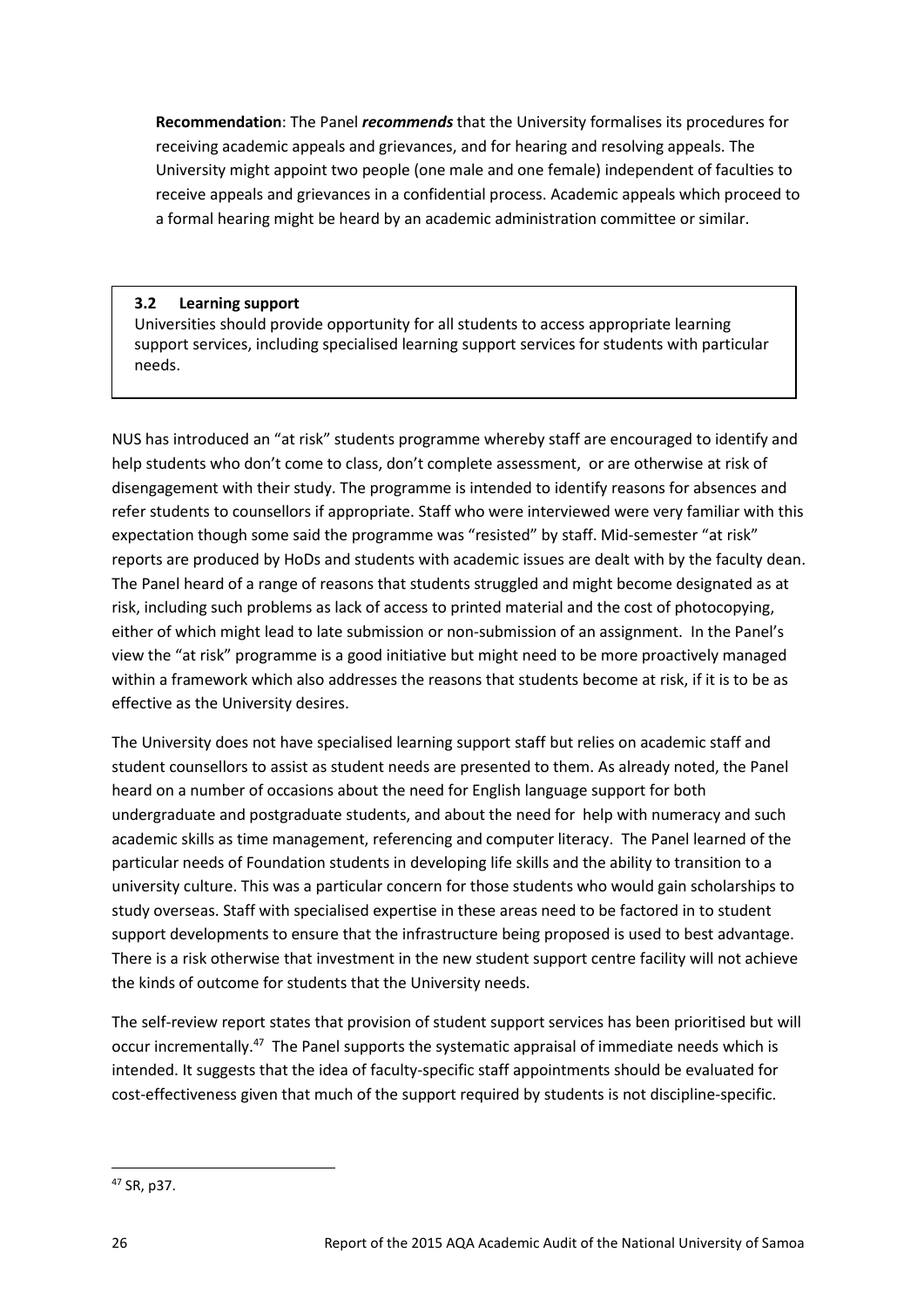**Recommendation**: The Panel ***recommends*** that the University formalises its procedures for receiving academic appeals and grievances, and for hearing and resolving appeals. The University might appoint two people (one male and one female) independent of faculties to receive appeals and grievances in a confidential process. Academic appeals which proceed to a formal hearing might be heard by an academic administration committee or similar.

> **3.2 Learning support**
> Universities should provide opportunity for all students to access appropriate learning support services, including specialised learning support services for students with particular needs.

NUS has introduced an "at risk" students programme whereby staff are encouraged to identify and help students who don't come to class, don't complete assessment, or are otherwise at risk of disengagement with their study. The programme is intended to identify reasons for absences and refer students to counsellors if appropriate. Staff who were interviewed were very familiar with this expectation though some said the programme was "resisted" by staff. Mid-semester "at risk" reports are produced by HoDs and students with academic issues are dealt with by the faculty dean. The Panel heard of a range of reasons that students struggled and might become designated as at risk, including such problems as lack of access to printed material and the cost of photocopying, either of which might lead to late submission or non-submission of an assignment. In the Panel's view the "at risk" programme is a good initiative but might need to be more proactively managed within a framework which also addresses the reasons that students become at risk, if it is to be as effective as the University desires.

The University does not have specialised learning support staff but relies on academic staff and student counsellors to assist as student needs are presented to them. As already noted, the Panel heard on a number of occasions about the need for English language support for both undergraduate and postgraduate students, and about the need for help with numeracy and such academic skills as time management, referencing and computer literacy. The Panel learned of the particular needs of Foundation students in developing life skills and the ability to transition to a university culture. This was a particular concern for those students who would gain scholarships to study overseas. Staff with specialised expertise in these areas need to be factored in to student support developments to ensure that the infrastructure being proposed is used to best advantage. There is a risk otherwise that investment in the new student support centre facility will not achieve the kinds of outcome for students that the University needs.

The self-review report states that provision of student support services has been prioritised but will occur incrementally.[47] The Panel supports the systematic appraisal of immediate needs which is intended. It suggests that the idea of faculty-specific staff appointments should be evaluated for cost-effectiveness given that much of the support required by students is not discipline-specific.

---

[47] SR, p37.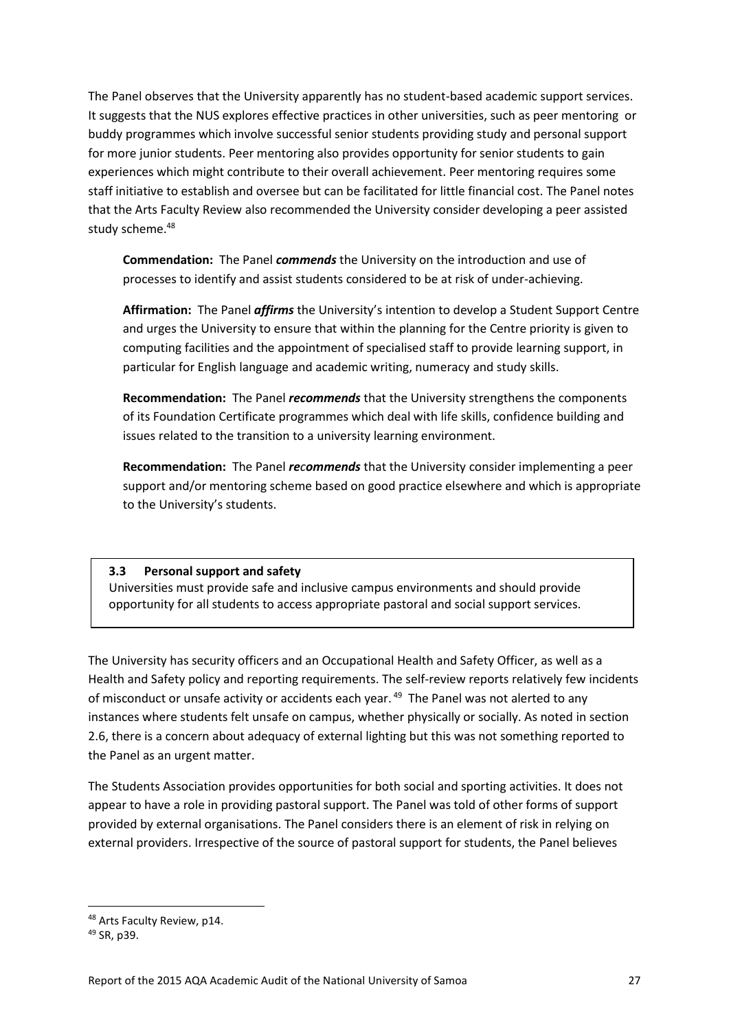The Panel observes that the University apparently has no student-based academic support services. It suggests that the NUS explores effective practices in other universities, such as peer mentoring or buddy programmes which involve successful senior students providing study and personal support for more junior students. Peer mentoring also provides opportunity for senior students to gain experiences which might contribute to their overall achievement. Peer mentoring requires some staff initiative to establish and oversee but can be facilitated for little financial cost. The Panel notes that the Arts Faculty Review also recommended the University consider developing a peer assisted study scheme.[48]

**Commendation:** The Panel ***commends*** the University on the introduction and use of processes to identify and assist students considered to be at risk of under-achieving.

**Affirmation:** The Panel ***affirms*** the University's intention to develop a Student Support Centre and urges the University to ensure that within the planning for the Centre priority is given to computing facilities and the appointment of specialised staff to provide learning support, in particular for English language and academic writing, numeracy and study skills.

**Recommendation:** The Panel ***recommends*** that the University strengthens the components of its Foundation Certificate programmes which deal with life skills, confidence building and issues related to the transition to a university learning environment.

**Recommendation:** The Panel ***recommends*** that the University consider implementing a peer support and/or mentoring scheme based on good practice elsewhere and which is appropriate to the University's students.

### 3.3 Personal support and safety

Universities must provide safe and inclusive campus environments and should provide opportunity for all students to access appropriate pastoral and social support services.

The University has security officers and an Occupational Health and Safety Officer, as well as a Health and Safety policy and reporting requirements. The self-review reports relatively few incidents of misconduct or unsafe activity or accidents each year.[49] The Panel was not alerted to any instances where students felt unsafe on campus, whether physically or socially. As noted in section 2.6, there is a concern about adequacy of external lighting but this was not something reported to the Panel as an urgent matter.

The Students Association provides opportunities for both social and sporting activities. It does not appear to have a role in providing pastoral support. The Panel was told of other forms of support provided by external organisations. The Panel considers there is an element of risk in relying on external providers. Irrespective of the source of pastoral support for students, the Panel believes

[48] Arts Faculty Review, p14.

[49] SR, p39.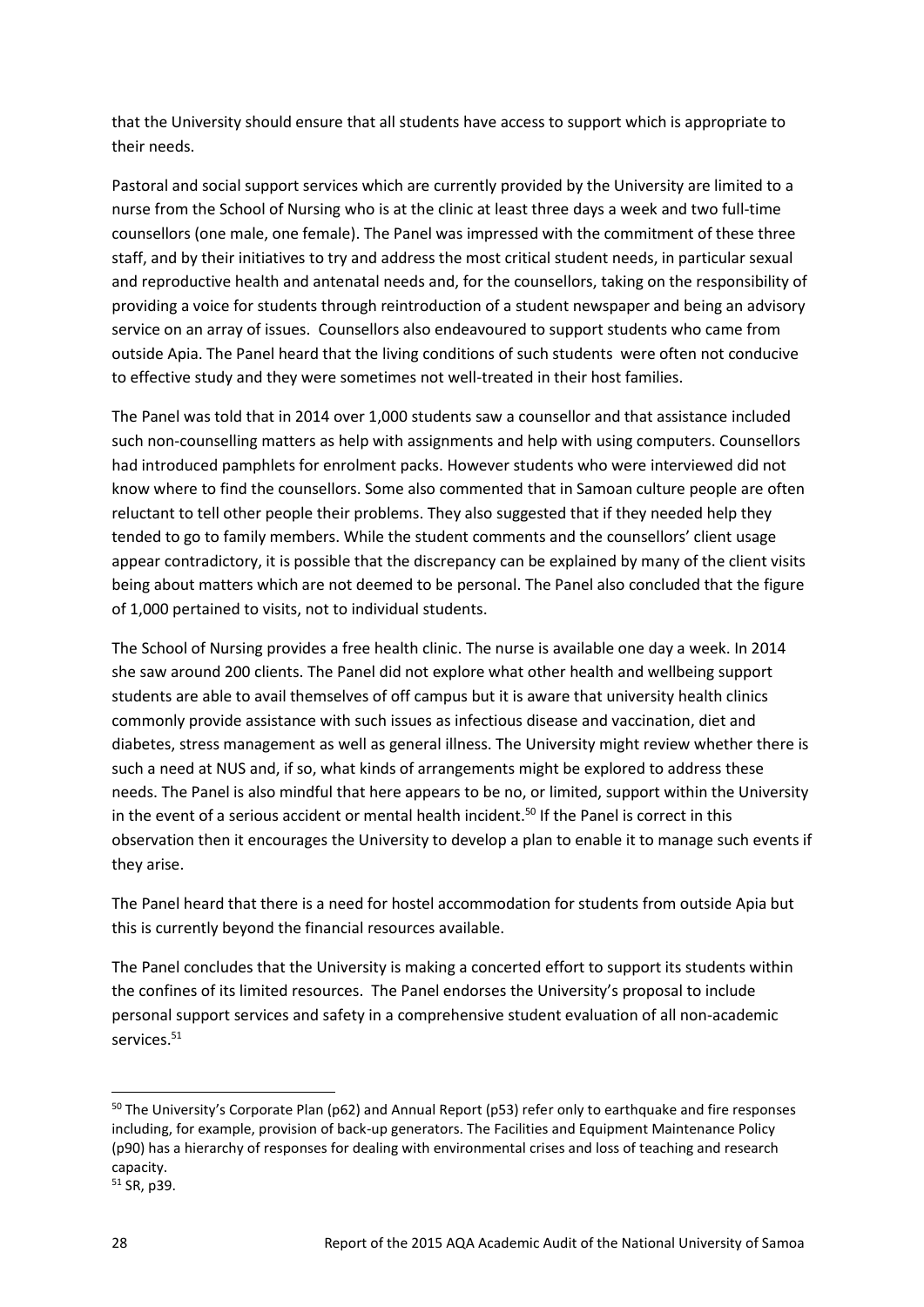that the University should ensure that all students have access to support which is appropriate to their needs.

Pastoral and social support services which are currently provided by the University are limited to a nurse from the School of Nursing who is at the clinic at least three days a week and two full-time counsellors (one male, one female). The Panel was impressed with the commitment of these three staff, and by their initiatives to try and address the most critical student needs, in particular sexual and reproductive health and antenatal needs and, for the counsellors, taking on the responsibility of providing a voice for students through reintroduction of a student newspaper and being an advisory service on an array of issues. Counsellors also endeavoured to support students who came from outside Apia. The Panel heard that the living conditions of such students were often not conducive to effective study and they were sometimes not well-treated in their host families.

The Panel was told that in 2014 over 1,000 students saw a counsellor and that assistance included such non-counselling matters as help with assignments and help with using computers. Counsellors had introduced pamphlets for enrolment packs. However students who were interviewed did not know where to find the counsellors. Some also commented that in Samoan culture people are often reluctant to tell other people their problems. They also suggested that if they needed help they tended to go to family members. While the student comments and the counsellors' client usage appear contradictory, it is possible that the discrepancy can be explained by many of the client visits being about matters which are not deemed to be personal. The Panel also concluded that the figure of 1,000 pertained to visits, not to individual students.

The School of Nursing provides a free health clinic. The nurse is available one day a week. In 2014 she saw around 200 clients. The Panel did not explore what other health and wellbeing support students are able to avail themselves of off campus but it is aware that university health clinics commonly provide assistance with such issues as infectious disease and vaccination, diet and diabetes, stress management as well as general illness. The University might review whether there is such a need at NUS and, if so, what kinds of arrangements might be explored to address these needs. The Panel is also mindful that here appears to be no, or limited, support within the University in the event of a serious accident or mental health incident.[50] If the Panel is correct in this observation then it encourages the University to develop a plan to enable it to manage such events if they arise.

The Panel heard that there is a need for hostel accommodation for students from outside Apia but this is currently beyond the financial resources available.

The Panel concludes that the University is making a concerted effort to support its students within the confines of its limited resources. The Panel endorses the University's proposal to include personal support services and safety in a comprehensive student evaluation of all non-academic services.[51]

---

[50] The University's Corporate Plan (p62) and Annual Report (p53) refer only to earthquake and fire responses including, for example, provision of back-up generators. The Facilities and Equipment Maintenance Policy (p90) has a hierarchy of responses for dealing with environmental crises and loss of teaching and research capacity.

[51] SR, p39.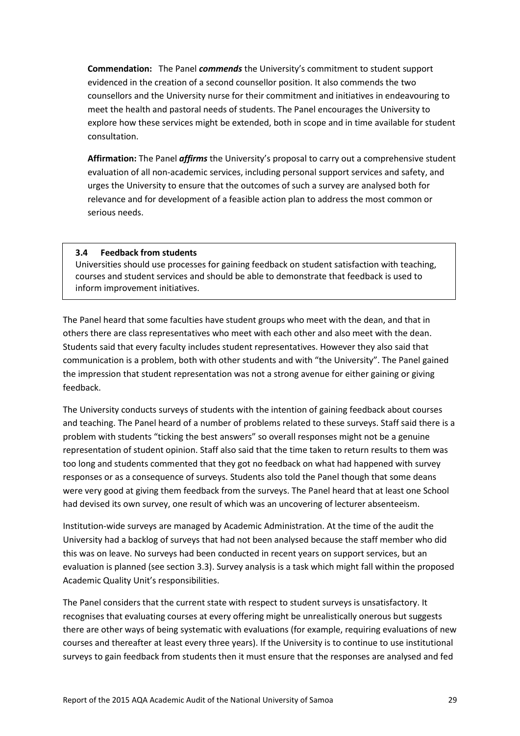**Commendation:** The Panel ***commends*** the University's commitment to student support evidenced in the creation of a second counsellor position. It also commends the two counsellors and the University nurse for their commitment and initiatives in endeavouring to meet the health and pastoral needs of students. The Panel encourages the University to explore how these services might be extended, both in scope and in time available for student consultation.

**Affirmation:** The Panel ***affirms*** the University's proposal to carry out a comprehensive student evaluation of all non-academic services, including personal support services and safety, and urges the University to ensure that the outcomes of such a survey are analysed both for relevance and for development of a feasible action plan to address the most common or serious needs.

### 3.4 Feedback from students

Universities should use processes for gaining feedback on student satisfaction with teaching, courses and student services and should be able to demonstrate that feedback is used to inform improvement initiatives.

The Panel heard that some faculties have student groups who meet with the dean, and that in others there are class representatives who meet with each other and also meet with the dean. Students said that every faculty includes student representatives. However they also said that communication is a problem, both with other students and with "the University". The Panel gained the impression that student representation was not a strong avenue for either gaining or giving feedback.

The University conducts surveys of students with the intention of gaining feedback about courses and teaching. The Panel heard of a number of problems related to these surveys. Staff said there is a problem with students "ticking the best answers" so overall responses might not be a genuine representation of student opinion. Staff also said that the time taken to return results to them was too long and students commented that they got no feedback on what had happened with survey responses or as a consequence of surveys. Students also told the Panel though that some deans were very good at giving them feedback from the surveys. The Panel heard that at least one School had devised its own survey, one result of which was an uncovering of lecturer absenteeism.

Institution-wide surveys are managed by Academic Administration. At the time of the audit the University had a backlog of surveys that had not been analysed because the staff member who did this was on leave. No surveys had been conducted in recent years on support services, but an evaluation is planned (see section 3.3). Survey analysis is a task which might fall within the proposed Academic Quality Unit's responsibilities.

The Panel considers that the current state with respect to student surveys is unsatisfactory. It recognises that evaluating courses at every offering might be unrealistically onerous but suggests there are other ways of being systematic with evaluations (for example, requiring evaluations of new courses and thereafter at least every three years). If the University is to continue to use institutional surveys to gain feedback from students then it must ensure that the responses are analysed and fed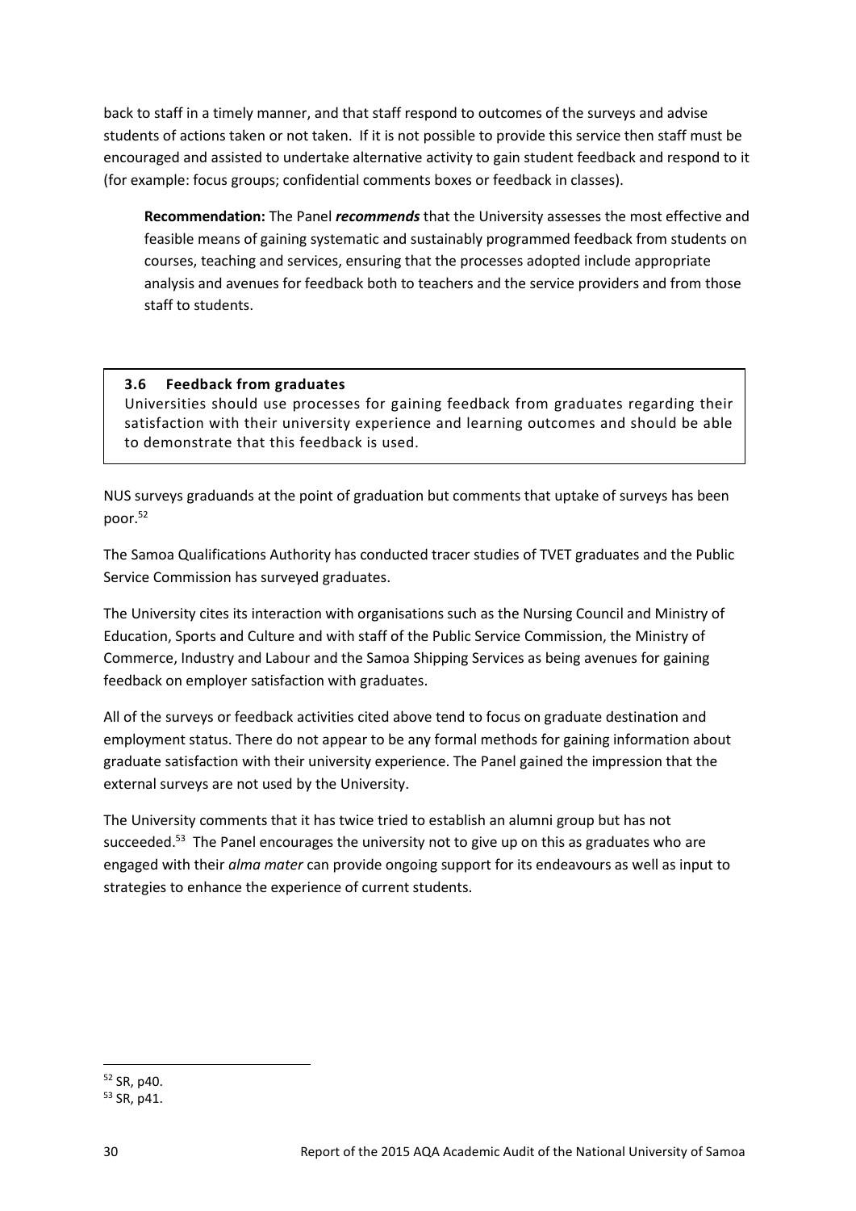back to staff in a timely manner, and that staff respond to outcomes of the surveys and advise students of actions taken or not taken. If it is not possible to provide this service then staff must be encouraged and assisted to undertake alternative activity to gain student feedback and respond to it (for example: focus groups; confidential comments boxes or feedback in classes).

> **Recommendation:** The Panel ***recommends*** that the University assesses the most effective and feasible means of gaining systematic and sustainably programmed feedback from students on courses, teaching and services, ensuring that the processes adopted include appropriate analysis and avenues for feedback both to teachers and the service providers and from those staff to students.

### 3.6 Feedback from graduates

Universities should use processes for gaining feedback from graduates regarding their satisfaction with their university experience and learning outcomes and should be able to demonstrate that this feedback is used.

NUS surveys graduands at the point of graduation but comments that uptake of surveys has been poor.[52]

The Samoa Qualifications Authority has conducted tracer studies of TVET graduates and the Public Service Commission has surveyed graduates.

The University cites its interaction with organisations such as the Nursing Council and Ministry of Education, Sports and Culture and with staff of the Public Service Commission, the Ministry of Commerce, Industry and Labour and the Samoa Shipping Services as being avenues for gaining feedback on employer satisfaction with graduates.

All of the surveys or feedback activities cited above tend to focus on graduate destination and employment status. There do not appear to be any formal methods for gaining information about graduate satisfaction with their university experience. The Panel gained the impression that the external surveys are not used by the University.

The University comments that it has twice tried to establish an alumni group but has not succeeded.[53] The Panel encourages the university not to give up on this as graduates who are engaged with their *alma mater* can provide ongoing support for its endeavours as well as input to strategies to enhance the experience of current students.

---

[52] SR, p40.

[53] SR, p41.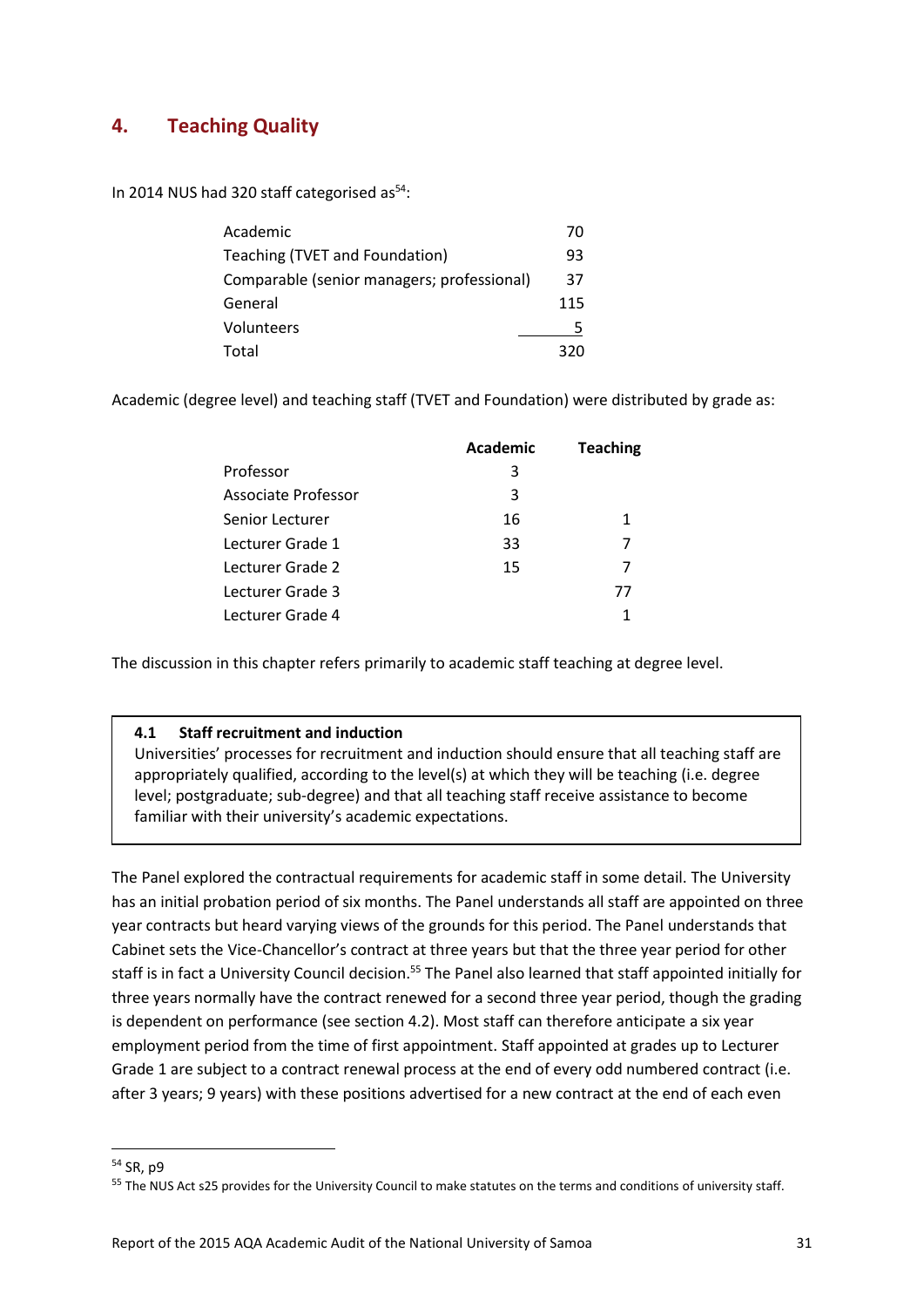## 4. Teaching Quality

In 2014 NUS had 320 staff categorised as[54]:

| | |
|---|---|
| Academic | 70 |
| Teaching (TVET and Foundation) | 93 |
| Comparable (senior managers; professional) | 37 |
| General | 115 |
| Volunteers | 5 |
| Total | 320 |

Academic (degree level) and teaching staff (TVET and Foundation) were distributed by grade as:

| | Academic | Teaching |
|---|---|---|
| Professor | 3 | |
| Associate Professor | 3 | |
| Senior Lecturer | 16 | 1 |
| Lecturer Grade 1 | 33 | 7 |
| Lecturer Grade 2 | 15 | 7 |
| Lecturer Grade 3 | | 77 |
| Lecturer Grade 4 | | 1 |

The discussion in this chapter refers primarily to academic staff teaching at degree level.

> **4.1 Staff recruitment and induction**
> Universities' processes for recruitment and induction should ensure that all teaching staff are appropriately qualified, according to the level(s) at which they will be teaching (i.e. degree level; postgraduate; sub-degree) and that all teaching staff receive assistance to become familiar with their university's academic expectations.

The Panel explored the contractual requirements for academic staff in some detail. The University has an initial probation period of six months. The Panel understands all staff are appointed on three year contracts but heard varying views of the grounds for this period. The Panel understands that Cabinet sets the Vice-Chancellor's contract at three years but that the three year period for other staff is in fact a University Council decision.[55] The Panel also learned that staff appointed initially for three years normally have the contract renewed for a second three year period, though the grading is dependent on performance (see section 4.2). Most staff can therefore anticipate a six year employment period from the time of first appointment. Staff appointed at grades up to Lecturer Grade 1 are subject to a contract renewal process at the end of every odd numbered contract (i.e. after 3 years; 9 years) with these positions advertised for a new contract at the end of each even

---

[54] SR, p9

[55] The NUS Act s25 provides for the University Council to make statutes on the terms and conditions of university staff.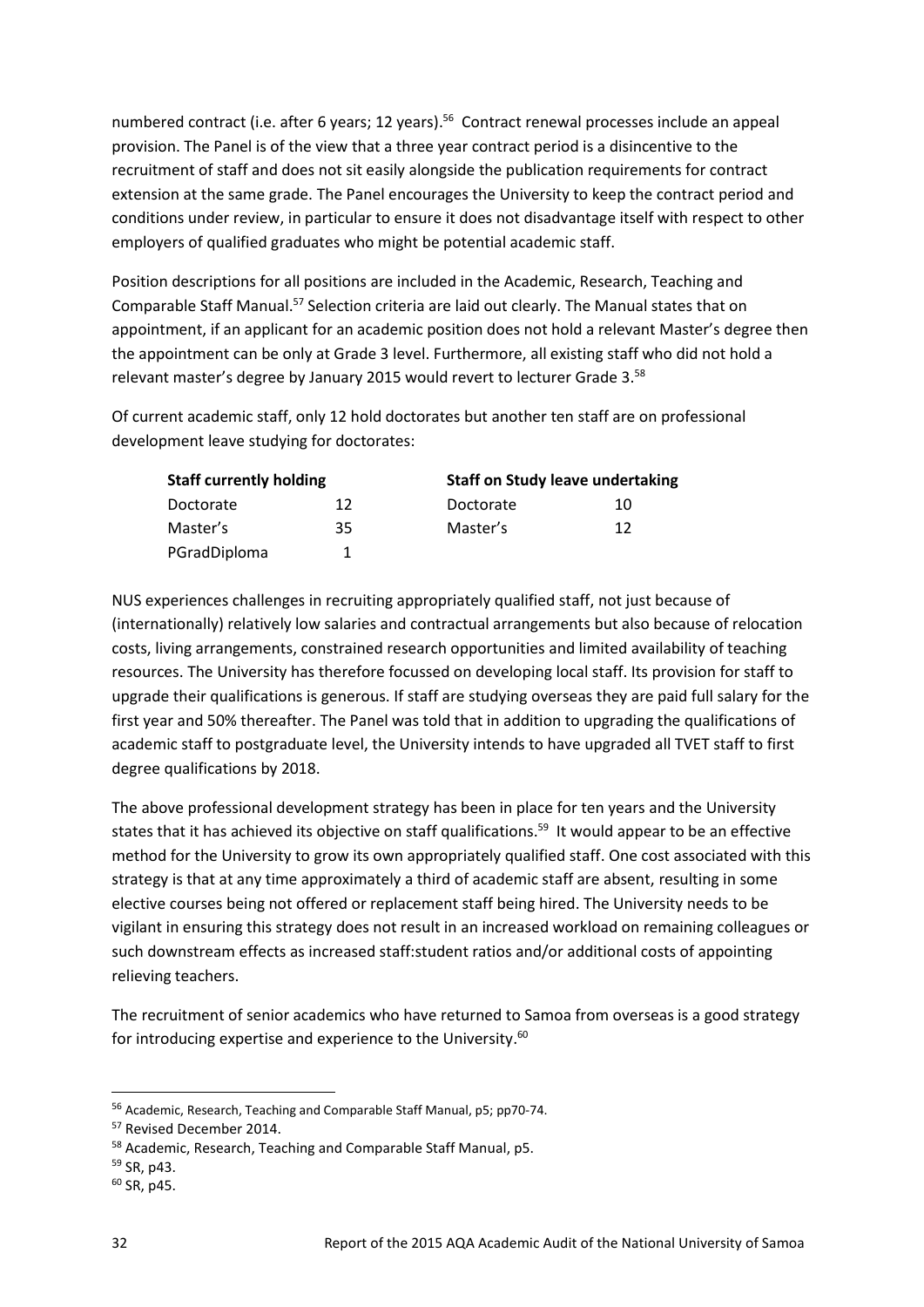numbered contract (i.e. after 6 years; 12 years).[56] Contract renewal processes include an appeal provision. The Panel is of the view that a three year contract period is a disincentive to the recruitment of staff and does not sit easily alongside the publication requirements for contract extension at the same grade. The Panel encourages the University to keep the contract period and conditions under review, in particular to ensure it does not disadvantage itself with respect to other employers of qualified graduates who might be potential academic staff.

Position descriptions for all positions are included in the Academic, Research, Teaching and Comparable Staff Manual.[57] Selection criteria are laid out clearly. The Manual states that on appointment, if an applicant for an academic position does not hold a relevant Master's degree then the appointment can be only at Grade 3 level. Furthermore, all existing staff who did not hold a relevant master's degree by January 2015 would revert to lecturer Grade 3.[58]

Of current academic staff, only 12 hold doctorates but another ten staff are on professional development leave studying for doctorates:

| **Staff currently holding** | | **Staff on Study leave undertaking** | |
|---|---|---|---|
| Doctorate | 12 | Doctorate | 10 |
| Master's | 35 | Master's | 12 |
| PGradDiploma | 1 | | |

NUS experiences challenges in recruiting appropriately qualified staff, not just because of (internationally) relatively low salaries and contractual arrangements but also because of relocation costs, living arrangements, constrained research opportunities and limited availability of teaching resources. The University has therefore focussed on developing local staff. Its provision for staff to upgrade their qualifications is generous. If staff are studying overseas they are paid full salary for the first year and 50% thereafter. The Panel was told that in addition to upgrading the qualifications of academic staff to postgraduate level, the University intends to have upgraded all TVET staff to first degree qualifications by 2018.

The above professional development strategy has been in place for ten years and the University states that it has achieved its objective on staff qualifications.[59] It would appear to be an effective method for the University to grow its own appropriately qualified staff. One cost associated with this strategy is that at any time approximately a third of academic staff are absent, resulting in some elective courses being not offered or replacement staff being hired. The University needs to be vigilant in ensuring this strategy does not result in an increased workload on remaining colleagues or such downstream effects as increased staff:student ratios and/or additional costs of appointing relieving teachers.

The recruitment of senior academics who have returned to Samoa from overseas is a good strategy for introducing expertise and experience to the University.[60]

---

[56] Academic, Research, Teaching and Comparable Staff Manual, p5; pp70-74.

[57] Revised December 2014.

[58] Academic, Research, Teaching and Comparable Staff Manual, p5.

[59] SR, p43.

[60] SR, p45.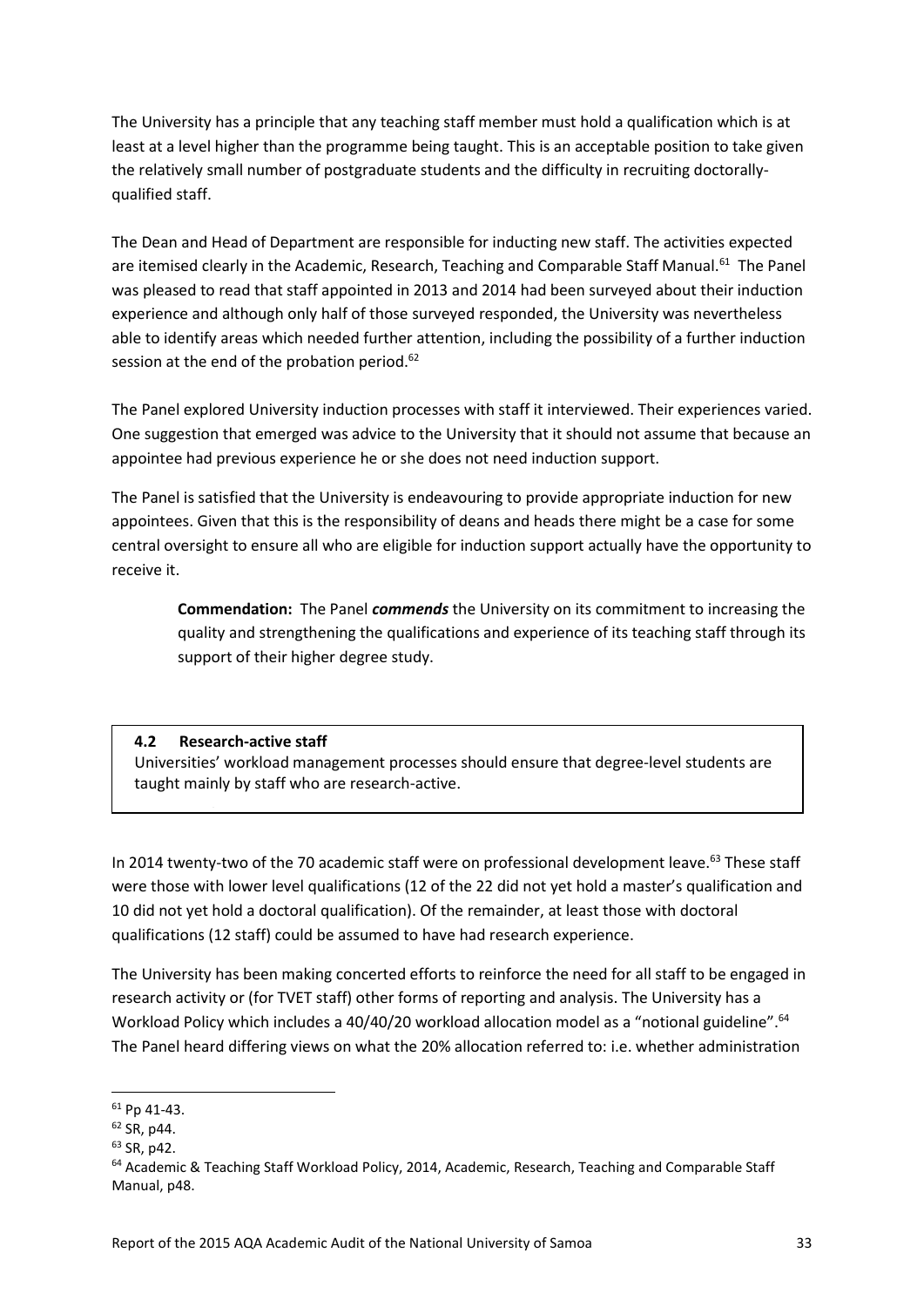The University has a principle that any teaching staff member must hold a qualification which is at least at a level higher than the programme being taught. This is an acceptable position to take given the relatively small number of postgraduate students and the difficulty in recruiting doctorally-qualified staff.

The Dean and Head of Department are responsible for inducting new staff. The activities expected are itemised clearly in the Academic, Research, Teaching and Comparable Staff Manual.[61] The Panel was pleased to read that staff appointed in 2013 and 2014 had been surveyed about their induction experience and although only half of those surveyed responded, the University was nevertheless able to identify areas which needed further attention, including the possibility of a further induction session at the end of the probation period.[62]

The Panel explored University induction processes with staff it interviewed. Their experiences varied. One suggestion that emerged was advice to the University that it should not assume that because an appointee had previous experience he or she does not need induction support.

The Panel is satisfied that the University is endeavouring to provide appropriate induction for new appointees. Given that this is the responsibility of deans and heads there might be a case for some central oversight to ensure all who are eligible for induction support actually have the opportunity to receive it.

> **Commendation:** The Panel ***commends*** the University on its commitment to increasing the quality and strengthening the qualifications and experience of its teaching staff through its support of their higher degree study.

### 4.2 Research-active staff

Universities' workload management processes should ensure that degree-level students are taught mainly by staff who are research-active.

In 2014 twenty-two of the 70 academic staff were on professional development leave.[63] These staff were those with lower level qualifications (12 of the 22 did not yet hold a master's qualification and 10 did not yet hold a doctoral qualification). Of the remainder, at least those with doctoral qualifications (12 staff) could be assumed to have had research experience.

The University has been making concerted efforts to reinforce the need for all staff to be engaged in research activity or (for TVET staff) other forms of reporting and analysis. The University has a Workload Policy which includes a 40/40/20 workload allocation model as a "notional guideline".[64] The Panel heard differing views on what the 20% allocation referred to: i.e. whether administration

---

[61] Pp 41-43.

[62] SR, p44.

[63] SR, p42.

[64] Academic & Teaching Staff Workload Policy, 2014, Academic, Research, Teaching and Comparable Staff Manual, p48.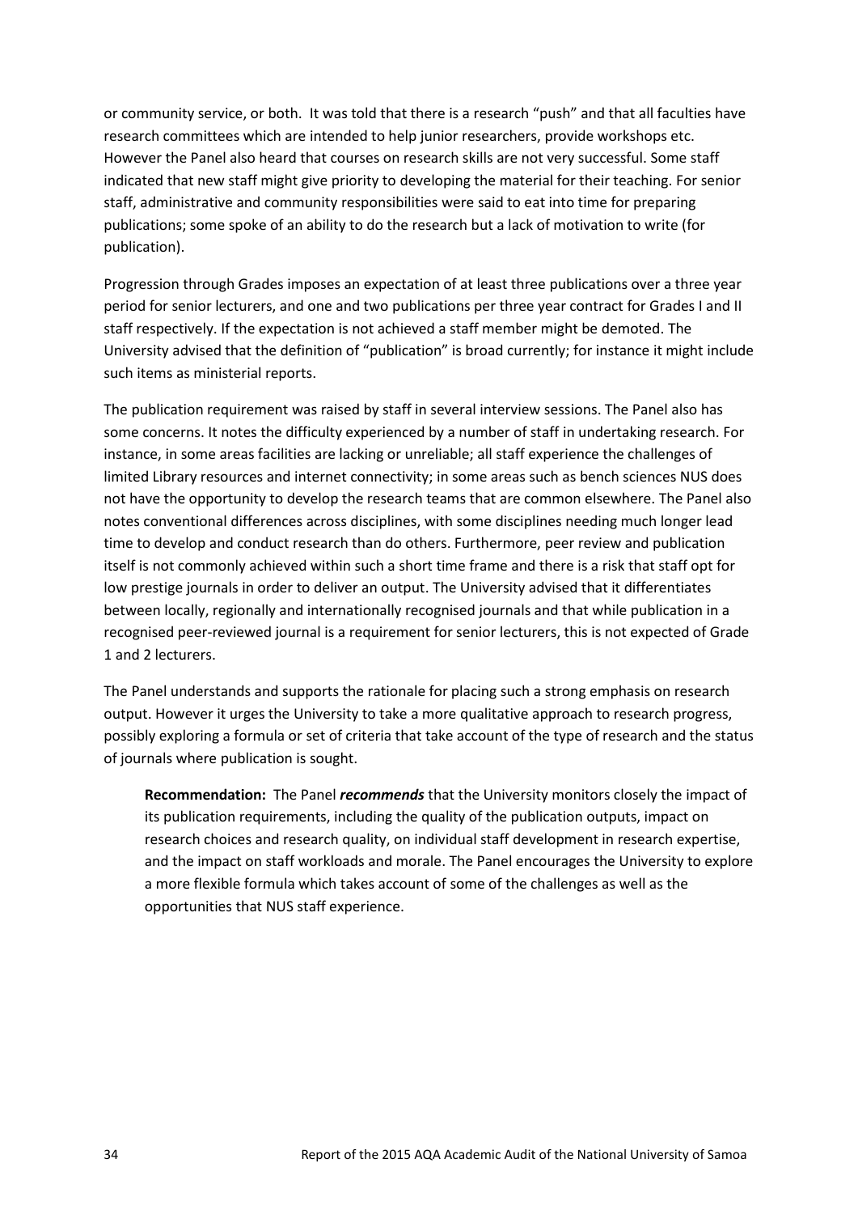or community service, or both. It was told that there is a research "push" and that all faculties have research committees which are intended to help junior researchers, provide workshops etc. However the Panel also heard that courses on research skills are not very successful. Some staff indicated that new staff might give priority to developing the material for their teaching. For senior staff, administrative and community responsibilities were said to eat into time for preparing publications; some spoke of an ability to do the research but a lack of motivation to write (for publication).

Progression through Grades imposes an expectation of at least three publications over a three year period for senior lecturers, and one and two publications per three year contract for Grades I and II staff respectively. If the expectation is not achieved a staff member might be demoted. The University advised that the definition of "publication" is broad currently; for instance it might include such items as ministerial reports.

The publication requirement was raised by staff in several interview sessions. The Panel also has some concerns. It notes the difficulty experienced by a number of staff in undertaking research. For instance, in some areas facilities are lacking or unreliable; all staff experience the challenges of limited Library resources and internet connectivity; in some areas such as bench sciences NUS does not have the opportunity to develop the research teams that are common elsewhere. The Panel also notes conventional differences across disciplines, with some disciplines needing much longer lead time to develop and conduct research than do others. Furthermore, peer review and publication itself is not commonly achieved within such a short time frame and there is a risk that staff opt for low prestige journals in order to deliver an output. The University advised that it differentiates between locally, regionally and internationally recognised journals and that while publication in a recognised peer-reviewed journal is a requirement for senior lecturers, this is not expected of Grade 1 and 2 lecturers.

The Panel understands and supports the rationale for placing such a strong emphasis on research output. However it urges the University to take a more qualitative approach to research progress, possibly exploring a formula or set of criteria that take account of the type of research and the status of journals where publication is sought.

> **Recommendation:** The Panel ***recommends*** that the University monitors closely the impact of its publication requirements, including the quality of the publication outputs, impact on research choices and research quality, on individual staff development in research expertise, and the impact on staff workloads and morale. The Panel encourages the University to explore a more flexible formula which takes account of some of the challenges as well as the opportunities that NUS staff experience.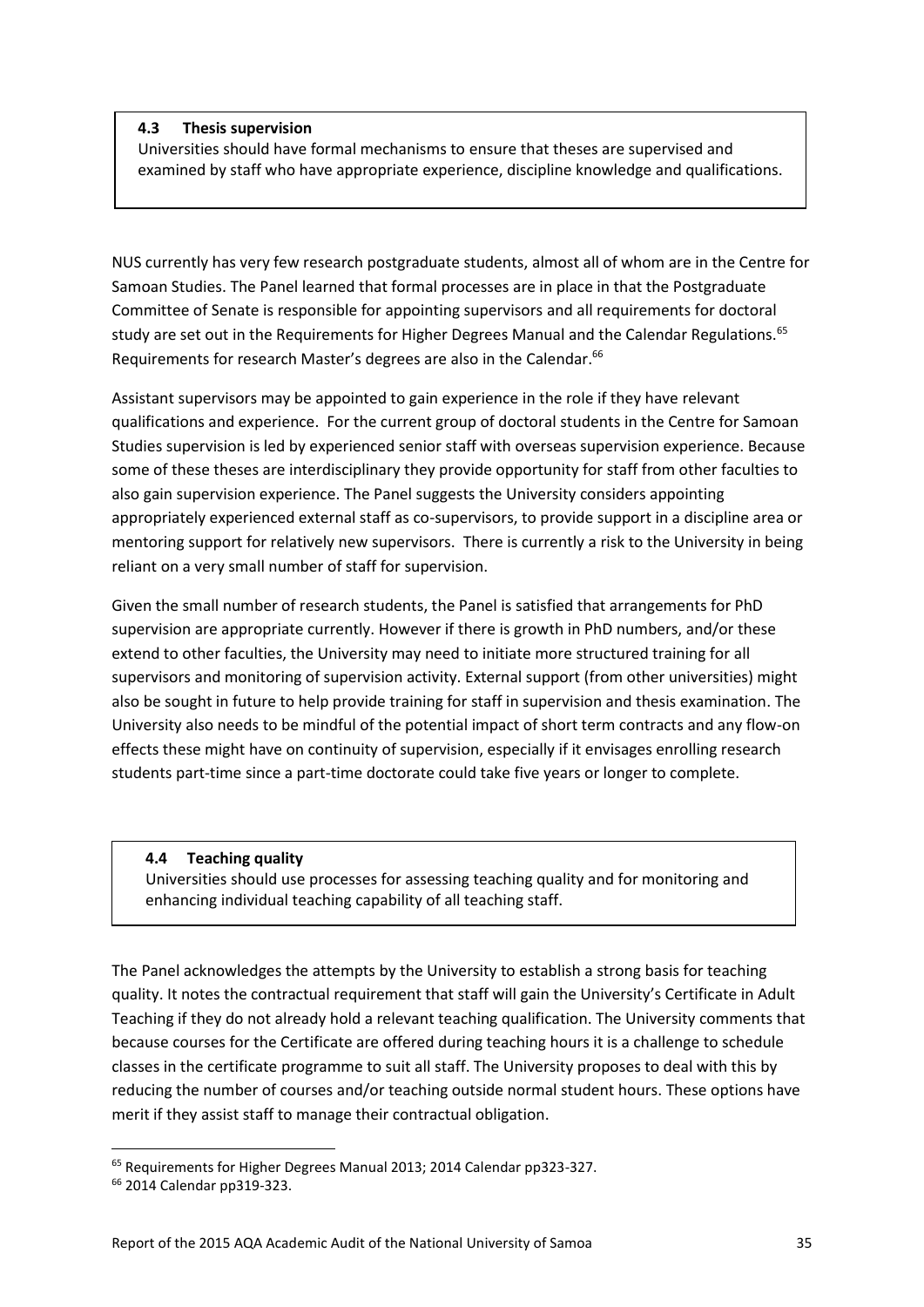**4.3 Thesis supervision**

Universities should have formal mechanisms to ensure that theses are supervised and examined by staff who have appropriate experience, discipline knowledge and qualifications.

NUS currently has very few research postgraduate students, almost all of whom are in the Centre for Samoan Studies. The Panel learned that formal processes are in place in that the Postgraduate Committee of Senate is responsible for appointing supervisors and all requirements for doctoral study are set out in the Requirements for Higher Degrees Manual and the Calendar Regulations.[65] Requirements for research Master's degrees are also in the Calendar.[66]

Assistant supervisors may be appointed to gain experience in the role if they have relevant qualifications and experience. For the current group of doctoral students in the Centre for Samoan Studies supervision is led by experienced senior staff with overseas supervision experience. Because some of these theses are interdisciplinary they provide opportunity for staff from other faculties to also gain supervision experience. The Panel suggests the University considers appointing appropriately experienced external staff as co-supervisors, to provide support in a discipline area or mentoring support for relatively new supervisors. There is currently a risk to the University in being reliant on a very small number of staff for supervision.

Given the small number of research students, the Panel is satisfied that arrangements for PhD supervision are appropriate currently. However if there is growth in PhD numbers, and/or these extend to other faculties, the University may need to initiate more structured training for all supervisors and monitoring of supervision activity. External support (from other universities) might also be sought in future to help provide training for staff in supervision and thesis examination. The University also needs to be mindful of the potential impact of short term contracts and any flow-on effects these might have on continuity of supervision, especially if it envisages enrolling research students part-time since a part-time doctorate could take five years or longer to complete.

**4.4 Teaching quality**

Universities should use processes for assessing teaching quality and for monitoring and enhancing individual teaching capability of all teaching staff.

The Panel acknowledges the attempts by the University to establish a strong basis for teaching quality. It notes the contractual requirement that staff will gain the University's Certificate in Adult Teaching if they do not already hold a relevant teaching qualification. The University comments that because courses for the Certificate are offered during teaching hours it is a challenge to schedule classes in the certificate programme to suit all staff. The University proposes to deal with this by reducing the number of courses and/or teaching outside normal student hours. These options have merit if they assist staff to manage their contractual obligation.

---

[65] Requirements for Higher Degrees Manual 2013; 2014 Calendar pp323-327.

[66] 2014 Calendar pp319-323.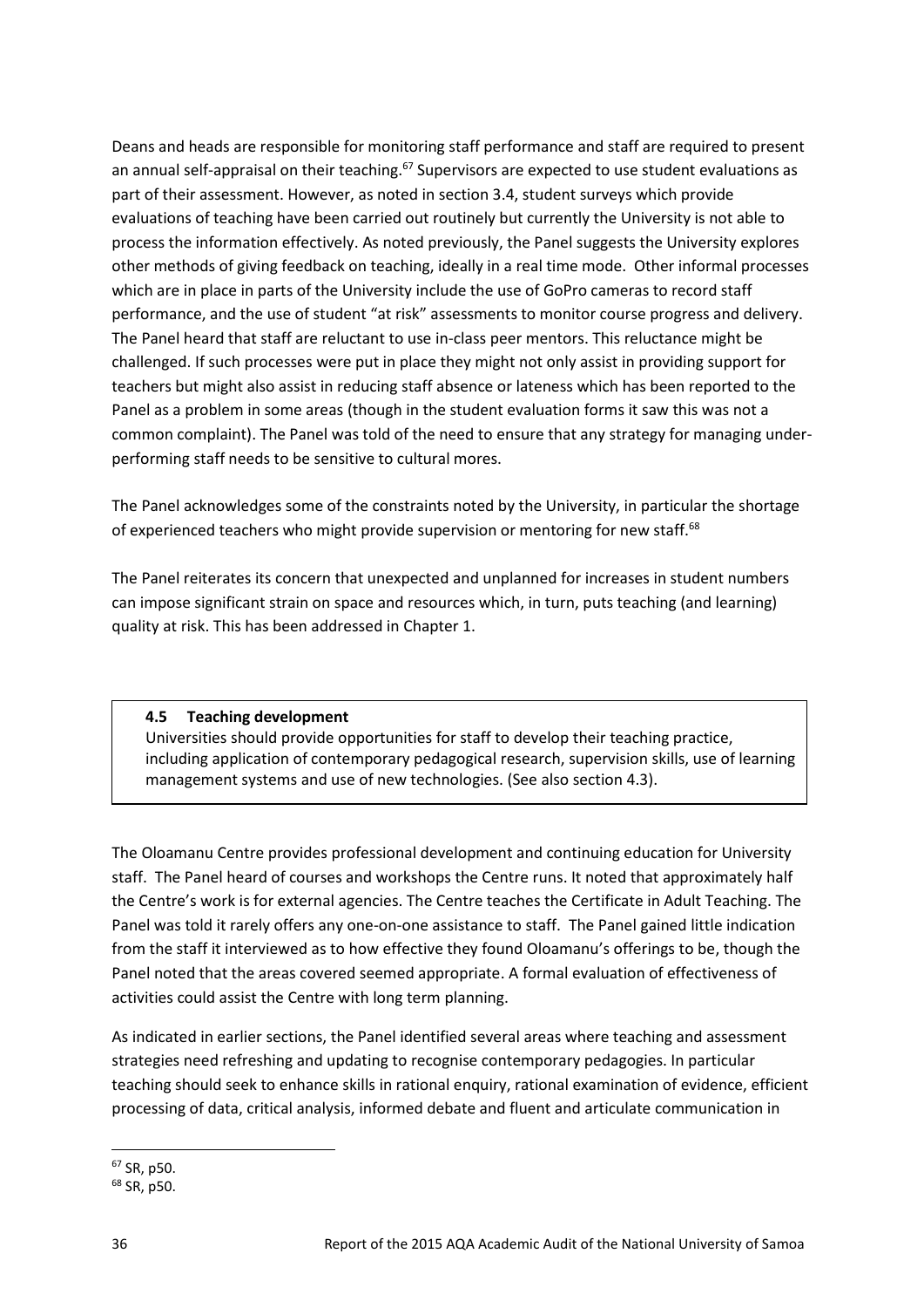Deans and heads are responsible for monitoring staff performance and staff are required to present an annual self-appraisal on their teaching.[67] Supervisors are expected to use student evaluations as part of their assessment. However, as noted in section 3.4, student surveys which provide evaluations of teaching have been carried out routinely but currently the University is not able to process the information effectively. As noted previously, the Panel suggests the University explores other methods of giving feedback on teaching, ideally in a real time mode. Other informal processes which are in place in parts of the University include the use of GoPro cameras to record staff performance, and the use of student "at risk" assessments to monitor course progress and delivery. The Panel heard that staff are reluctant to use in-class peer mentors. This reluctance might be challenged. If such processes were put in place they might not only assist in providing support for teachers but might also assist in reducing staff absence or lateness which has been reported to the Panel as a problem in some areas (though in the student evaluation forms it saw this was not a common complaint). The Panel was told of the need to ensure that any strategy for managing under-performing staff needs to be sensitive to cultural mores.

The Panel acknowledges some of the constraints noted by the University, in particular the shortage of experienced teachers who might provide supervision or mentoring for new staff.[68]

The Panel reiterates its concern that unexpected and unplanned for increases in student numbers can impose significant strain on space and resources which, in turn, puts teaching (and learning) quality at risk. This has been addressed in Chapter 1.

### 4.5 Teaching development

Universities should provide opportunities for staff to develop their teaching practice, including application of contemporary pedagogical research, supervision skills, use of learning management systems and use of new technologies. (See also section 4.3).

The Oloamanu Centre provides professional development and continuing education for University staff. The Panel heard of courses and workshops the Centre runs. It noted that approximately half the Centre's work is for external agencies. The Centre teaches the Certificate in Adult Teaching. The Panel was told it rarely offers any one-on-one assistance to staff. The Panel gained little indication from the staff it interviewed as to how effective they found Oloamanu's offerings to be, though the Panel noted that the areas covered seemed appropriate. A formal evaluation of effectiveness of activities could assist the Centre with long term planning.

As indicated in earlier sections, the Panel identified several areas where teaching and assessment strategies need refreshing and updating to recognise contemporary pedagogies. In particular teaching should seek to enhance skills in rational enquiry, rational examination of evidence, efficient processing of data, critical analysis, informed debate and fluent and articulate communication in

---

[67] SR, p50.

[68] SR, p50.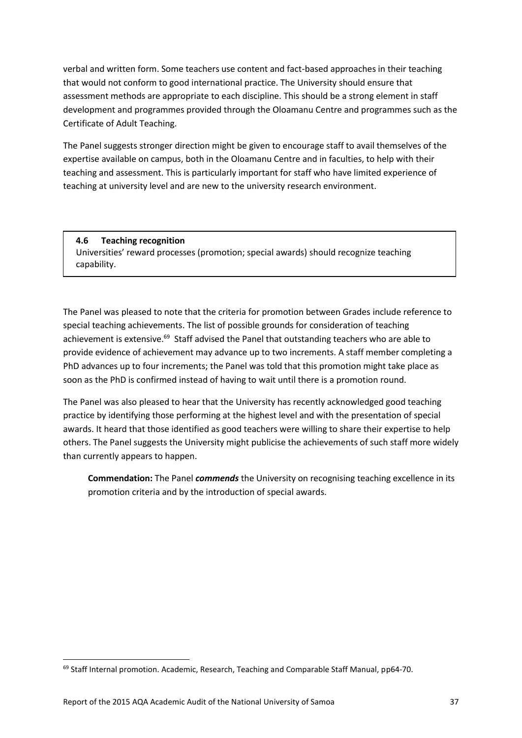verbal and written form. Some teachers use content and fact-based approaches in their teaching that would not conform to good international practice. The University should ensure that assessment methods are appropriate to each discipline. This should be a strong element in staff development and programmes provided through the Oloamanu Centre and programmes such as the Certificate of Adult Teaching.

The Panel suggests stronger direction might be given to encourage staff to avail themselves of the expertise available on campus, both in the Oloamanu Centre and in faculties, to help with their teaching and assessment. This is particularly important for staff who have limited experience of teaching at university level and are new to the university research environment.

### 4.6 Teaching recognition

Universities' reward processes (promotion; special awards) should recognize teaching capability.

The Panel was pleased to note that the criteria for promotion between Grades include reference to special teaching achievements. The list of possible grounds for consideration of teaching achievement is extensive.[69] Staff advised the Panel that outstanding teachers who are able to provide evidence of achievement may advance up to two increments. A staff member completing a PhD advances up to four increments; the Panel was told that this promotion might take place as soon as the PhD is confirmed instead of having to wait until there is a promotion round.

The Panel was also pleased to hear that the University has recently acknowledged good teaching practice by identifying those performing at the highest level and with the presentation of special awards. It heard that those identified as good teachers were willing to share their expertise to help others. The Panel suggests the University might publicise the achievements of such staff more widely than currently appears to happen.

> **Commendation:** The Panel ***commends*** the University on recognising teaching excellence in its promotion criteria and by the introduction of special awards.

---

[69] Staff Internal promotion. Academic, Research, Teaching and Comparable Staff Manual, pp64-70.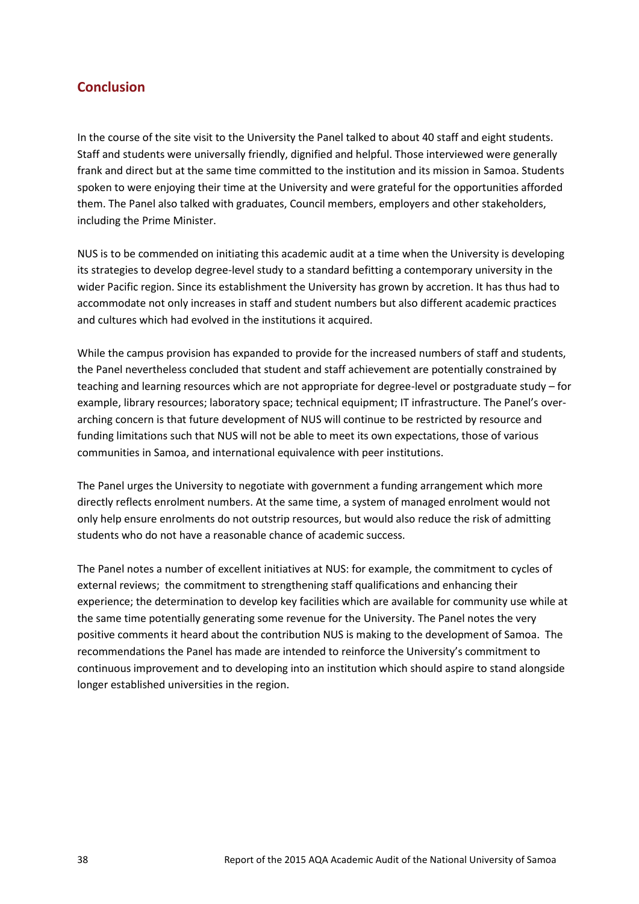## Conclusion

In the course of the site visit to the University the Panel talked to about 40 staff and eight students. Staff and students were universally friendly, dignified and helpful. Those interviewed were generally frank and direct but at the same time committed to the institution and its mission in Samoa. Students spoken to were enjoying their time at the University and were grateful for the opportunities afforded them. The Panel also talked with graduates, Council members, employers and other stakeholders, including the Prime Minister.

NUS is to be commended on initiating this academic audit at a time when the University is developing its strategies to develop degree-level study to a standard befitting a contemporary university in the wider Pacific region. Since its establishment the University has grown by accretion. It has thus had to accommodate not only increases in staff and student numbers but also different academic practices and cultures which had evolved in the institutions it acquired.

While the campus provision has expanded to provide for the increased numbers of staff and students, the Panel nevertheless concluded that student and staff achievement are potentially constrained by teaching and learning resources which are not appropriate for degree-level or postgraduate study – for example, library resources; laboratory space; technical equipment; IT infrastructure. The Panel's over-arching concern is that future development of NUS will continue to be restricted by resource and funding limitations such that NUS will not be able to meet its own expectations, those of various communities in Samoa, and international equivalence with peer institutions.

The Panel urges the University to negotiate with government a funding arrangement which more directly reflects enrolment numbers. At the same time, a system of managed enrolment would not only help ensure enrolments do not outstrip resources, but would also reduce the risk of admitting students who do not have a reasonable chance of academic success.

The Panel notes a number of excellent initiatives at NUS: for example, the commitment to cycles of external reviews; the commitment to strengthening staff qualifications and enhancing their experience; the determination to develop key facilities which are available for community use while at the same time potentially generating some revenue for the University. The Panel notes the very positive comments it heard about the contribution NUS is making to the development of Samoa. The recommendations the Panel has made are intended to reinforce the University's commitment to continuous improvement and to developing into an institution which should aspire to stand alongside longer established universities in the region.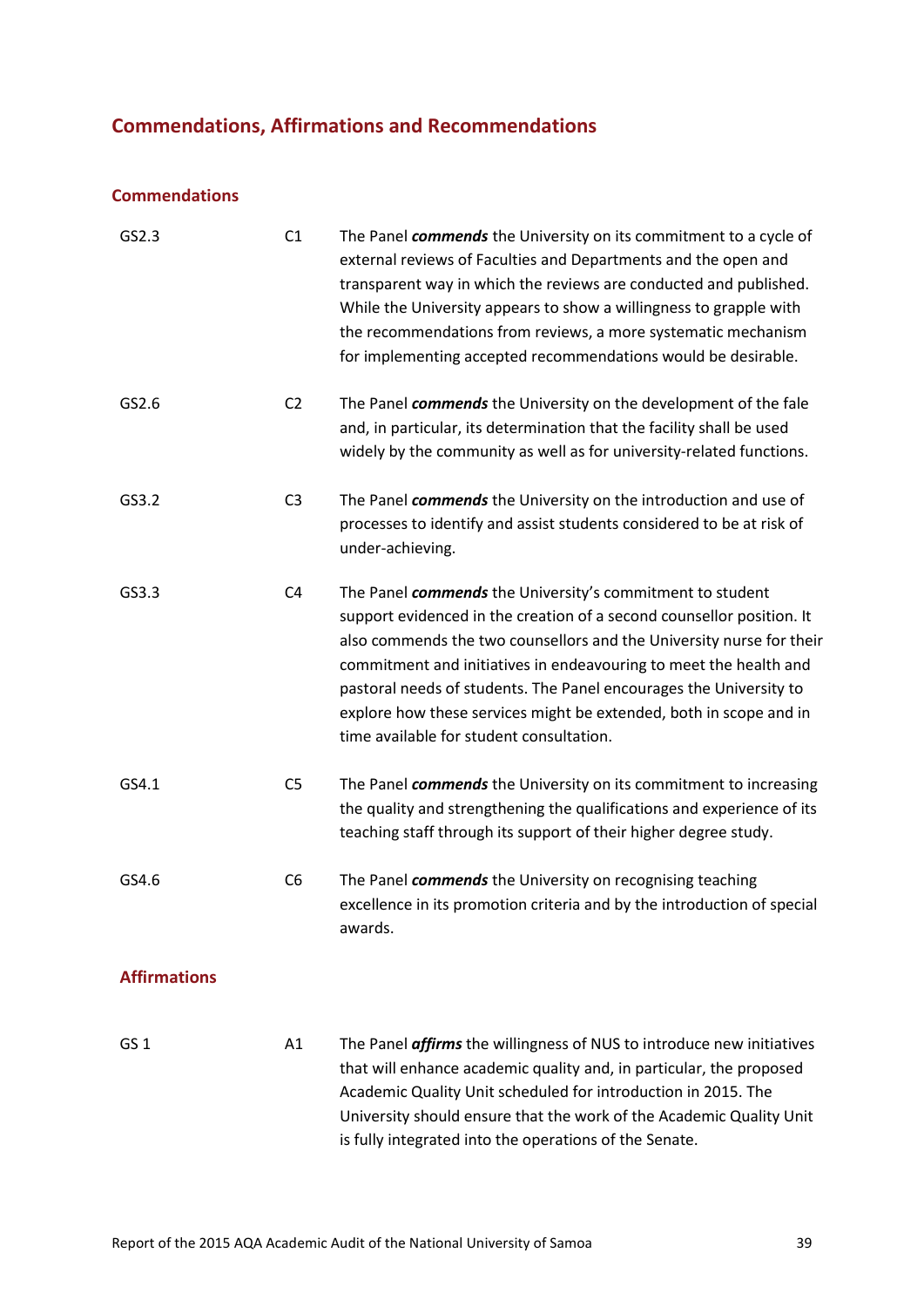## Commendations, Affirmations and Recommendations

### Commendations

| | | |
|---|---|---|
| GS2.3 | C1 | The Panel ***commends*** the University on its commitment to a cycle of external reviews of Faculties and Departments and the open and transparent way in which the reviews are conducted and published. While the University appears to show a willingness to grapple with the recommendations from reviews, a more systematic mechanism for implementing accepted recommendations would be desirable. |
| GS2.6 | C2 | The Panel ***commends*** the University on the development of the fale and, in particular, its determination that the facility shall be used widely by the community as well as for university-related functions. |
| GS3.2 | C3 | The Panel ***commends*** the University on the introduction and use of processes to identify and assist students considered to be at risk of under-achieving. |
| GS3.3 | C4 | The Panel ***commends*** the University's commitment to student support evidenced in the creation of a second counsellor position. It also commends the two counsellors and the University nurse for their commitment and initiatives in endeavouring to meet the health and pastoral needs of students. The Panel encourages the University to explore how these services might be extended, both in scope and in time available for student consultation. |
| GS4.1 | C5 | The Panel ***commends*** the University on its commitment to increasing the quality and strengthening the qualifications and experience of its teaching staff through its support of their higher degree study. |
| GS4.6 | C6 | The Panel ***commends*** the University on recognising teaching excellence in its promotion criteria and by the introduction of special awards. |

### Affirmations

| | | |
|---|---|---|
| GS 1 | A1 | The Panel ***affirms*** the willingness of NUS to introduce new initiatives that will enhance academic quality and, in particular, the proposed Academic Quality Unit scheduled for introduction in 2015. The University should ensure that the work of the Academic Quality Unit is fully integrated into the operations of the Senate. |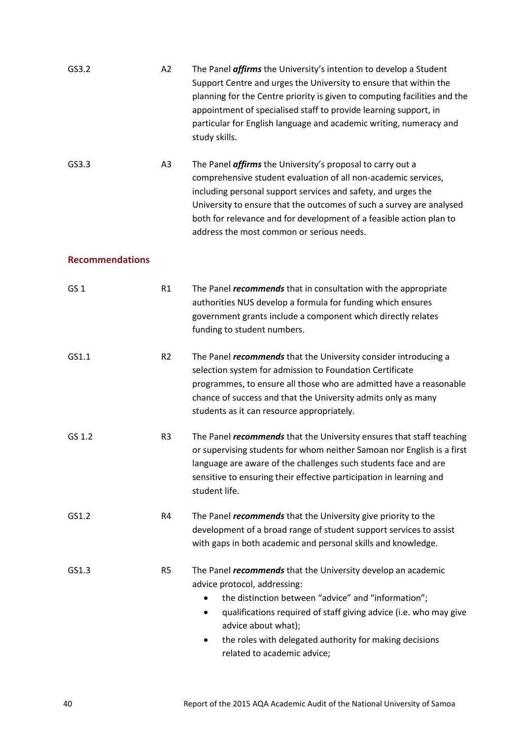| | | |
|---|---|---|
| GS3.2 | A2 | The Panel ***affirms*** the University's intention to develop a Student Support Centre and urges the University to ensure that within the planning for the Centre priority is given to computing facilities and the appointment of specialised staff to provide learning support, in particular for English language and academic writing, numeracy and study skills. |
| GS3.3 | A3 | The Panel ***affirms*** the University's proposal to carry out a comprehensive student evaluation of all non-academic services, including personal support services and safety, and urges the University to ensure that the outcomes of such a survey are analysed both for relevance and for development of a feasible action plan to address the most common or serious needs. |

### Recommendations

| | | |
|---|---|---|
| GS 1 | R1 | The Panel ***recommends*** that in consultation with the appropriate authorities NUS develop a formula for funding which ensures government grants include a component which directly relates funding to student numbers. |
| GS1.1 | R2 | The Panel ***recommends*** that the University consider introducing a selection system for admission to Foundation Certificate programmes, to ensure all those who are admitted have a reasonable chance of success and that the University admits only as many students as it can resource appropriately. |
| GS 1.2 | R3 | The Panel ***recommends*** that the University ensures that staff teaching or supervising students for whom neither Samoan nor English is a first language are aware of the challenges such students face and are sensitive to ensuring their effective participation in learning and student life. |
| GS1.2 | R4 | The Panel ***recommends*** that the University give priority to the development of a broad range of student support services to assist with gaps in both academic and personal skills and knowledge. |
| GS1.3 | R5 | The Panel ***recommends*** that the University develop an academic advice protocol, addressing:<br>• the distinction between "advice" and "information";<br>• qualifications required of staff giving advice (i.e. who may give advice about what);<br>• the roles with delegated authority for making decisions related to academic advice; |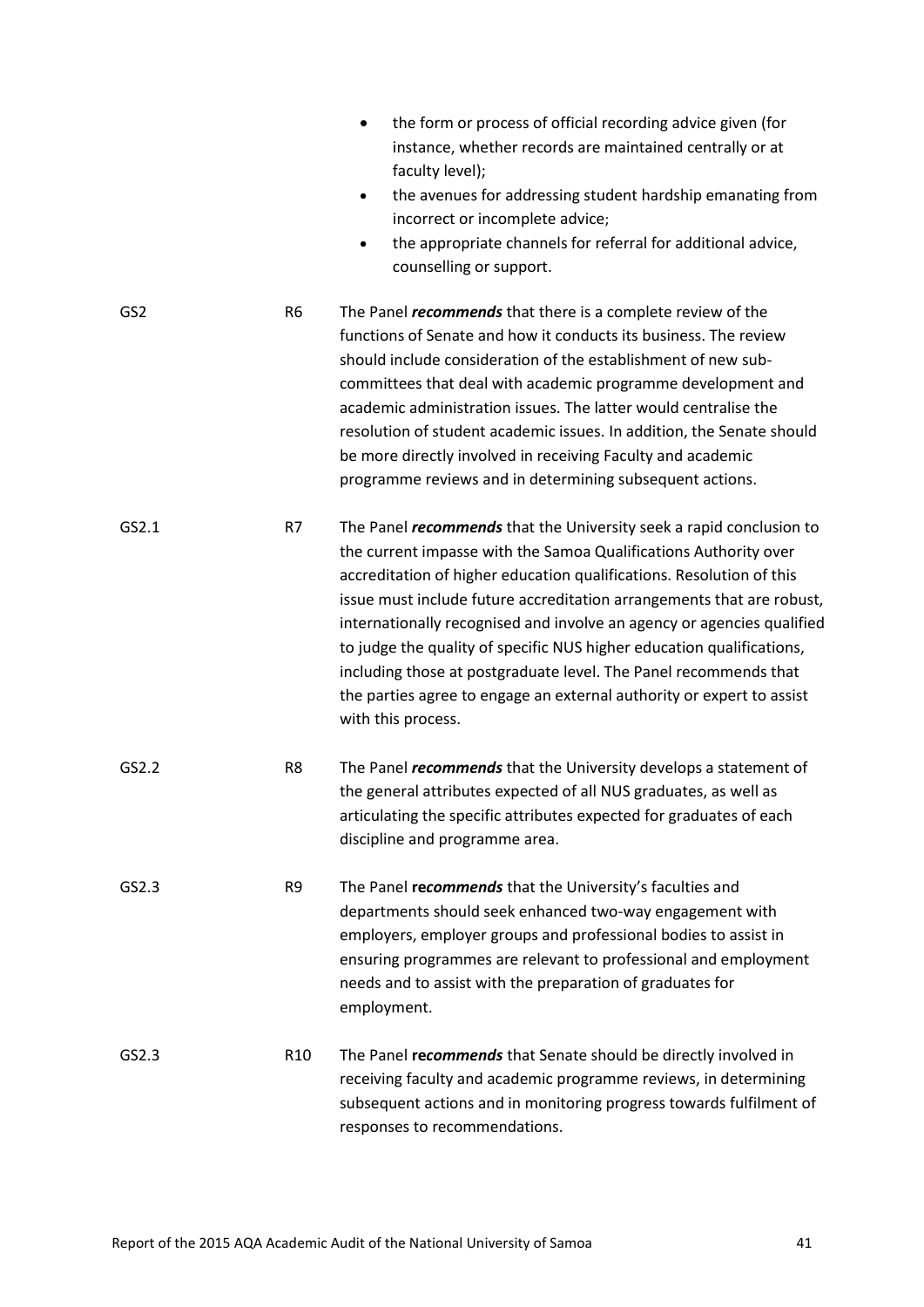- the form or process of official recording advice given (for instance, whether records are maintained centrally or at faculty level);
- the avenues for addressing student hardship emanating from incorrect or incomplete advice;
- the appropriate channels for referral for additional advice, counselling or support.

| | | |
|---|---|---|
| GS2 | R6 | The Panel ***recommends*** that there is a complete review of the functions of Senate and how it conducts its business. The review should include consideration of the establishment of new sub-committees that deal with academic programme development and academic administration issues. The latter would centralise the resolution of student academic issues. In addition, the Senate should be more directly involved in receiving Faculty and academic programme reviews and in determining subsequent actions. |
| GS2.1 | R7 | The Panel ***recommends*** that the University seek a rapid conclusion to the current impasse with the Samoa Qualifications Authority over accreditation of higher education qualifications. Resolution of this issue must include future accreditation arrangements that are robust, internationally recognised and involve an agency or agencies qualified to judge the quality of specific NUS higher education qualifications, including those at postgraduate level. The Panel recommends that the parties agree to engage an external authority or expert to assist with this process. |
| GS2.2 | R8 | The Panel ***recommends*** that the University develops a statement of the general attributes expected of all NUS graduates, as well as articulating the specific attributes expected for graduates of each discipline and programme area. |
| GS2.3 | R9 | The Panel **re*commends*** that the University's faculties and departments should seek enhanced two-way engagement with employers, employer groups and professional bodies to assist in ensuring programmes are relevant to professional and employment needs and to assist with the preparation of graduates for employment. |
| GS2.3 | R10 | The Panel **re*commends*** that Senate should be directly involved in receiving faculty and academic programme reviews, in determining subsequent actions and in monitoring progress towards fulfilment of responses to recommendations. |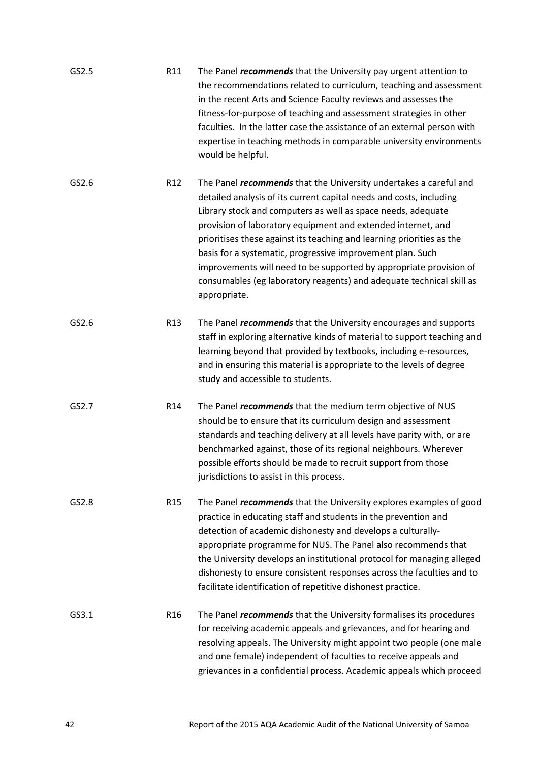| | | |
|---|---|---|
| GS2.5 | R11 | The Panel ***recommends*** that the University pay urgent attention to the recommendations related to curriculum, teaching and assessment in the recent Arts and Science Faculty reviews and assesses the fitness-for-purpose of teaching and assessment strategies in other faculties. In the latter case the assistance of an external person with expertise in teaching methods in comparable university environments would be helpful. |
| GS2.6 | R12 | The Panel ***recommends*** that the University undertakes a careful and detailed analysis of its current capital needs and costs, including Library stock and computers as well as space needs, adequate provision of laboratory equipment and extended internet, and prioritises these against its teaching and learning priorities as the basis for a systematic, progressive improvement plan. Such improvements will need to be supported by appropriate provision of consumables (eg laboratory reagents) and adequate technical skill as appropriate. |
| GS2.6 | R13 | The Panel ***recommends*** that the University encourages and supports staff in exploring alternative kinds of material to support teaching and learning beyond that provided by textbooks, including e-resources, and in ensuring this material is appropriate to the levels of degree study and accessible to students. |
| GS2.7 | R14 | The Panel ***recommends*** that the medium term objective of NUS should be to ensure that its curriculum design and assessment standards and teaching delivery at all levels have parity with, or are benchmarked against, those of its regional neighbours. Wherever possible efforts should be made to recruit support from those jurisdictions to assist in this process. |
| GS2.8 | R15 | The Panel ***recommends*** that the University explores examples of good practice in educating staff and students in the prevention and detection of academic dishonesty and develops a culturally-appropriate programme for NUS. The Panel also recommends that the University develops an institutional protocol for managing alleged dishonesty to ensure consistent responses across the faculties and to facilitate identification of repetitive dishonest practice. |
| GS3.1 | R16 | The Panel ***recommends*** that the University formalises its procedures for receiving academic appeals and grievances, and for hearing and resolving appeals. The University might appoint two people (one male and one female) independent of faculties to receive appeals and grievances in a confidential process. Academic appeals which proceed |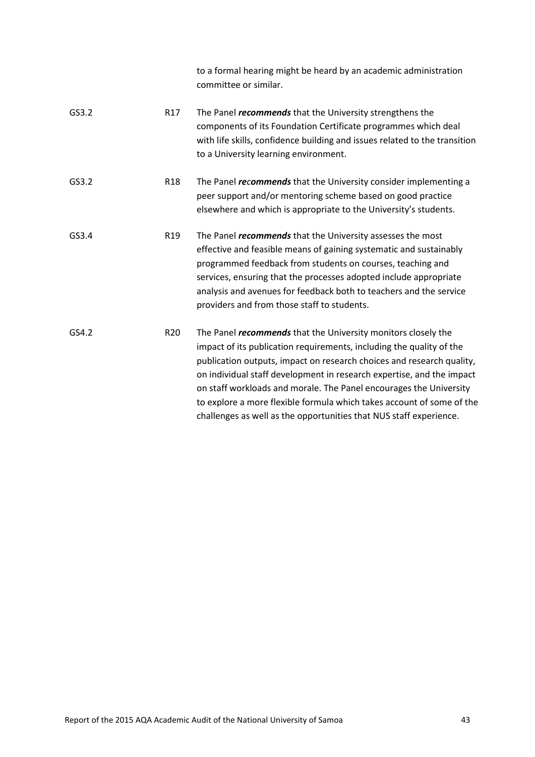| | | |
|---|---|---|
| | | to a formal hearing might be heard by an academic administration committee or similar. |
| GS3.2 | R17 | The Panel ***recommends*** that the University strengthens the components of its Foundation Certificate programmes which deal with life skills, confidence building and issues related to the transition to a University learning environment. |
| GS3.2 | R18 | The Panel ***recommends*** that the University consider implementing a peer support and/or mentoring scheme based on good practice elsewhere and which is appropriate to the University's students. |
| GS3.4 | R19 | The Panel ***recommends*** that the University assesses the most effective and feasible means of gaining systematic and sustainably programmed feedback from students on courses, teaching and services, ensuring that the processes adopted include appropriate analysis and avenues for feedback both to teachers and the service providers and from those staff to students. |
| GS4.2 | R20 | The Panel ***recommends*** that the University monitors closely the impact of its publication requirements, including the quality of the publication outputs, impact on research choices and research quality, on individual staff development in research expertise, and the impact on staff workloads and morale. The Panel encourages the University to explore a more flexible formula which takes account of some of the challenges as well as the opportunities that NUS staff experience. |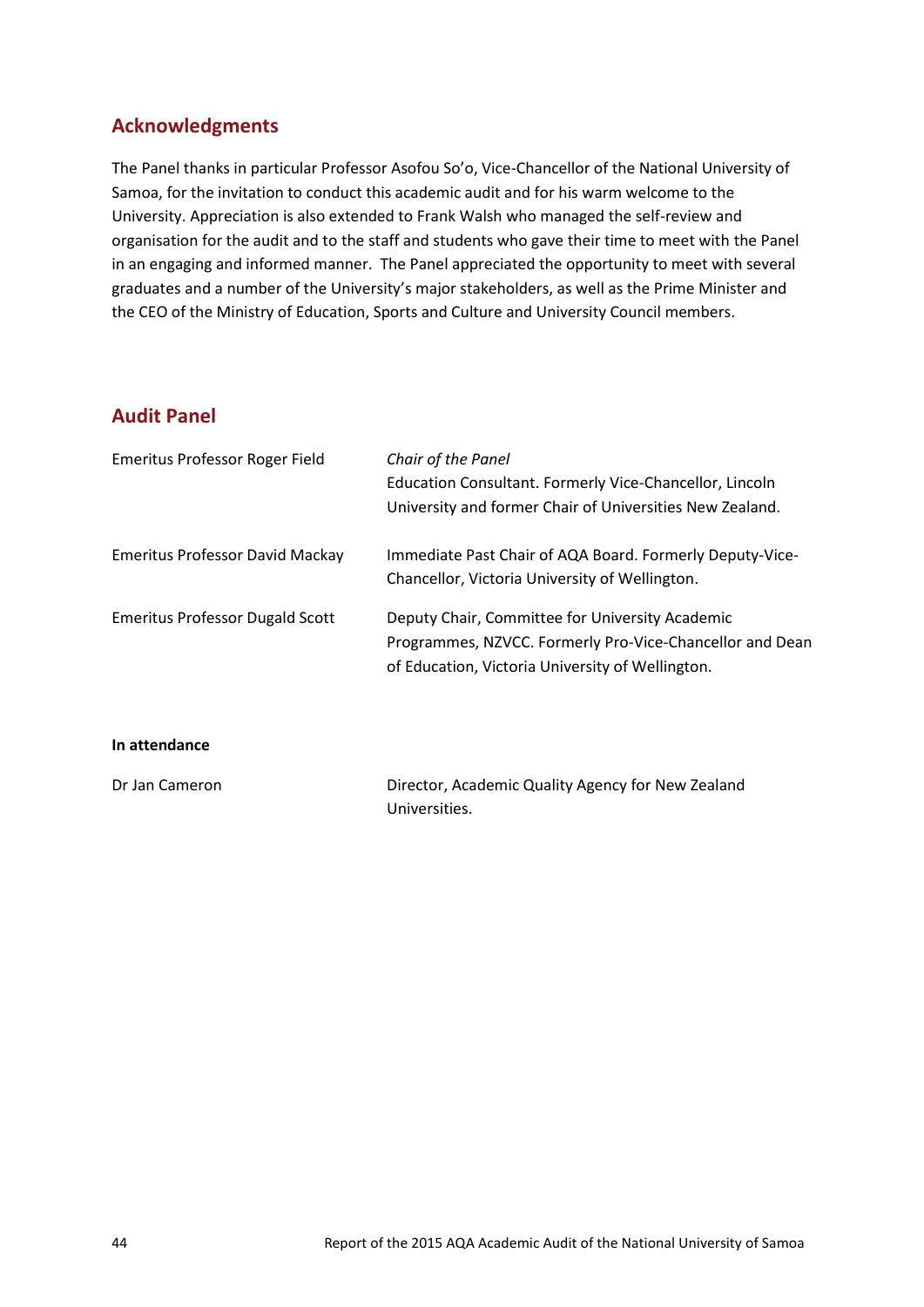## Acknowledgments

The Panel thanks in particular Professor Asofou So'o, Vice-Chancellor of the National University of Samoa, for the invitation to conduct this academic audit and for his warm welcome to the University. Appreciation is also extended to Frank Walsh who managed the self-review and organisation for the audit and to the staff and students who gave their time to meet with the Panel in an engaging and informed manner. The Panel appreciated the opportunity to meet with several graduates and a number of the University's major stakeholders, as well as the Prime Minister and the CEO of the Ministry of Education, Sports and Culture and University Council members.

## Audit Panel

| | |
|---|---|
| Emeritus Professor Roger Field | *Chair of the Panel*<br>Education Consultant. Formerly Vice-Chancellor, Lincoln University and former Chair of Universities New Zealand. |
| Emeritus Professor David Mackay | Immediate Past Chair of AQA Board. Formerly Deputy-Vice-Chancellor, Victoria University of Wellington. |
| Emeritus Professor Dugald Scott | Deputy Chair, Committee for University Academic Programmes, NZVCC. Formerly Pro-Vice-Chancellor and Dean of Education, Victoria University of Wellington. |

**In attendance**

| | |
|---|---|
| Dr Jan Cameron | Director, Academic Quality Agency for New Zealand Universities. |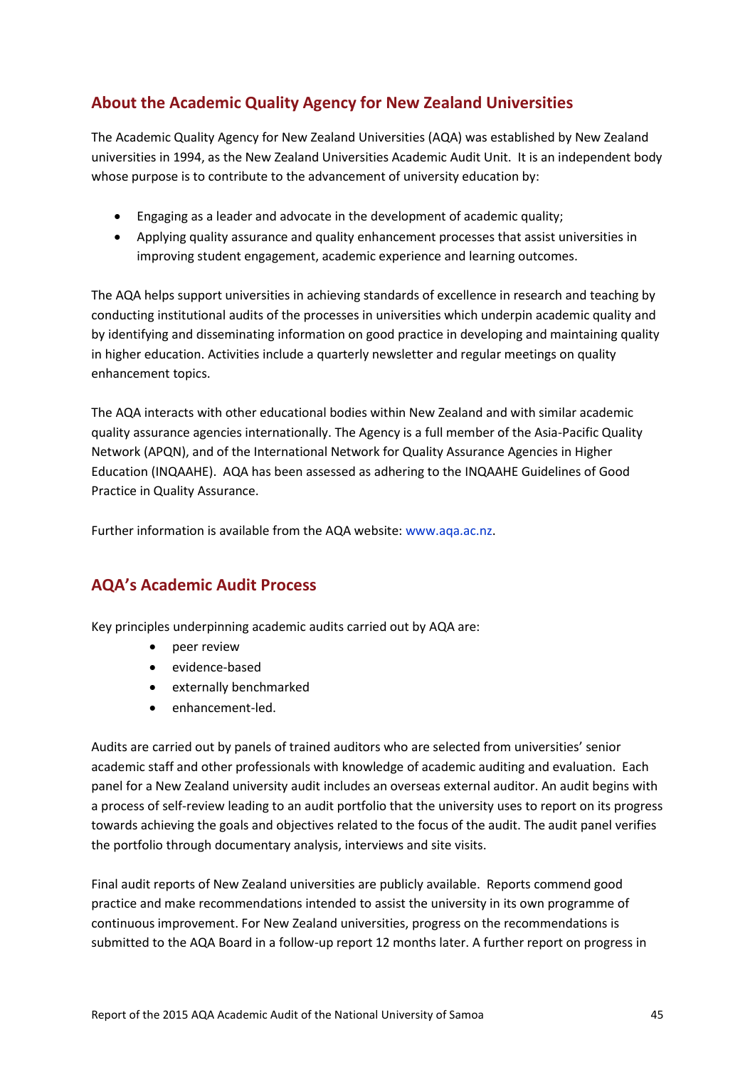## About the Academic Quality Agency for New Zealand Universities

The Academic Quality Agency for New Zealand Universities (AQA) was established by New Zealand universities in 1994, as the New Zealand Universities Academic Audit Unit. It is an independent body whose purpose is to contribute to the advancement of university education by:

- Engaging as a leader and advocate in the development of academic quality;
- Applying quality assurance and quality enhancement processes that assist universities in improving student engagement, academic experience and learning outcomes.

The AQA helps support universities in achieving standards of excellence in research and teaching by conducting institutional audits of the processes in universities which underpin academic quality and by identifying and disseminating information on good practice in developing and maintaining quality in higher education. Activities include a quarterly newsletter and regular meetings on quality enhancement topics.

The AQA interacts with other educational bodies within New Zealand and with similar academic quality assurance agencies internationally. The Agency is a full member of the Asia-Pacific Quality Network (APQN), and of the International Network for Quality Assurance Agencies in Higher Education (INQAAHE). AQA has been assessed as adhering to the INQAAHE Guidelines of Good Practice in Quality Assurance.

Further information is available from the AQA website: www.aqa.ac.nz.

## AQA's Academic Audit Process

Key principles underpinning academic audits carried out by AQA are:

- peer review
- evidence-based
- externally benchmarked
- enhancement-led.

Audits are carried out by panels of trained auditors who are selected from universities' senior academic staff and other professionals with knowledge of academic auditing and evaluation. Each panel for a New Zealand university audit includes an overseas external auditor. An audit begins with a process of self-review leading to an audit portfolio that the university uses to report on its progress towards achieving the goals and objectives related to the focus of the audit. The audit panel verifies the portfolio through documentary analysis, interviews and site visits.

Final audit reports of New Zealand universities are publicly available. Reports commend good practice and make recommendations intended to assist the university in its own programme of continuous improvement. For New Zealand universities, progress on the recommendations is submitted to the AQA Board in a follow-up report 12 months later. A further report on progress in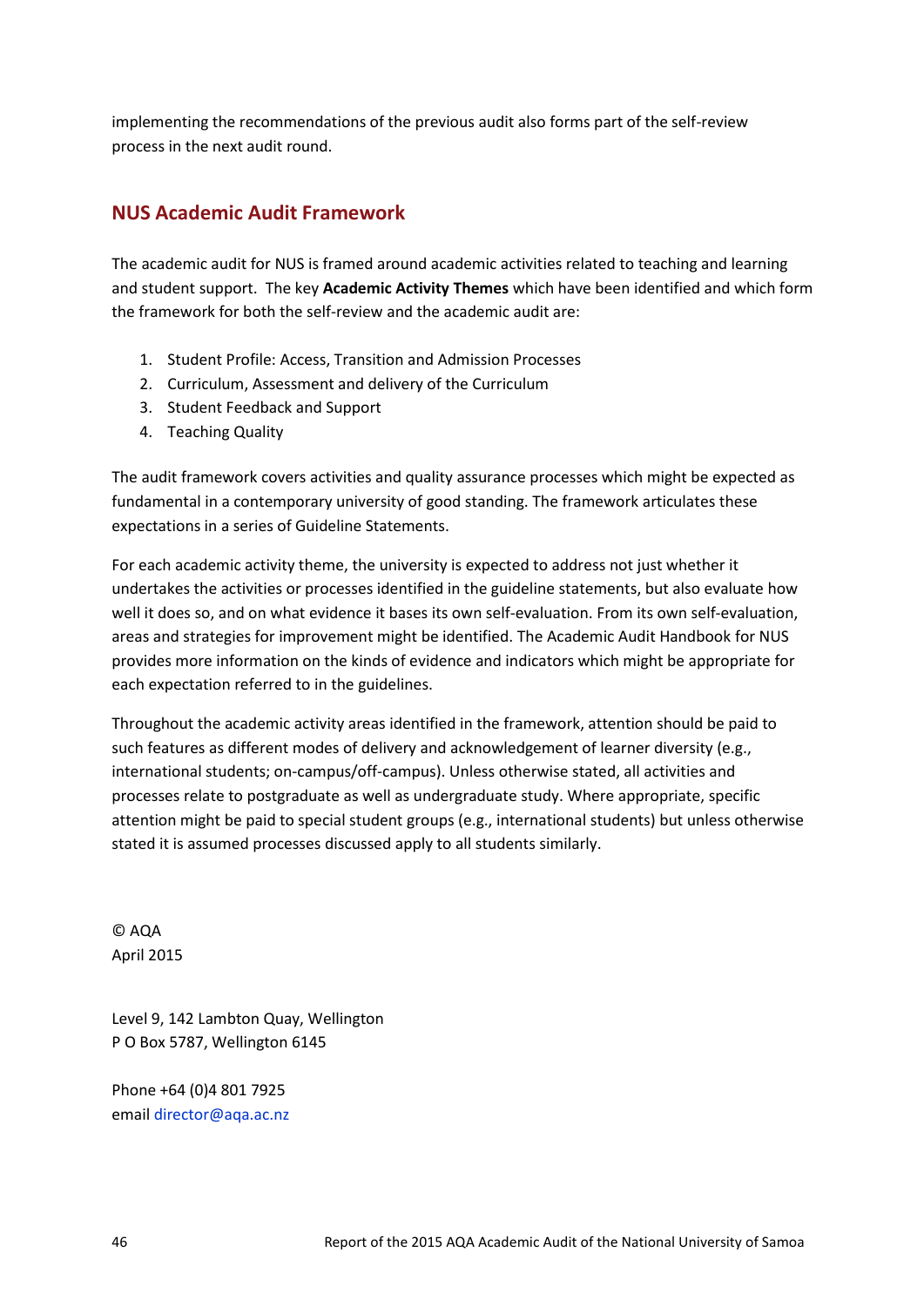implementing the recommendations of the previous audit also forms part of the self-review process in the next audit round.

## NUS Academic Audit Framework

The academic audit for NUS is framed around academic activities related to teaching and learning and student support. The key **Academic Activity Themes** which have been identified and which form the framework for both the self-review and the academic audit are:

1. Student Profile: Access, Transition and Admission Processes
2. Curriculum, Assessment and delivery of the Curriculum
3. Student Feedback and Support
4. Teaching Quality

The audit framework covers activities and quality assurance processes which might be expected as fundamental in a contemporary university of good standing. The framework articulates these expectations in a series of Guideline Statements.

For each academic activity theme, the university is expected to address not just whether it undertakes the activities or processes identified in the guideline statements, but also evaluate how well it does so, and on what evidence it bases its own self-evaluation. From its own self-evaluation, areas and strategies for improvement might be identified. The Academic Audit Handbook for NUS provides more information on the kinds of evidence and indicators which might be appropriate for each expectation referred to in the guidelines.

Throughout the academic activity areas identified in the framework, attention should be paid to such features as different modes of delivery and acknowledgement of learner diversity (e.g., international students; on-campus/off-campus). Unless otherwise stated, all activities and processes relate to postgraduate as well as undergraduate study. Where appropriate, specific attention might be paid to special student groups (e.g., international students) but unless otherwise stated it is assumed processes discussed apply to all students similarly.

© AQA
April 2015

Level 9, 142 Lambton Quay, Wellington
P O Box 5787, Wellington 6145

Phone +64 (0)4 801 7925
email director@aqa.ac.nz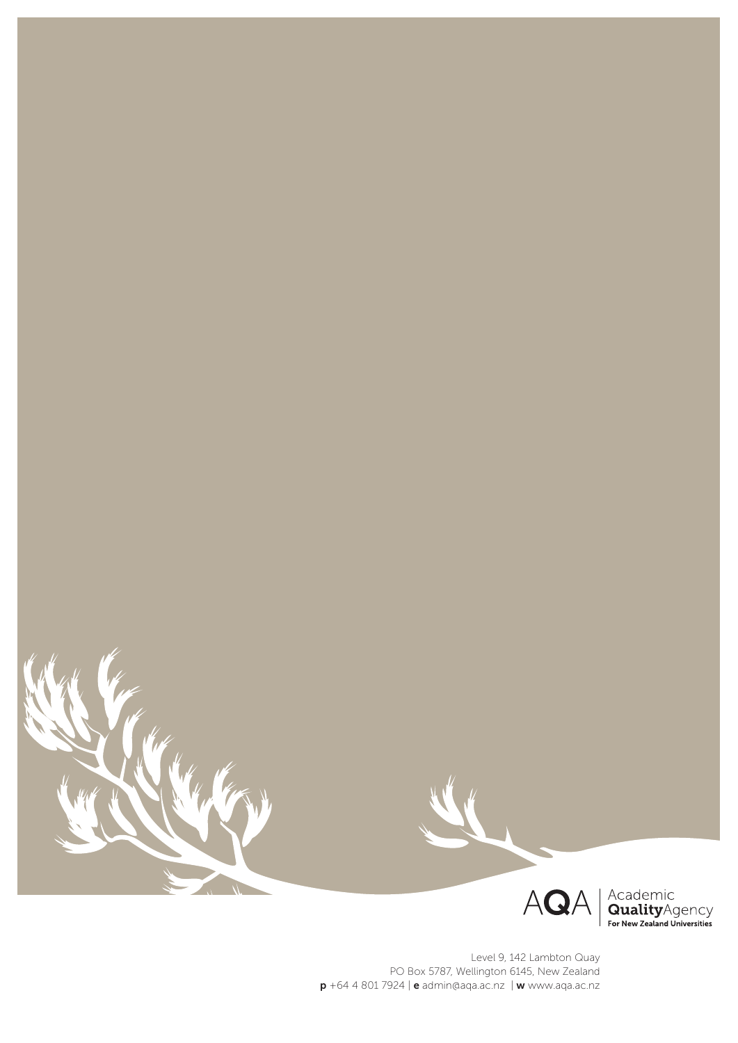AQA | Academic **Quality**Agency
**For New Zealand Universities**

Level 9, 142 Lambton Quay
PO Box 5787, Wellington 6145, New Zealand
**p** +64 4 801 7924 | **e** admin@aqa.ac.nz | **w** www.aqa.ac.nz